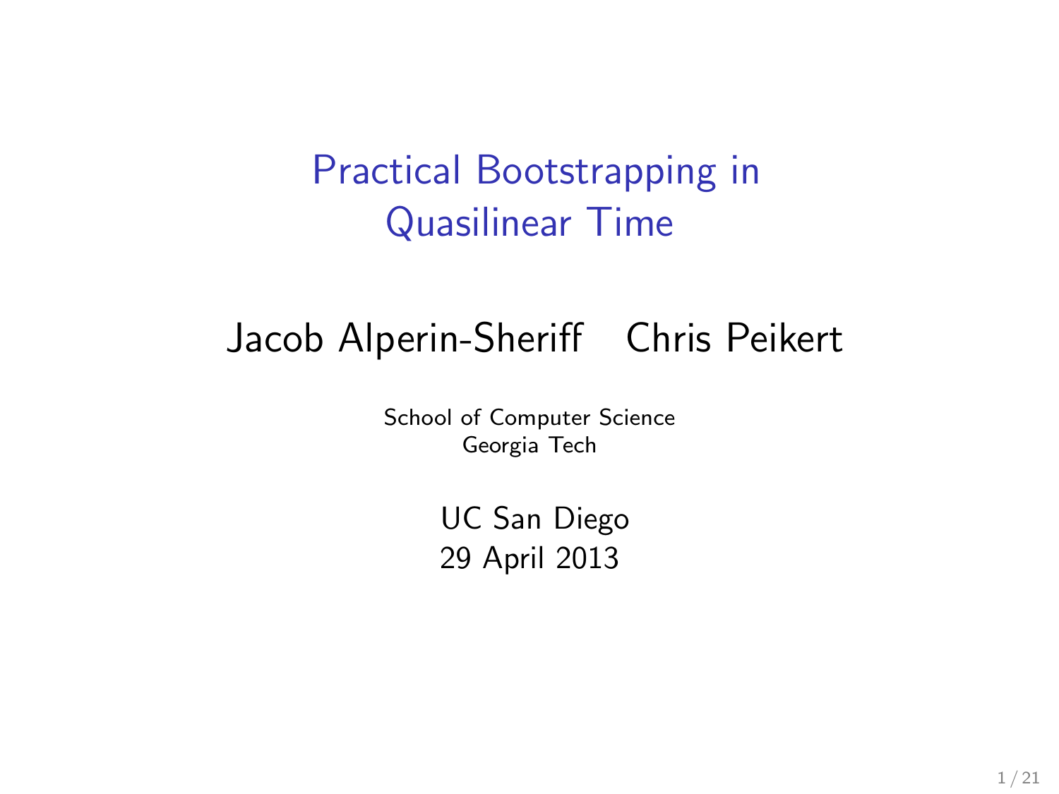# Practical Bootstrapping in Quasilinear Time

Jacob Alperin-Sheriff Chris Peikert

School of Computer Science
Georgia Tech

UC San Diego
29 April 2013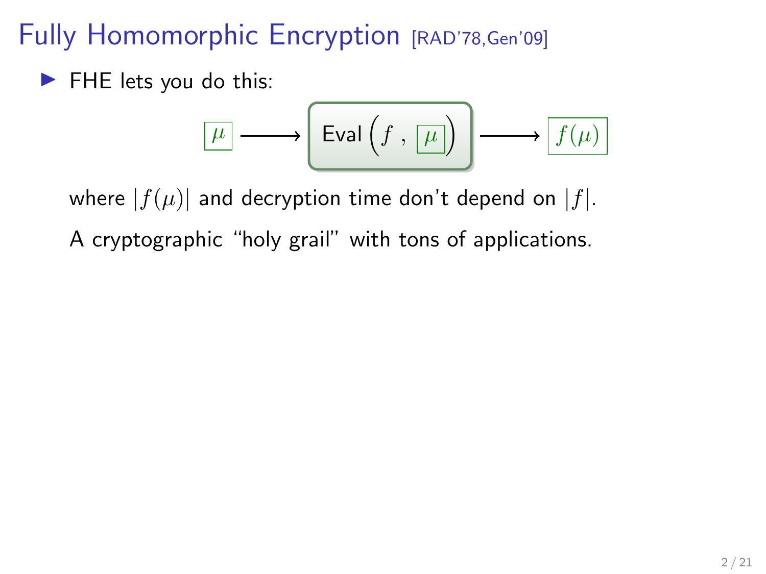# Fully Homomorphic Encryption [RAD'78,Gen'09]

- FHE lets you do this:

$$\boxed{\mu} \longrightarrow \boxed{\text{Eval}\Big(f\ ,\ \boxed{\mu}\Big)} \longrightarrow \boxed{f(\mu)}$$

where $|f(\mu)|$ and decryption time don't depend on $|f|$.

A cryptographic "holy grail" with tons of applications.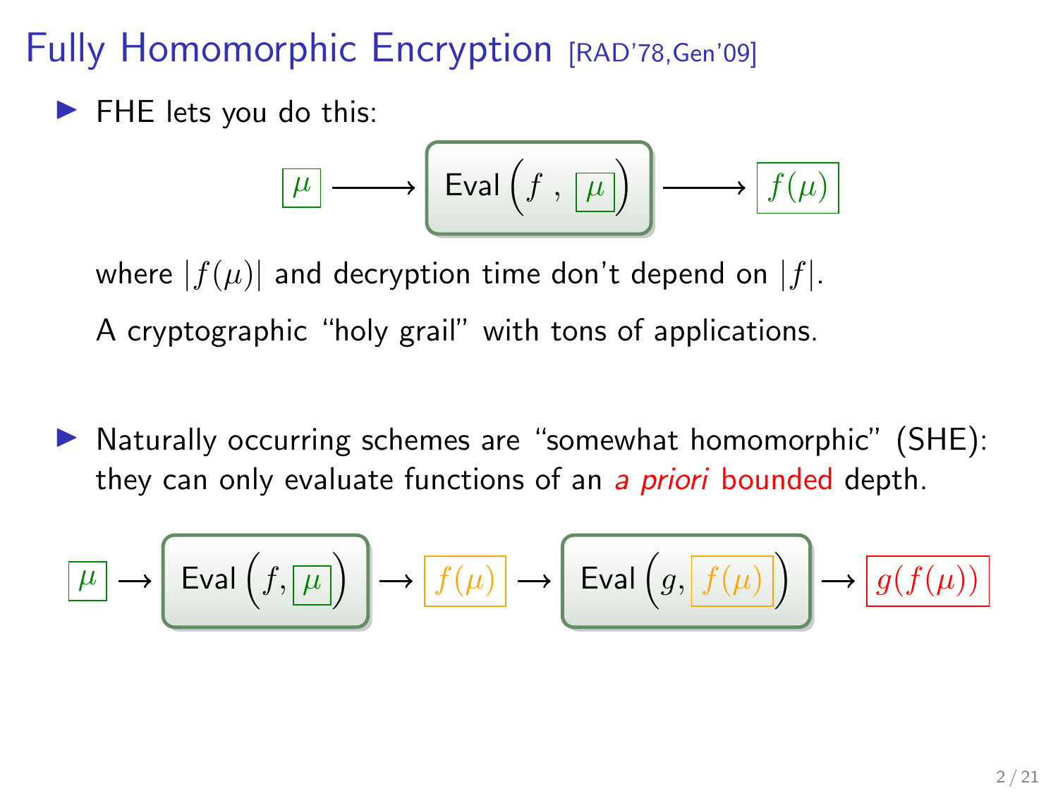# Fully Homomorphic Encryption [RAD'78,Gen'09]

- FHE lets you do this:

$$\boxed{\mu} \longrightarrow \boxed{\text{Eval}\left(f\ ,\ \boxed{\mu}\right)} \longrightarrow \boxed{f(\mu)}$$

  where $|f(\mu)|$ and decryption time don't depend on $|f|$.

  A cryptographic "holy grail" with tons of applications.

- Naturally occurring schemes are "somewhat homomorphic" (SHE): they can only evaluate functions of an *a priori* bounded depth.

$$\boxed{\mu} \rightarrow \boxed{\text{Eval}\left(f, \boxed{\mu}\right)} \rightarrow \boxed{f(\mu)} \rightarrow \boxed{\text{Eval}\left(g, \boxed{f(\mu)}\right)} \rightarrow \boxed{g(f(\mu))}$$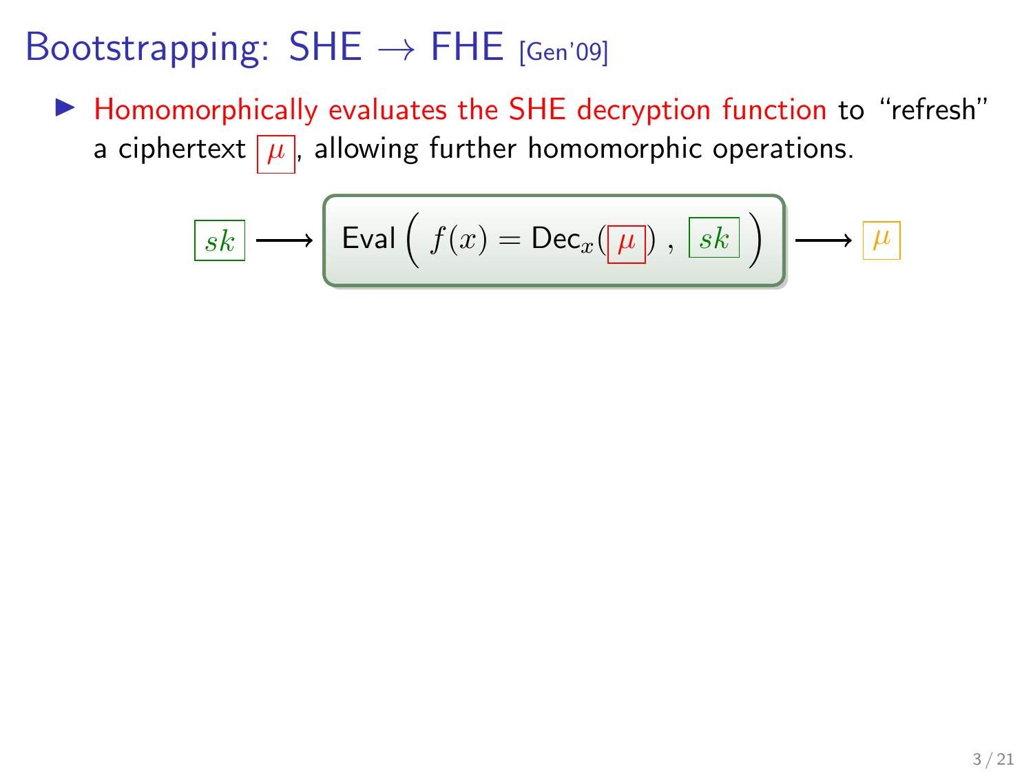# Bootstrapping: SHE $\rightarrow$ FHE [Gen'09]

- Homomorphically evaluates the SHE decryption function to "refresh" a ciphertext $\boxed{\mu}$, allowing further homomorphic operations.

$$\boxed{sk} \longrightarrow \boxed{\mathsf{Eval}\left( \; f(x) = \mathsf{Dec}_x(\boxed{\mu}) \;, \; \boxed{sk} \; \right)} \longrightarrow \boxed{\mu}$$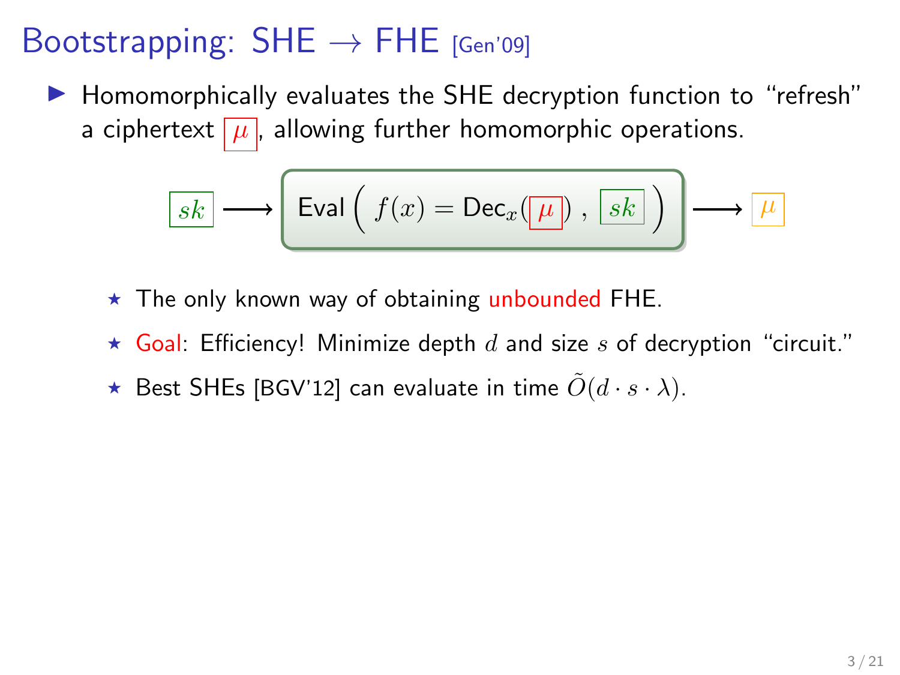# Bootstrapping: SHE $\rightarrow$ FHE [Gen'09]

- Homomorphically evaluates the SHE decryption function to "refresh" a ciphertext $\boxed{\mu}$, allowing further homomorphic operations.

$$\boxed{sk} \longrightarrow \boxed{\mathsf{Eval}\left( f(x) = \mathsf{Dec}_x(\boxed{\mu}) \, , \, \boxed{sk} \right)} \longrightarrow \boxed{\mu}$$

  - ⋆ The only known way of obtaining unbounded FHE.
  - ⋆ Goal: Efficiency! Minimize depth $d$ and size $s$ of decryption "circuit."
  - ⋆ Best SHEs [BGV'12] can evaluate in time $\tilde{O}(d \cdot s \cdot \lambda)$.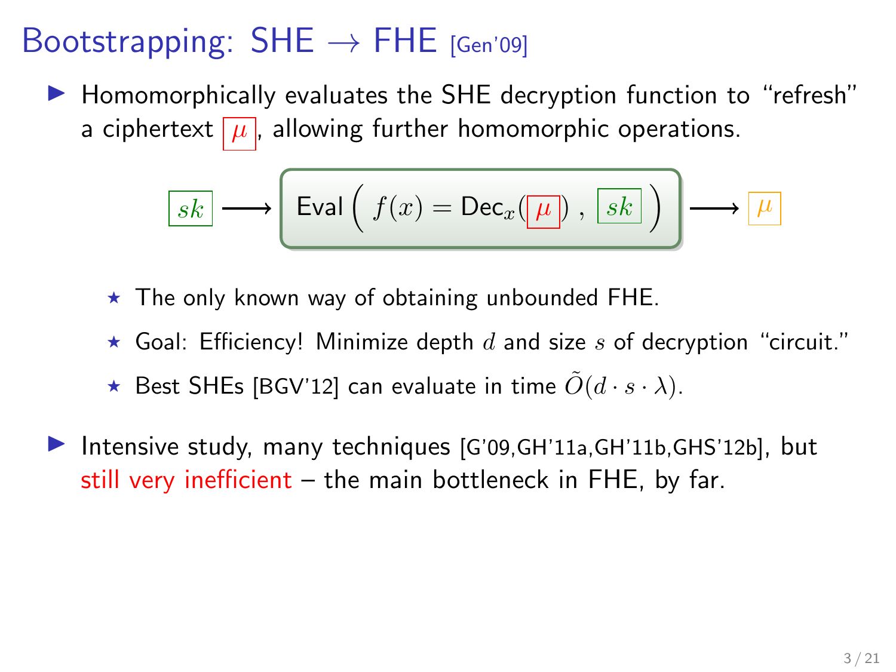# Bootstrapping: SHE $\rightarrow$ FHE [Gen'09]

- Homomorphically evaluates the SHE decryption function to "refresh" a ciphertext $\boxed{\mu}$, allowing further homomorphic operations.

$$\boxed{sk} \longrightarrow \boxed{\text{Eval}\left( f(x) = \text{Dec}_x(\boxed{\mu}) \,,\, \boxed{sk} \right)} \longrightarrow \boxed{\mu}$$

  - ⋆ The only known way of obtaining unbounded FHE.
  - ⋆ Goal: Efficiency! Minimize depth $d$ and size $s$ of decryption "circuit."
  - ⋆ Best SHEs [BGV'12] can evaluate in time $\tilde{O}(d \cdot s \cdot \lambda)$.

- Intensive study, many techniques [G'09,GH'11a,GH'11b,GHS'12b], but still very inefficient – the main bottleneck in FHE, by far.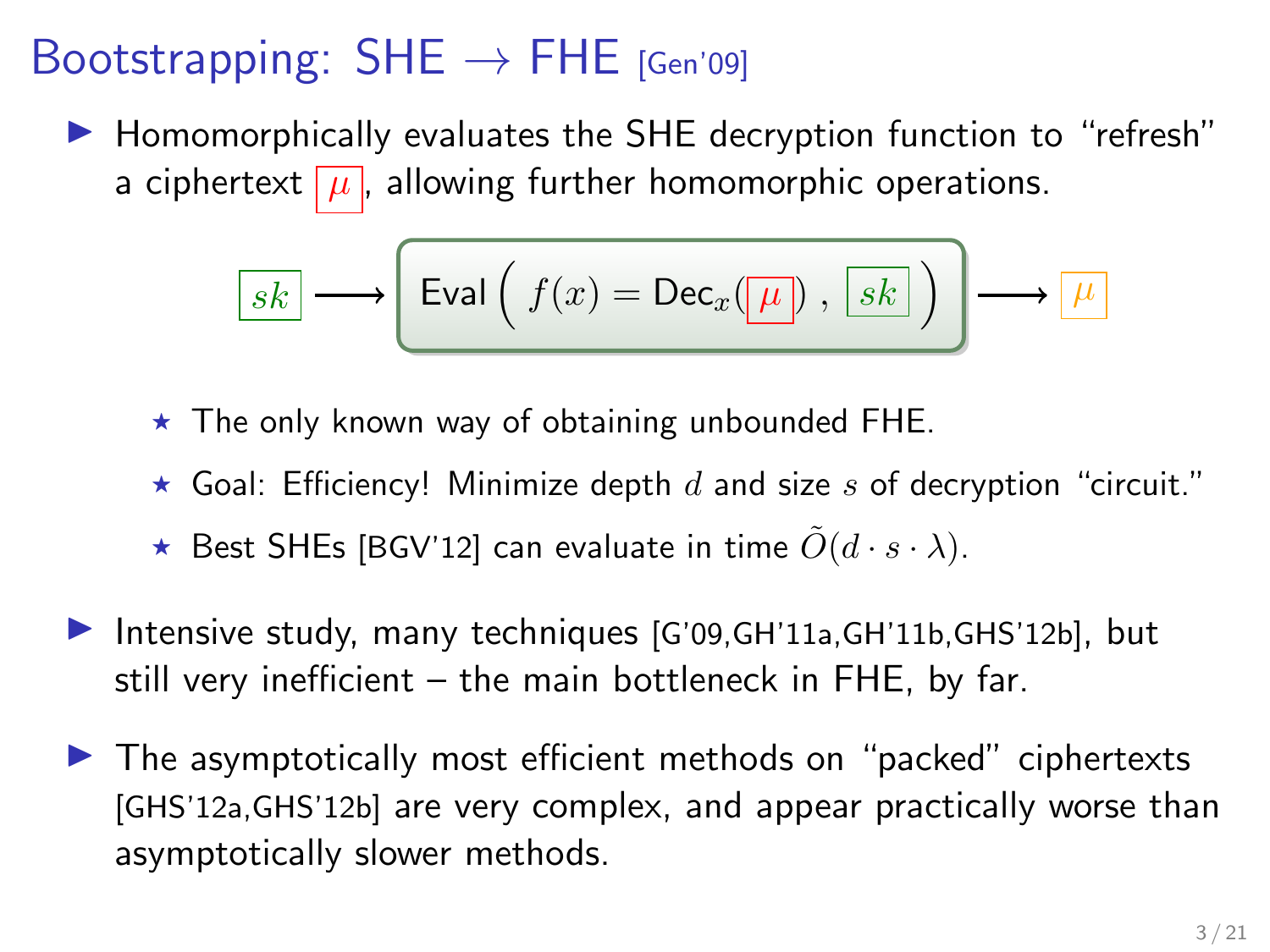# Bootstrapping: SHE $\to$ FHE [Gen'09]

- Homomorphically evaluates the SHE decryption function to "refresh" a ciphertext $\boxed{\mu}$, allowing further homomorphic operations.

$$\boxed{sk} \longrightarrow \boxed{\mathsf{Eval}\Big(\ f(x) = \mathsf{Dec}_x(\boxed{\mu})\ ,\ \boxed{sk}\ \Big)} \longrightarrow \boxed{\mu}$$

  - ⋆ The only known way of obtaining unbounded FHE.
  - ⋆ Goal: Efficiency! Minimize depth $d$ and size $s$ of decryption "circuit."
  - ⋆ Best SHEs [BGV'12] can evaluate in time $\tilde{O}(d \cdot s \cdot \lambda)$.

- Intensive study, many techniques [G'09,GH'11a,GH'11b,GHS'12b], but still very inefficient – the main bottleneck in FHE, by far.

- The asymptotically most efficient methods on "packed" ciphertexts [GHS'12a,GHS'12b] are very complex, and appear practically worse than asymptotically slower methods.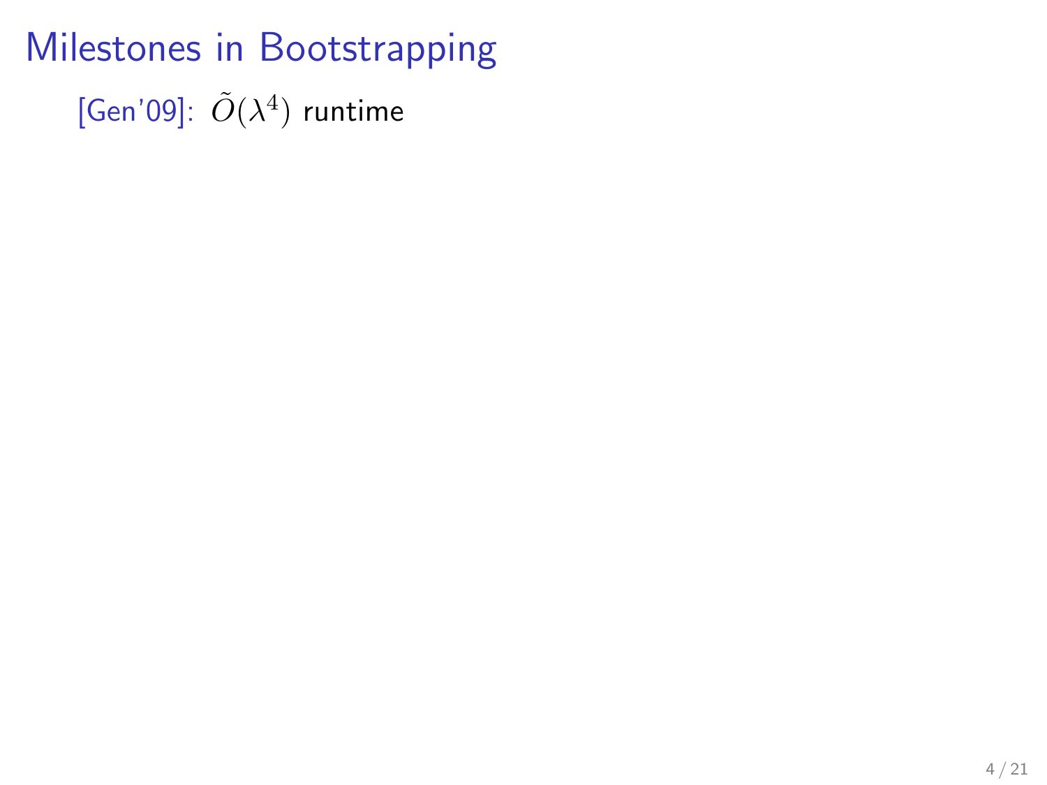# Milestones in Bootstrapping

[Gen'09]: $\tilde{O}(\lambda^4)$ runtime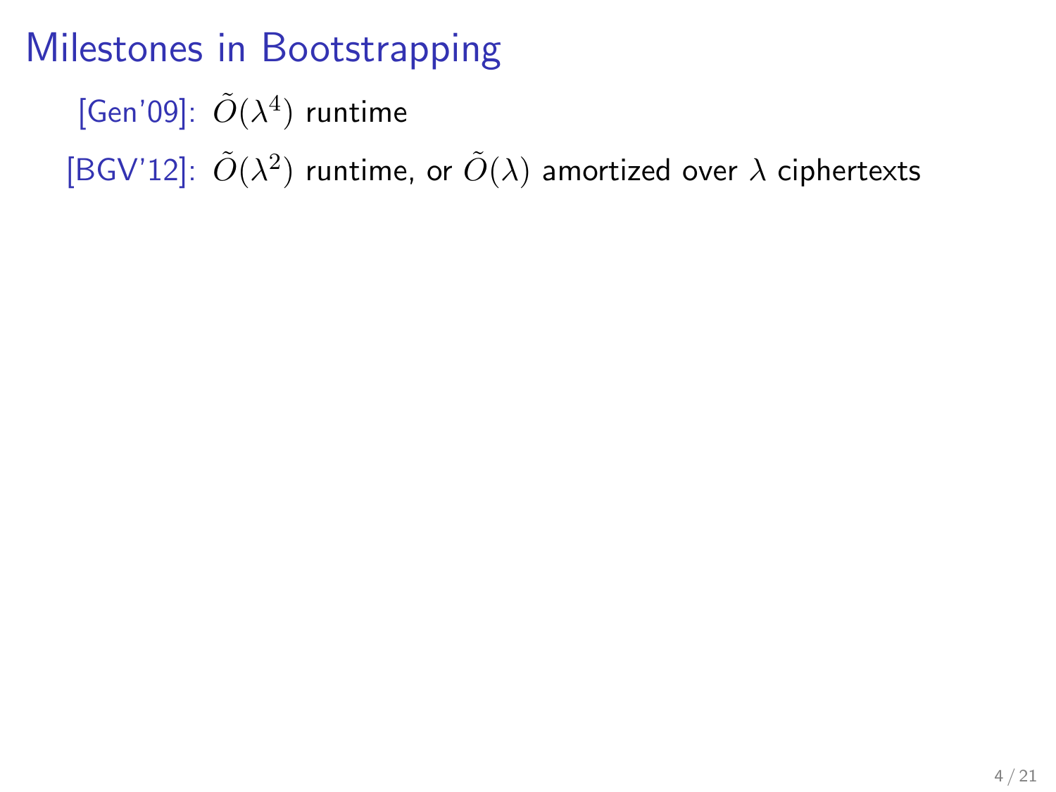# Milestones in Bootstrapping

[Gen'09]: $\tilde{O}(\lambda^4)$ runtime

[BGV'12]: $\tilde{O}(\lambda^2)$ runtime, or $\tilde{O}(\lambda)$ amortized over $\lambda$ ciphertexts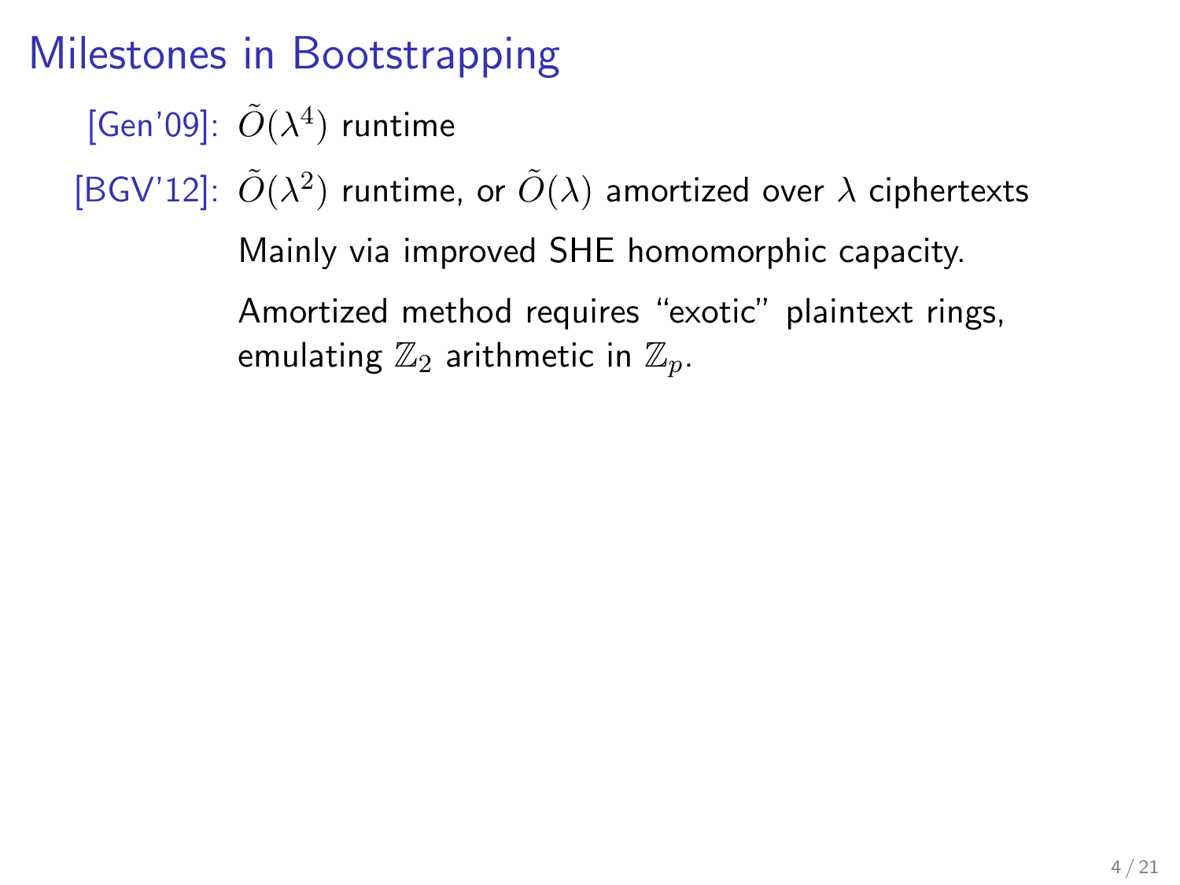# Milestones in Bootstrapping

[Gen'09]: $\tilde{O}(\lambda^4)$ runtime

[BGV'12]: $\tilde{O}(\lambda^2)$ runtime, or $\tilde{O}(\lambda)$ amortized over $\lambda$ ciphertexts

Mainly via improved SHE homomorphic capacity.

Amortized method requires "exotic" plaintext rings, emulating $\mathbb{Z}_2$ arithmetic in $\mathbb{Z}_p$.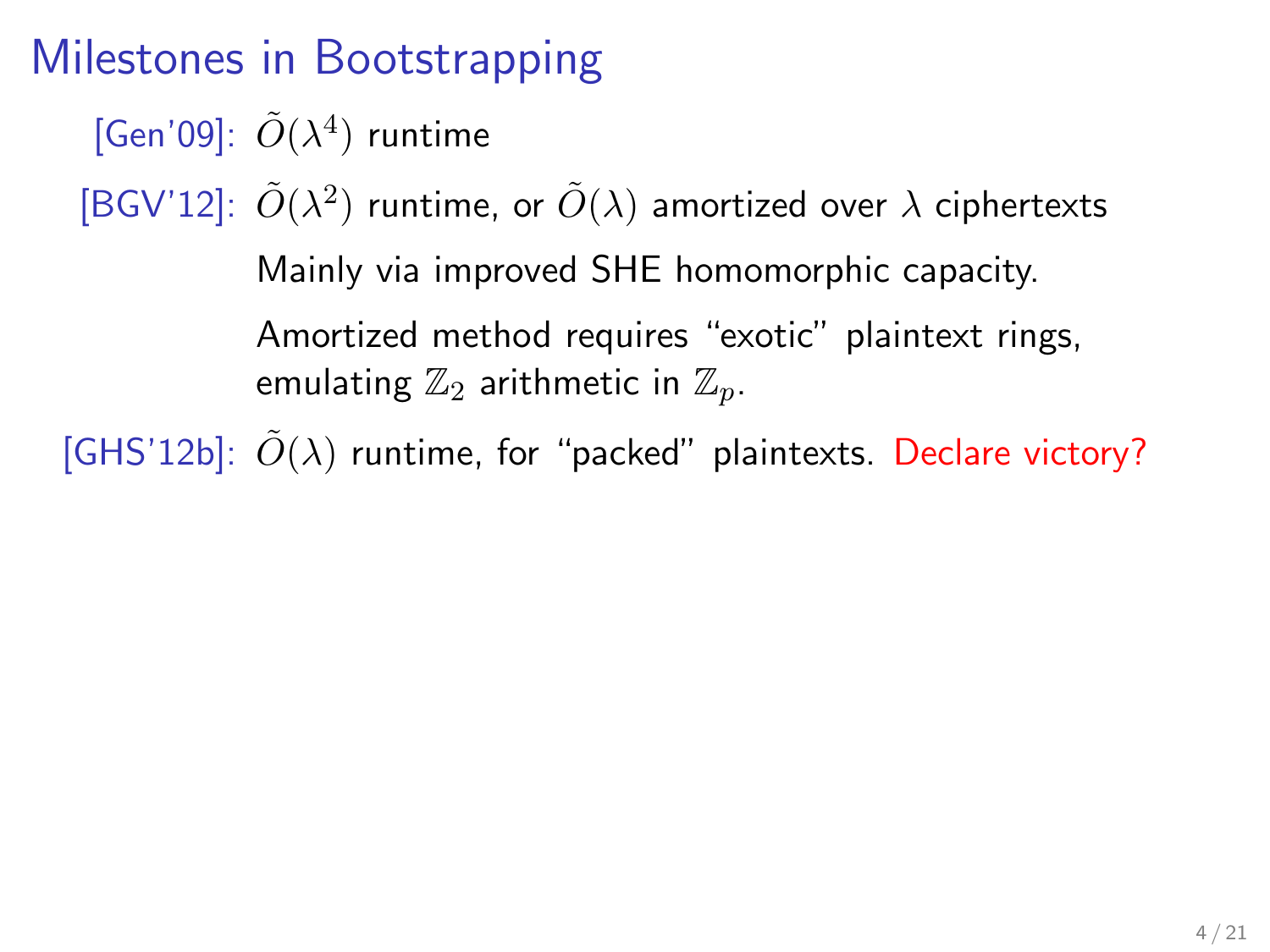# Milestones in Bootstrapping

[Gen'09]: $\tilde{O}(\lambda^4)$ runtime

[BGV'12]: $\tilde{O}(\lambda^2)$ runtime, or $\tilde{O}(\lambda)$ amortized over $\lambda$ ciphertexts

Mainly via improved SHE homomorphic capacity.

Amortized method requires "exotic" plaintext rings, emulating $\mathbb{Z}_2$ arithmetic in $\mathbb{Z}_p$.

[GHS'12b]: $\tilde{O}(\lambda)$ runtime, for "packed" plaintexts. Declare victory?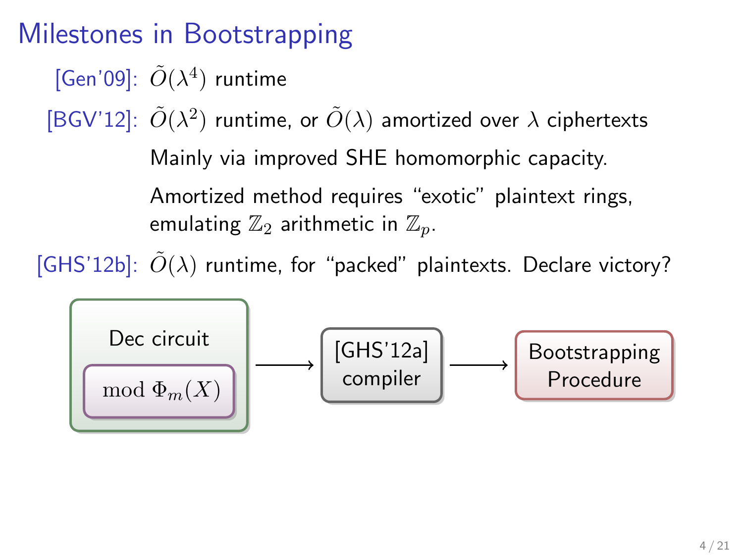# Milestones in Bootstrapping

[Gen'09]: $\tilde{O}(\lambda^4)$ runtime

[BGV'12]: $\tilde{O}(\lambda^2)$ runtime, or $\tilde{O}(\lambda)$ amortized over $\lambda$ ciphertexts

Mainly via improved SHE homomorphic capacity.

Amortized method requires "exotic" plaintext rings, emulating $\mathbb{Z}_2$ arithmetic in $\mathbb{Z}_p$.

[GHS'12b]: $\tilde{O}(\lambda)$ runtime, for "packed" plaintexts. Declare victory?

Dec circuit ($\bmod \Phi_m(X)$) ⟶ [GHS'12a] compiler ⟶ Bootstrapping Procedure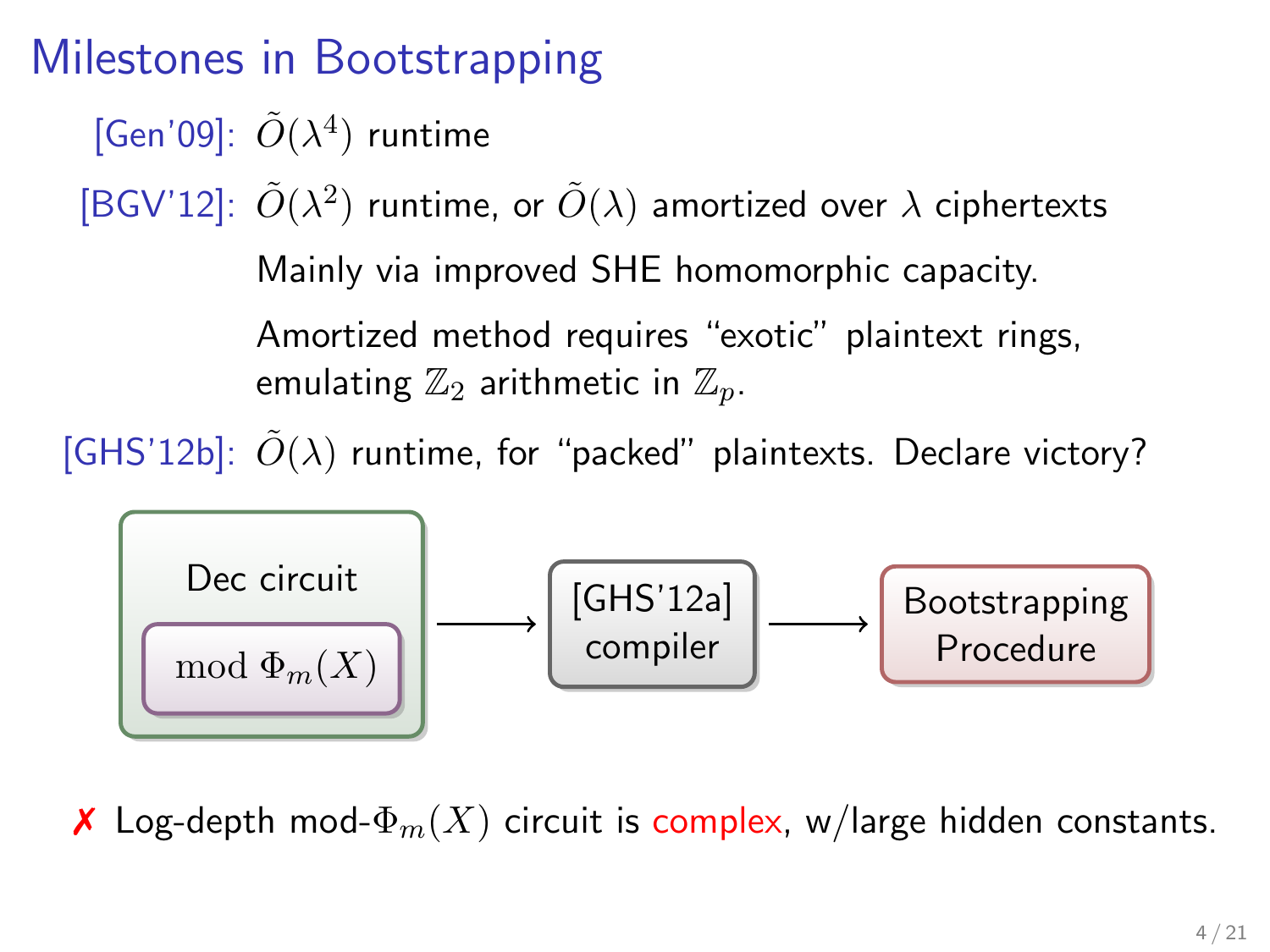# Milestones in Bootstrapping

[Gen'09]: $\tilde{O}(\lambda^4)$ runtime

[BGV'12]: $\tilde{O}(\lambda^2)$ runtime, or $\tilde{O}(\lambda)$ amortized over $\lambda$ ciphertexts

Mainly via improved SHE homomorphic capacity.

Amortized method requires "exotic" plaintext rings, emulating $\mathbb{Z}_2$ arithmetic in $\mathbb{Z}_p$.

[GHS'12b]: $\tilde{O}(\lambda)$ runtime, for "packed" plaintexts. Declare victory?

Dec circuit ($\bmod \Phi_m(X)$) $\longrightarrow$ [GHS'12a] compiler $\longrightarrow$ Bootstrapping Procedure

✗ Log-depth mod-$\Phi_m(X)$ circuit is complex, w/large hidden constants.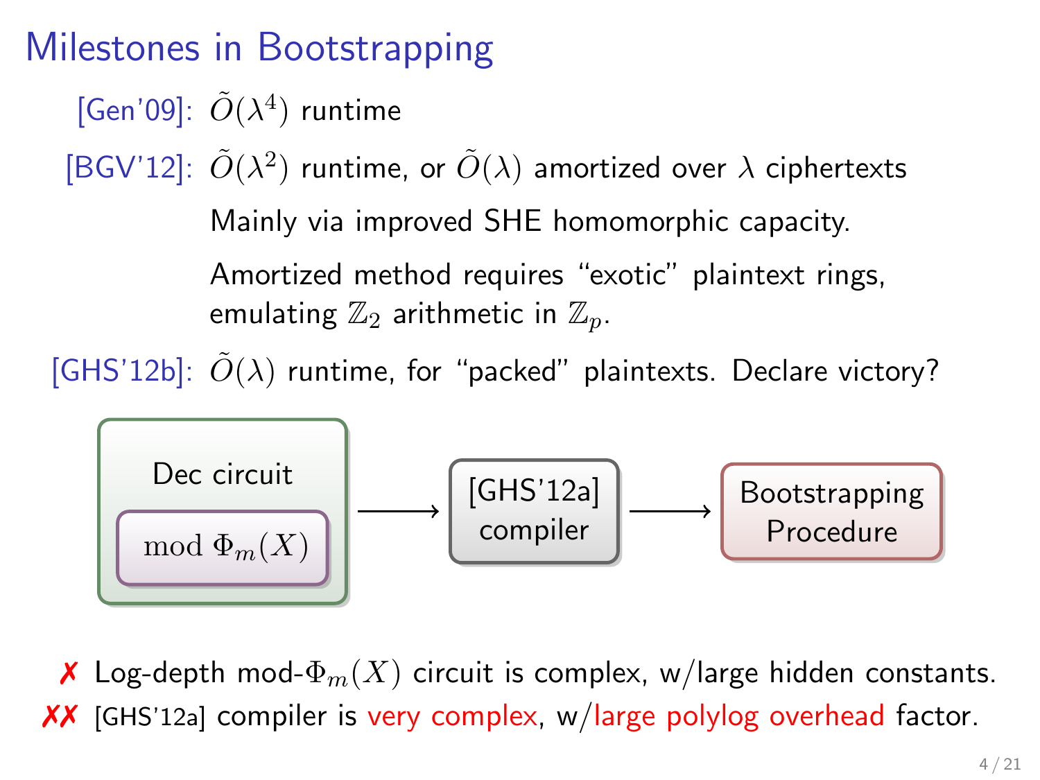# Milestones in Bootstrapping

[Gen'09]: $\tilde{O}(\lambda^4)$ runtime

[BGV'12]: $\tilde{O}(\lambda^2)$ runtime, or $\tilde{O}(\lambda)$ amortized over $\lambda$ ciphertexts

Mainly via improved SHE homomorphic capacity.

Amortized method requires "exotic" plaintext rings, emulating $\mathbb{Z}_2$ arithmetic in $\mathbb{Z}_p$.

[GHS'12b]: $\tilde{O}(\lambda)$ runtime, for "packed" plaintexts. Declare victory?

Dec circuit ( $\bmod \Phi_m(X)$ ) ⟶ [GHS'12a] compiler ⟶ Bootstrapping Procedure

✗ Log-depth mod-$\Phi_m(X)$ circuit is complex, w/large hidden constants.

✗✗ [GHS'12a] compiler is very complex, w/large polylog overhead factor.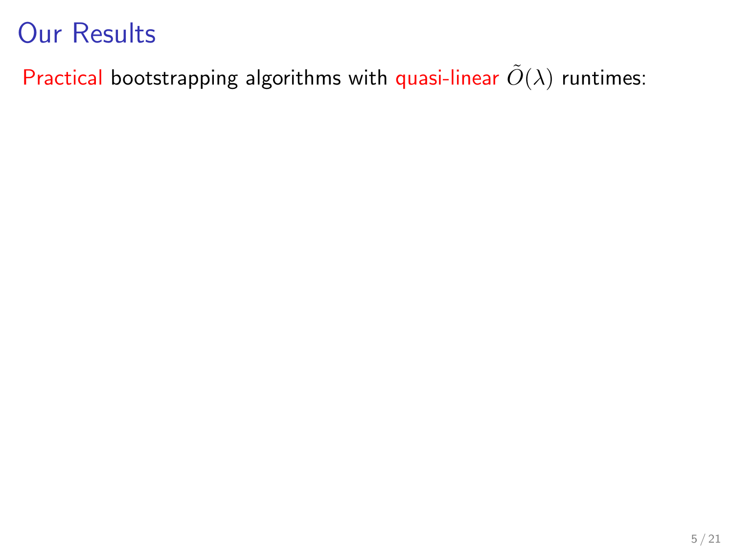# Our Results

Practical bootstrapping algorithms with quasi-linear $\tilde{O}(\lambda)$ runtimes: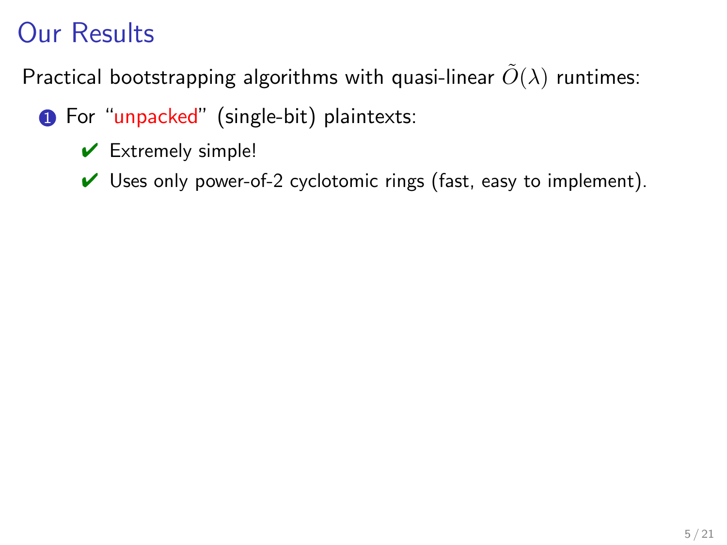# Our Results

Practical bootstrapping algorithms with quasi-linear $\tilde{O}(\lambda)$ runtimes:

1. For "unpacked" (single-bit) plaintexts:
   - ✔ Extremely simple!
   - ✔ Uses only power-of-2 cyclotomic rings (fast, easy to implement).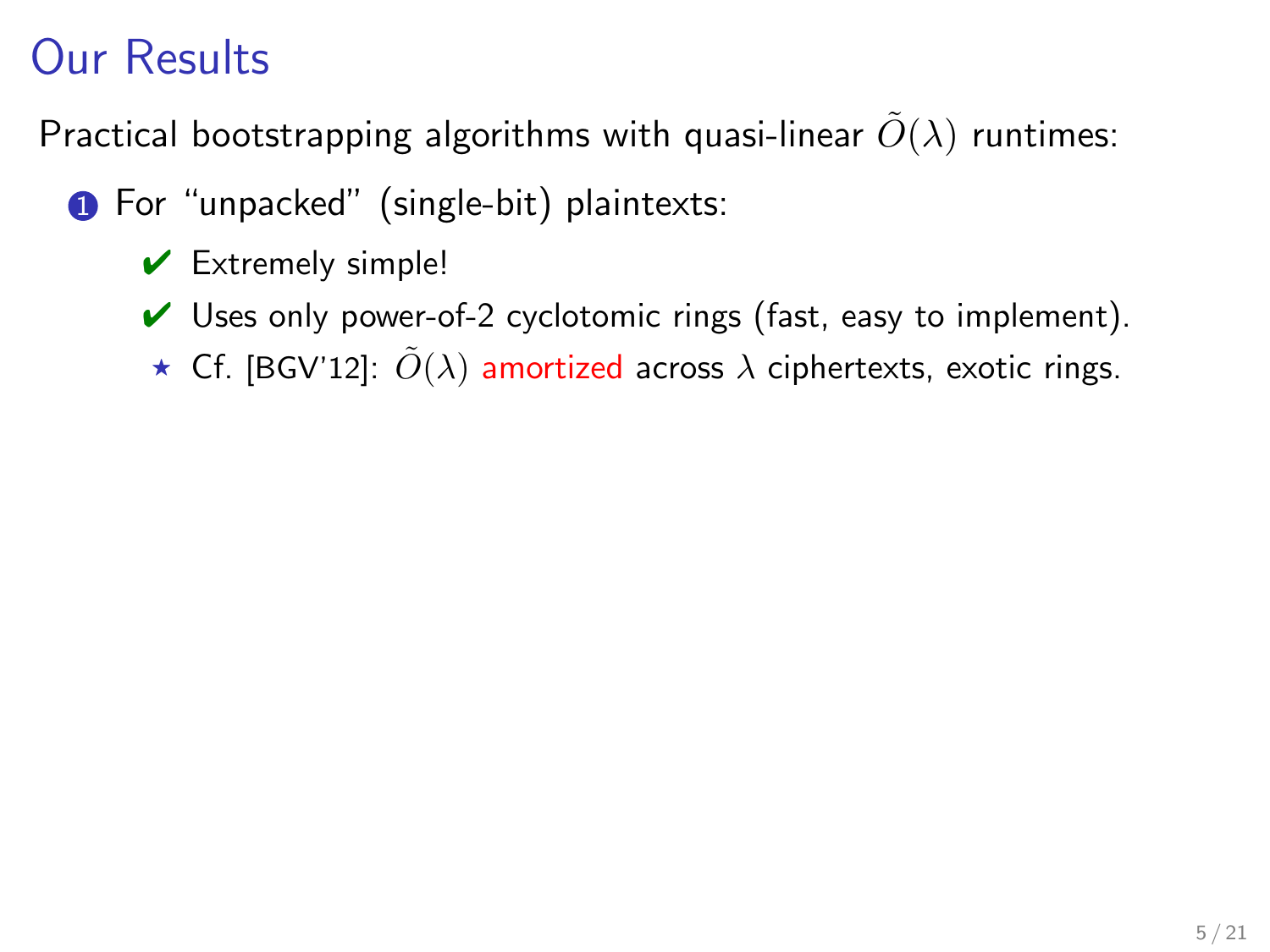# Our Results

Practical bootstrapping algorithms with quasi-linear $\tilde{O}(\lambda)$ runtimes:

1. For "unpacked" (single-bit) plaintexts:
   - ✔ Extremely simple!
   - ✔ Uses only power-of-2 cyclotomic rings (fast, easy to implement).
   - ⋆ Cf. [BGV'12]: $\tilde{O}(\lambda)$ amortized across $\lambda$ ciphertexts, exotic rings.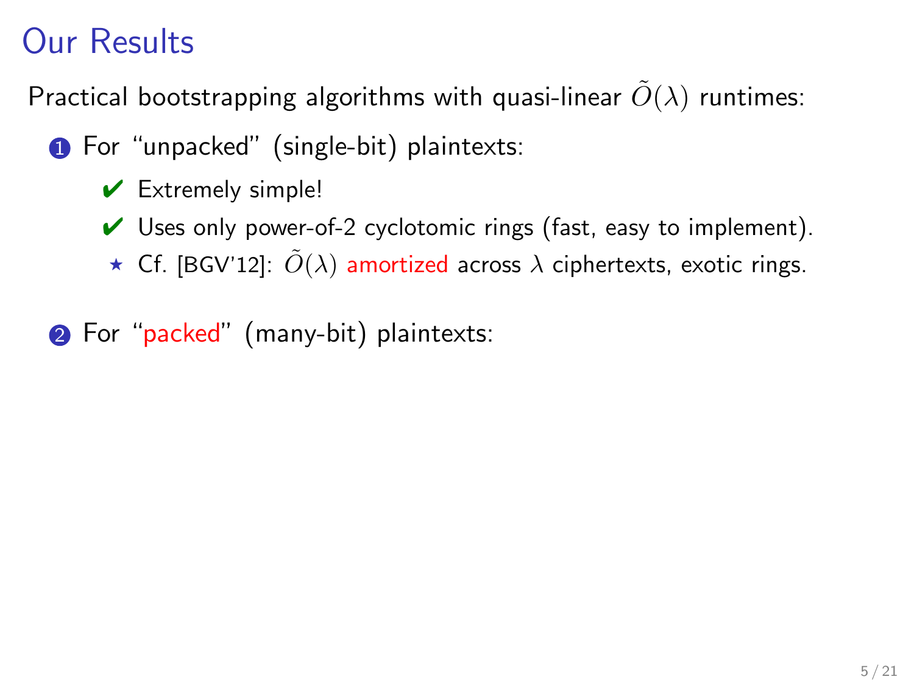# Our Results

Practical bootstrapping algorithms with quasi-linear $\tilde{O}(\lambda)$ runtimes:

1. For "unpacked" (single-bit) plaintexts:
   - ✔ Extremely simple!
   - ✔ Uses only power-of-2 cyclotomic rings (fast, easy to implement).
   - ⋆ Cf. [BGV'12]: $\tilde{O}(\lambda)$ amortized across $\lambda$ ciphertexts, exotic rings.

2. For "packed" (many-bit) plaintexts: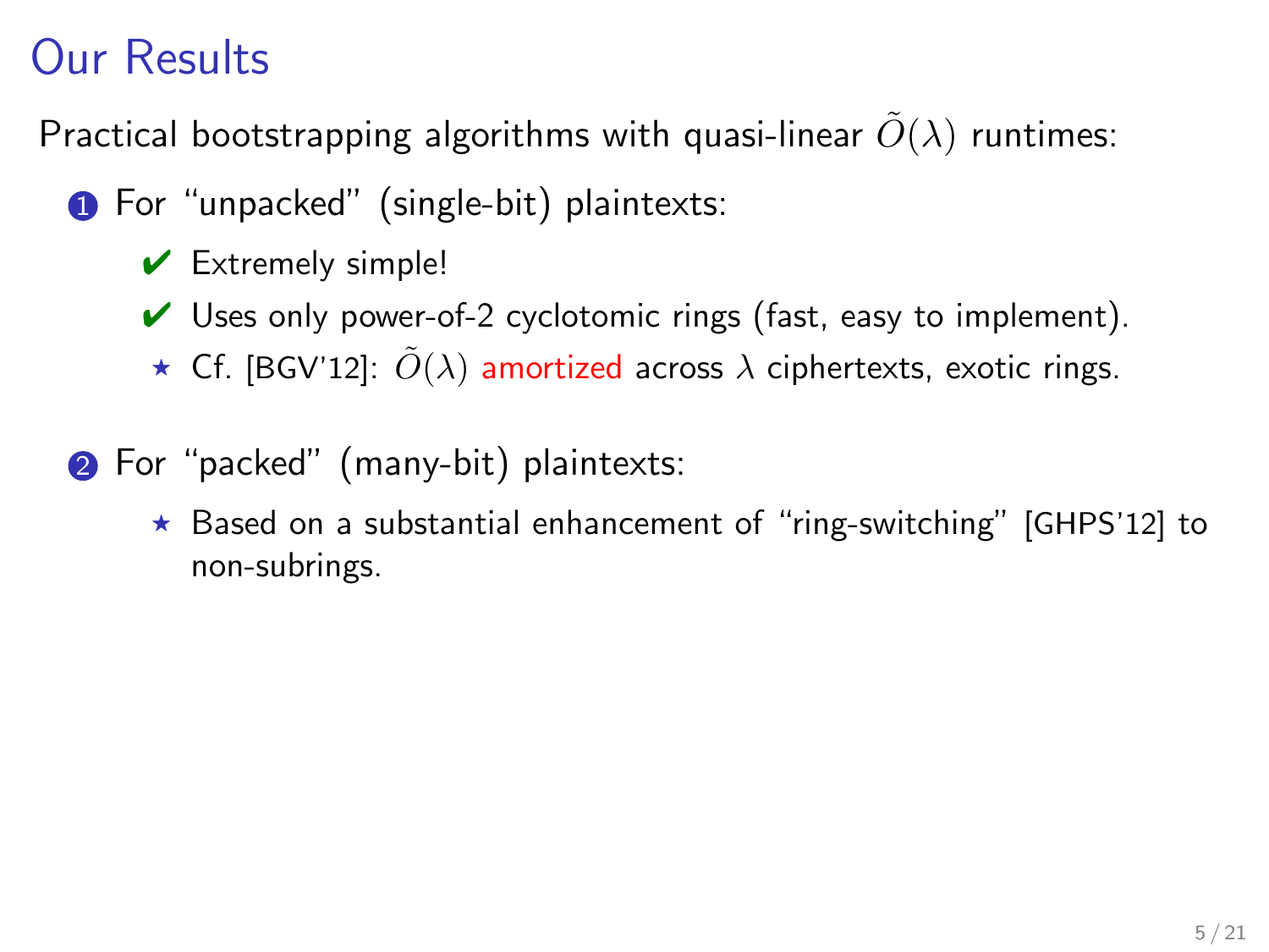# Our Results

Practical bootstrapping algorithms with quasi-linear $\tilde{O}(\lambda)$ runtimes:

1. For "unpacked" (single-bit) plaintexts:
   - ✔ Extremely simple!
   - ✔ Uses only power-of-2 cyclotomic rings (fast, easy to implement).
   - ⋆ Cf. [BGV'12]: $\tilde{O}(\lambda)$ amortized across $\lambda$ ciphertexts, exotic rings.

2. For "packed" (many-bit) plaintexts:
   - ⋆ Based on a substantial enhancement of "ring-switching" [GHPS'12] to non-subrings.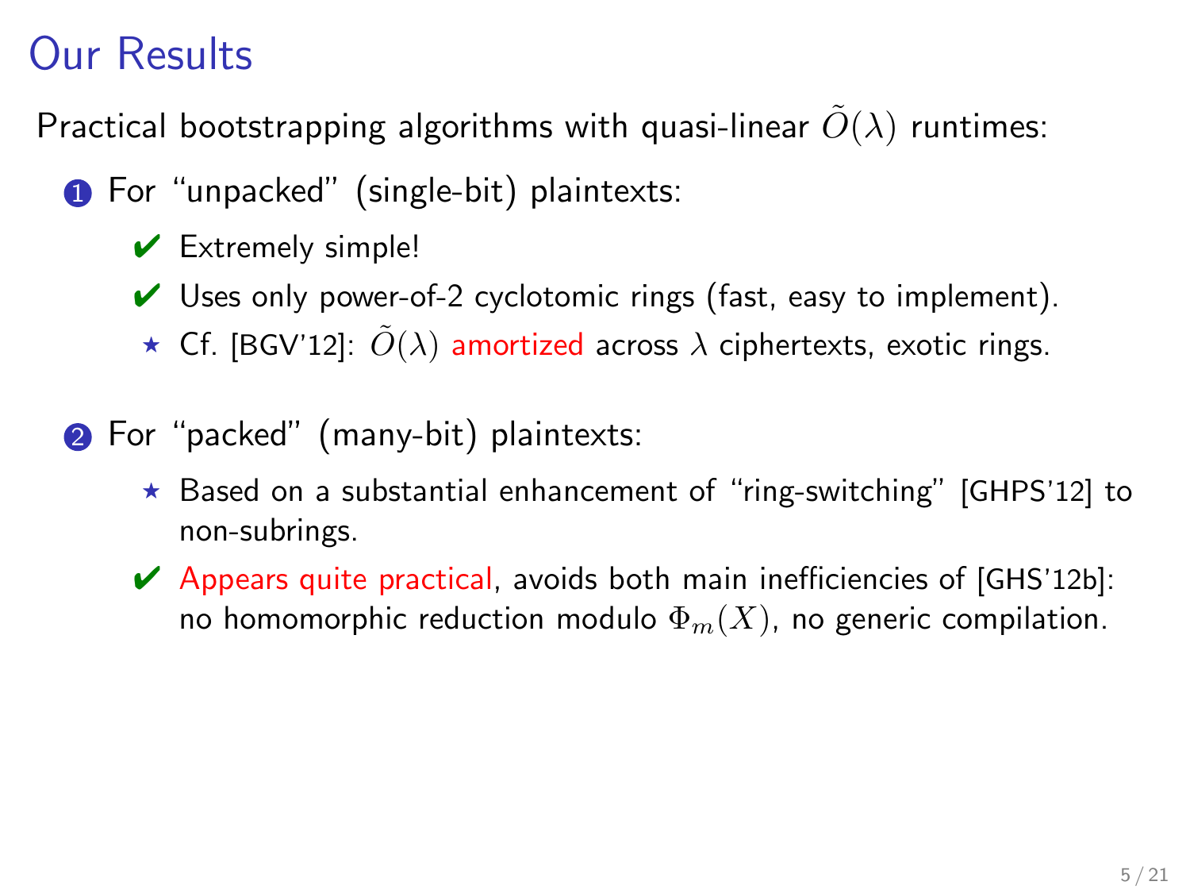# Our Results

Practical bootstrapping algorithms with quasi-linear $\tilde{O}(\lambda)$ runtimes:

1. For “unpacked” (single-bit) plaintexts:
   - ✔ Extremely simple!
   - ✔ Uses only power-of-2 cyclotomic rings (fast, easy to implement).
   - ⋆ Cf. [BGV’12]: $\tilde{O}(\lambda)$ amortized across $\lambda$ ciphertexts, exotic rings.

2. For “packed” (many-bit) plaintexts:
   - ⋆ Based on a substantial enhancement of “ring-switching” [GHPS’12] to non-subrings.
   - ✔ Appears quite practical, avoids both main inefficiencies of [GHS’12b]: no homomorphic reduction modulo $\Phi_m(X)$, no generic compilation.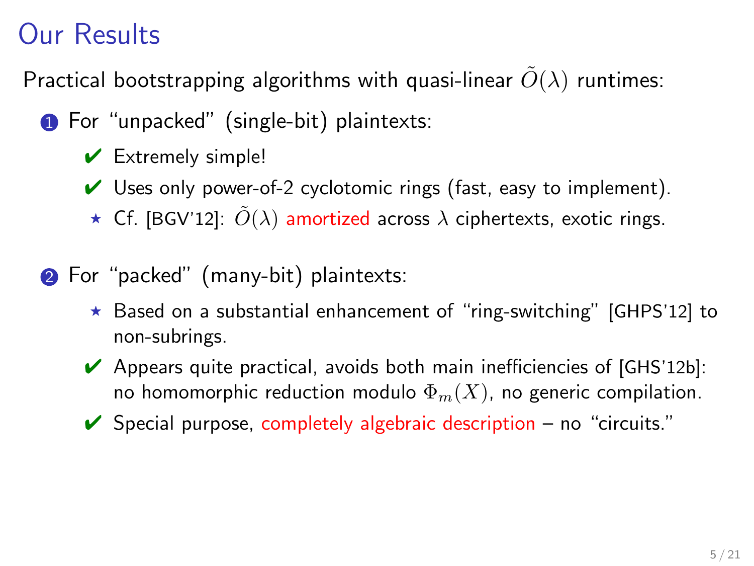# Our Results

Practical bootstrapping algorithms with quasi-linear $\tilde{O}(\lambda)$ runtimes:

1. For "unpacked" (single-bit) plaintexts:
   - ✔ Extremely simple!
   - ✔ Uses only power-of-2 cyclotomic rings (fast, easy to implement).
   - ⋆ Cf. [BGV'12]: $\tilde{O}(\lambda)$ amortized across $\lambda$ ciphertexts, exotic rings.

2. For "packed" (many-bit) plaintexts:
   - ⋆ Based on a substantial enhancement of "ring-switching" [GHPS'12] to non-subrings.
   - ✔ Appears quite practical, avoids both main inefficiencies of [GHS'12b]: no homomorphic reduction modulo $\Phi_m(X)$, no generic compilation.
   - ✔ Special purpose, completely algebraic description – no "circuits."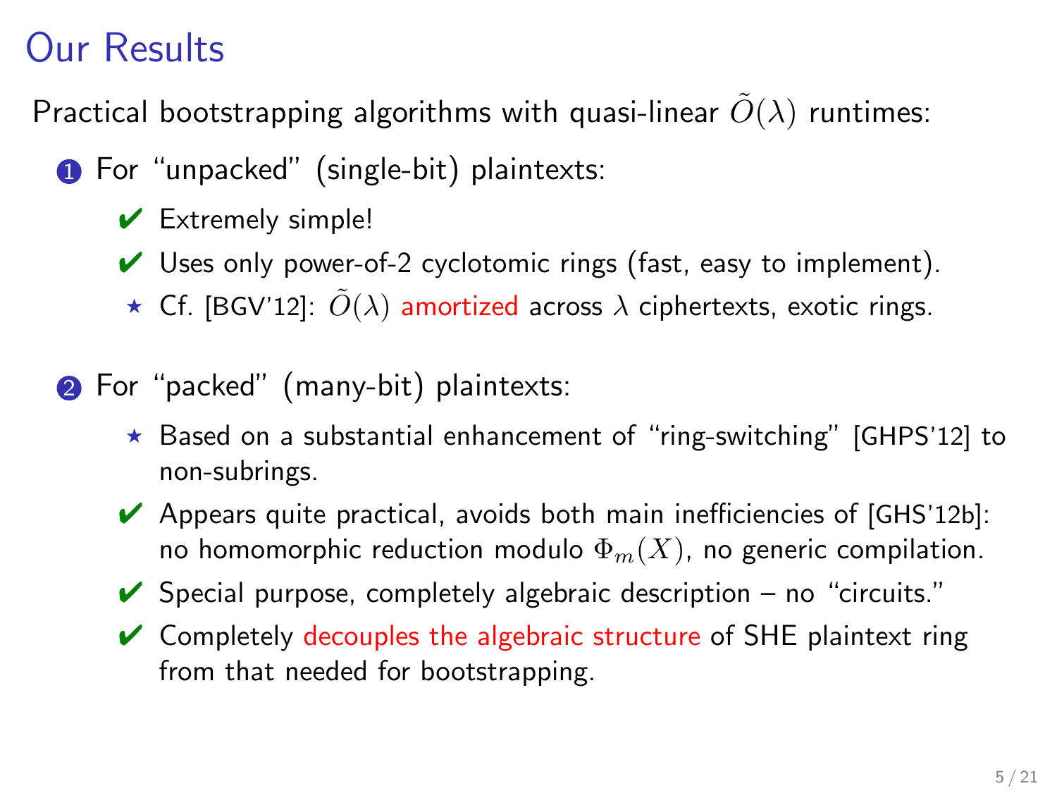# Our Results

Practical bootstrapping algorithms with quasi-linear $\tilde{O}(\lambda)$ runtimes:

1. For "unpacked" (single-bit) plaintexts:
   - ✔ Extremely simple!
   - ✔ Uses only power-of-2 cyclotomic rings (fast, easy to implement).
   - ★ Cf. [BGV'12]: $\tilde{O}(\lambda)$ amortized across $\lambda$ ciphertexts, exotic rings.

2. For "packed" (many-bit) plaintexts:
   - ★ Based on a substantial enhancement of "ring-switching" [GHPS'12] to non-subrings.
   - ✔ Appears quite practical, avoids both main inefficiencies of [GHS'12b]: no homomorphic reduction modulo $\Phi_m(X)$, no generic compilation.
   - ✔ Special purpose, completely algebraic description – no "circuits."
   - ✔ Completely decouples the algebraic structure of SHE plaintext ring from that needed for bootstrapping.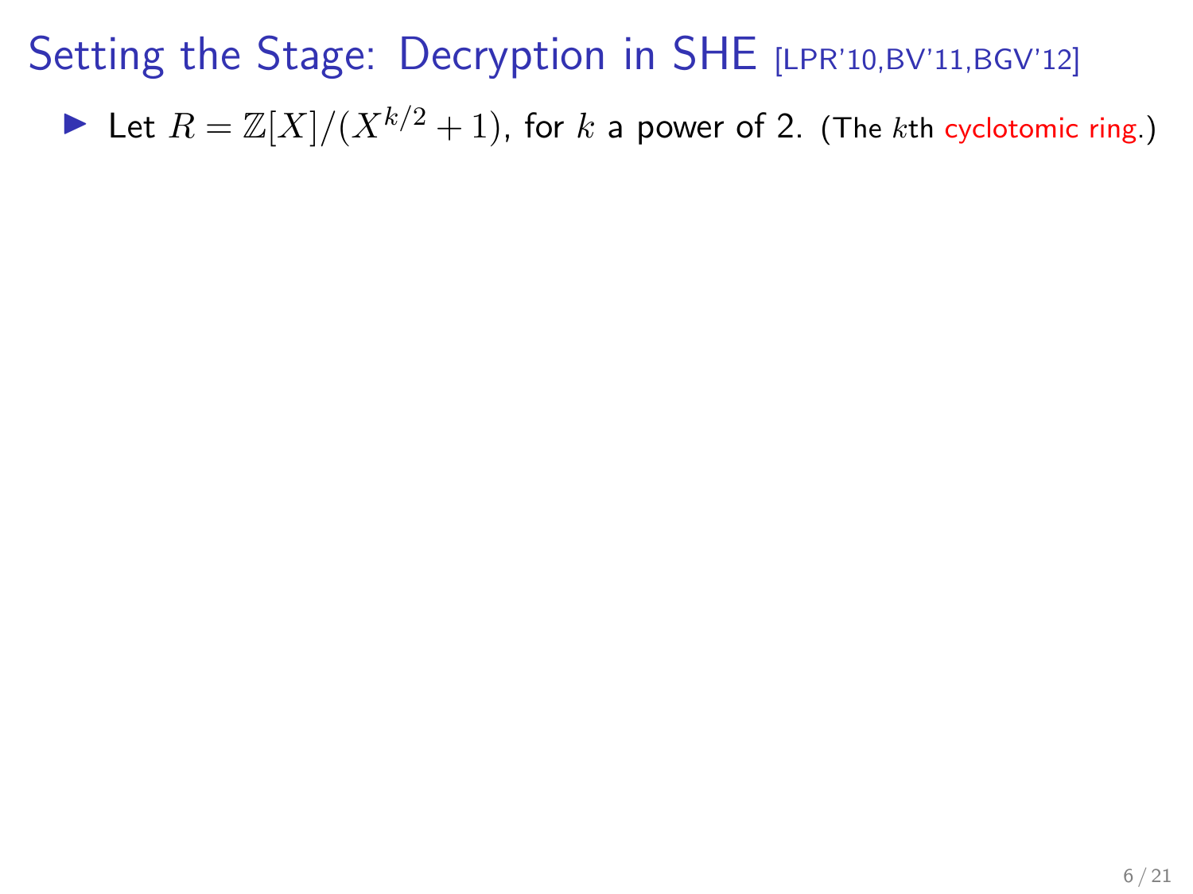# Setting the Stage: Decryption in SHE [LPR'10,BV'11,BGV'12]

- Let $R = \mathbb{Z}[X]/(X^{k/2}+1)$, for $k$ a power of 2. (The $k$th cyclotomic ring.)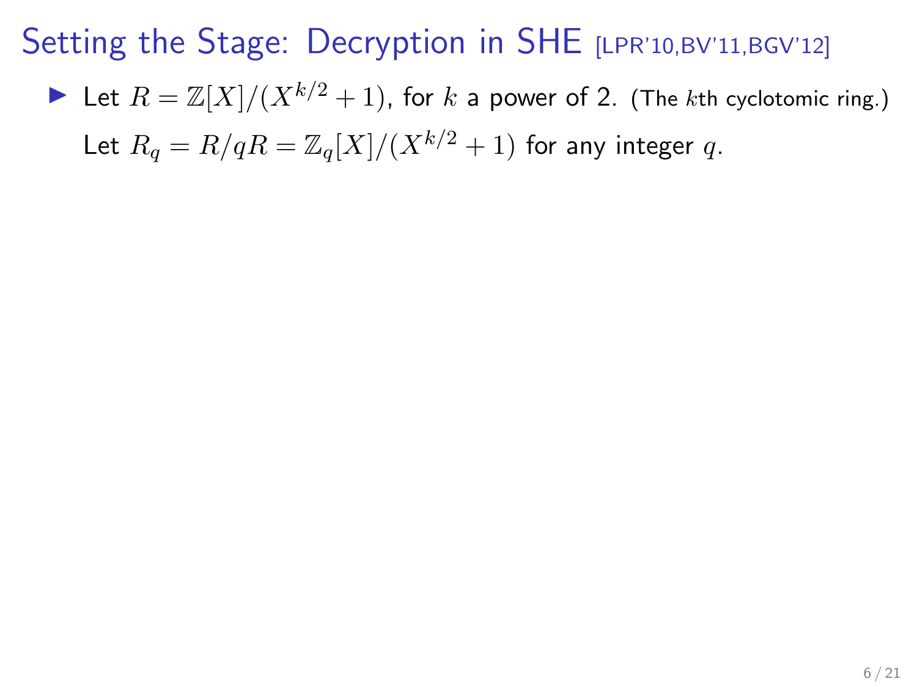# Setting the Stage: Decryption in SHE [LPR'10,BV'11,BGV'12]

- Let $R = \mathbb{Z}[X]/(X^{k/2}+1)$, for $k$ a power of 2. (The $k$th cyclotomic ring.)

  Let $R_q = R/qR = \mathbb{Z}_q[X]/(X^{k/2}+1)$ for any integer $q$.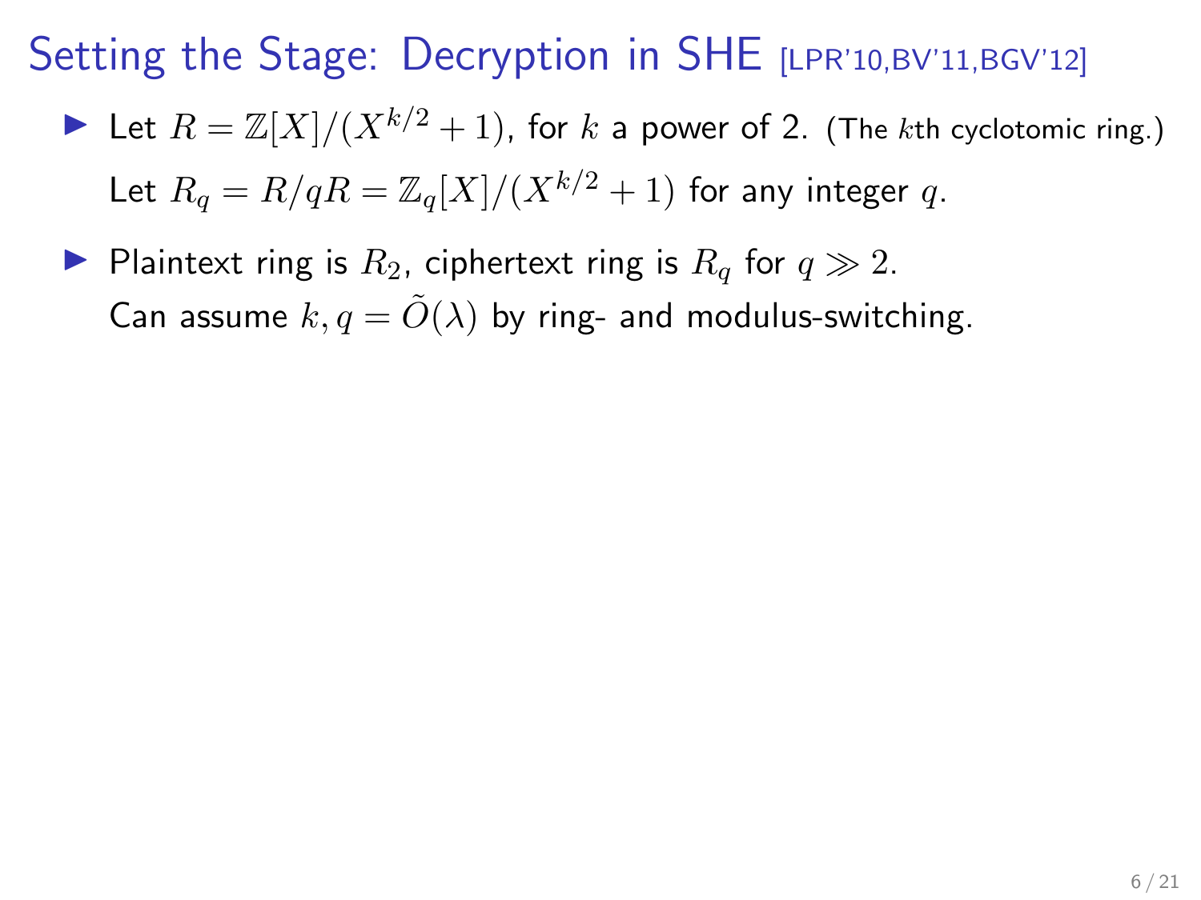# Setting the Stage: Decryption in SHE [LPR'10,BV'11,BGV'12]

- Let $R = \mathbb{Z}[X]/(X^{k/2} + 1)$, for $k$ a power of 2. (The $k$th cyclotomic ring.)
  Let $R_q = R/qR = \mathbb{Z}_q[X]/(X^{k/2} + 1)$ for any integer $q$.
- Plaintext ring is $R_2$, ciphertext ring is $R_q$ for $q \gg 2$.
  Can assume $k, q = \tilde{O}(\lambda)$ by ring- and modulus-switching.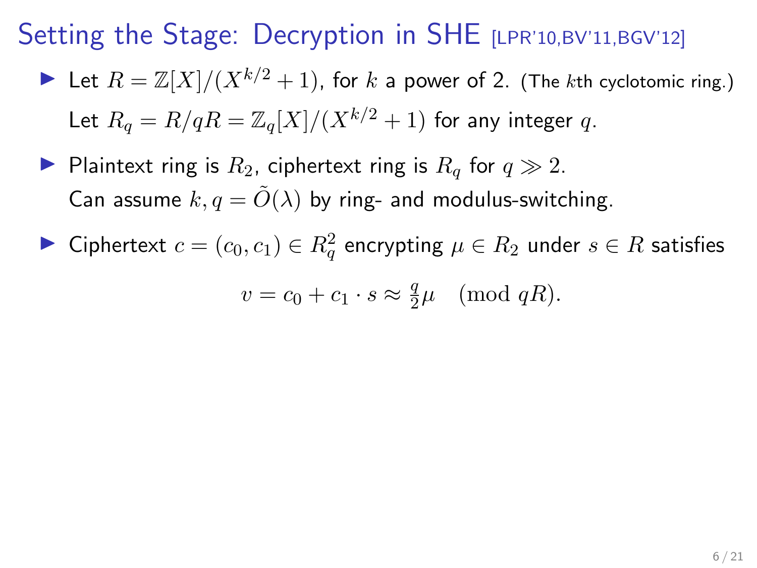# Setting the Stage: Decryption in SHE [LPR'10,BV'11,BGV'12]

- Let $R = \mathbb{Z}[X]/(X^{k/2}+1)$, for $k$ a power of 2. (The $k$th cyclotomic ring.)
  Let $R_q = R/qR = \mathbb{Z}_q[X]/(X^{k/2}+1)$ for any integer $q$.
- Plaintext ring is $R_2$, ciphertext ring is $R_q$ for $q \gg 2$.
  Can assume $k, q = \tilde{O}(\lambda)$ by ring- and modulus-switching.
- Ciphertext $c = (c_0, c_1) \in R_q^2$ encrypting $\mu \in R_2$ under $s \in R$ satisfies

$$v = c_0 + c_1 \cdot s \approx \tfrac{q}{2}\mu \pmod{qR}.$$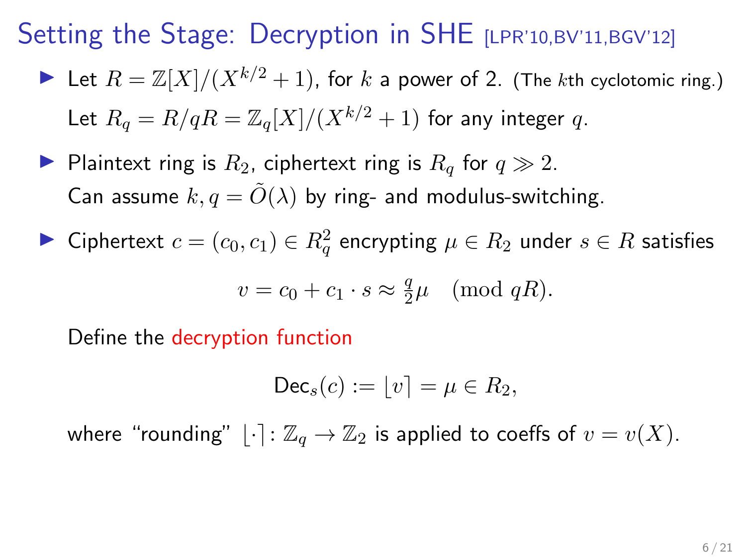# Setting the Stage: Decryption in SHE [LPR'10,BV'11,BGV'12]

- Let $R = \mathbb{Z}[X]/(X^{k/2} + 1)$, for $k$ a power of 2. (The $k$th cyclotomic ring.)
  Let $R_q = R/qR = \mathbb{Z}_q[X]/(X^{k/2} + 1)$ for any integer $q$.

- Plaintext ring is $R_2$, ciphertext ring is $R_q$ for $q \gg 2$.
  Can assume $k, q = \tilde{O}(\lambda)$ by ring- and modulus-switching.

- Ciphertext $c = (c_0, c_1) \in R_q^2$ encrypting $\mu \in R_2$ under $s \in R$ satisfies

$$v = c_0 + c_1 \cdot s \approx \tfrac{q}{2}\mu \pmod{qR}.$$

  Define the decryption function

$$\mathsf{Dec}_s(c) := \lfloor v \rceil = \mu \in R_2,$$

  where "rounding" $\lfloor \cdot \rceil \colon \mathbb{Z}_q \to \mathbb{Z}_2$ is applied to coeffs of $v = v(X)$.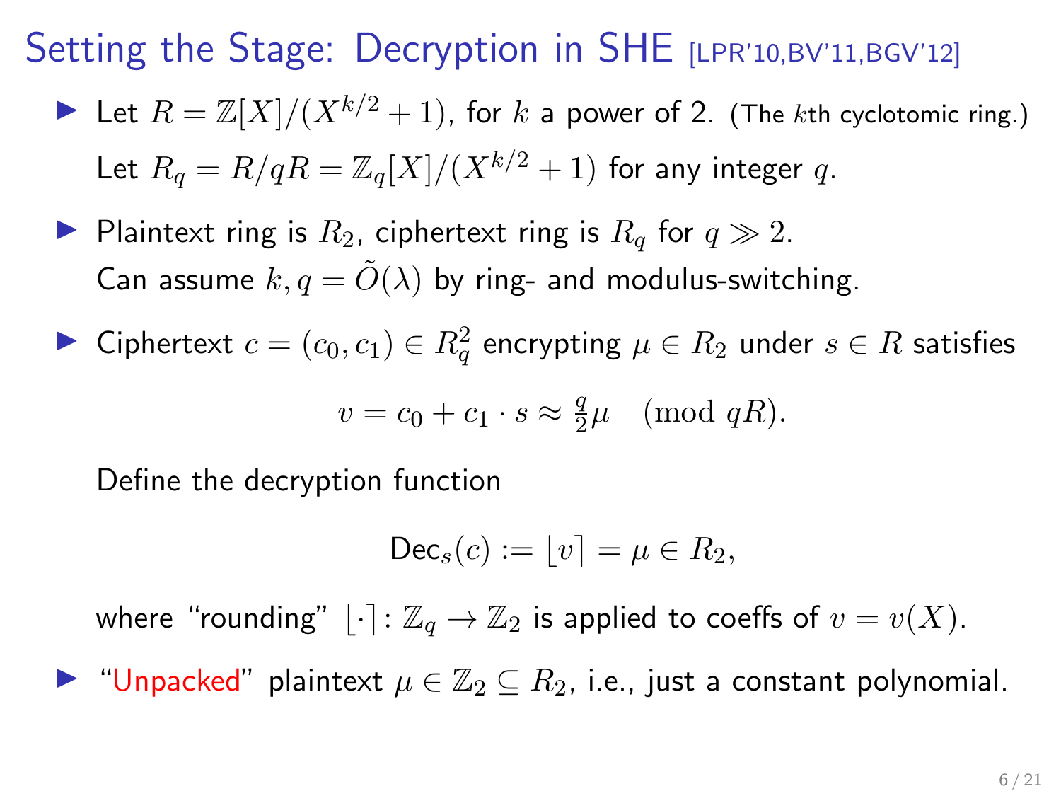# Setting the Stage: Decryption in SHE [LPR'10,BV'11,BGV'12]

- Let $R = \mathbb{Z}[X]/(X^{k/2}+1)$, for $k$ a power of 2. (The $k$th cyclotomic ring.)
  Let $R_q = R/qR = \mathbb{Z}_q[X]/(X^{k/2}+1)$ for any integer $q$.
- Plaintext ring is $R_2$, ciphertext ring is $R_q$ for $q \gg 2$.
  Can assume $k, q = \tilde{O}(\lambda)$ by ring- and modulus-switching.
- Ciphertext $c = (c_0, c_1) \in R_q^2$ encrypting $\mu \in R_2$ under $s \in R$ satisfies

  $$v = c_0 + c_1 \cdot s \approx \tfrac{q}{2}\mu \pmod{qR}.$$

  Define the decryption function

  $$\mathsf{Dec}_s(c) := \lfloor v \rceil = \mu \in R_2,$$

  where "rounding" $\lfloor \cdot \rceil \colon \mathbb{Z}_q \to \mathbb{Z}_2$ is applied to coeffs of $v = v(X)$.
- "Unpacked" plaintext $\mu \in \mathbb{Z}_2 \subseteq R_2$, i.e., just a constant polynomial.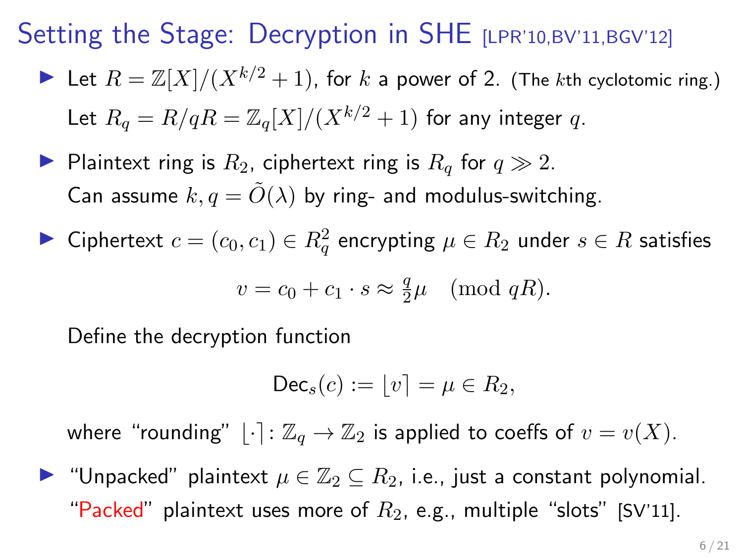# Setting the Stage: Decryption in SHE [LPR'10,BV'11,BGV'12]

- Let $R = \mathbb{Z}[X]/(X^{k/2}+1)$, for $k$ a power of 2. (The $k$th cyclotomic ring.)
  Let $R_q = R/qR = \mathbb{Z}_q[X]/(X^{k/2}+1)$ for any integer $q$.

- Plaintext ring is $R_2$, ciphertext ring is $R_q$ for $q \gg 2$.
  Can assume $k, q = \tilde{O}(\lambda)$ by ring- and modulus-switching.

- Ciphertext $c = (c_0, c_1) \in R_q^2$ encrypting $\mu \in R_2$ under $s \in R$ satisfies

  $$v = c_0 + c_1 \cdot s \approx \tfrac{q}{2}\mu \pmod{qR}.$$

  Define the decryption function

  $$\mathsf{Dec}_s(c) := \lfloor v \rceil = \mu \in R_2,$$

  where "rounding" $\lfloor \cdot \rceil \colon \mathbb{Z}_q \to \mathbb{Z}_2$ is applied to coeffs of $v = v(X)$.

- "Unpacked" plaintext $\mu \in \mathbb{Z}_2 \subseteq R_2$, i.e., just a constant polynomial.
  "Packed" plaintext uses more of $R_2$, e.g., multiple "slots" [SV'11].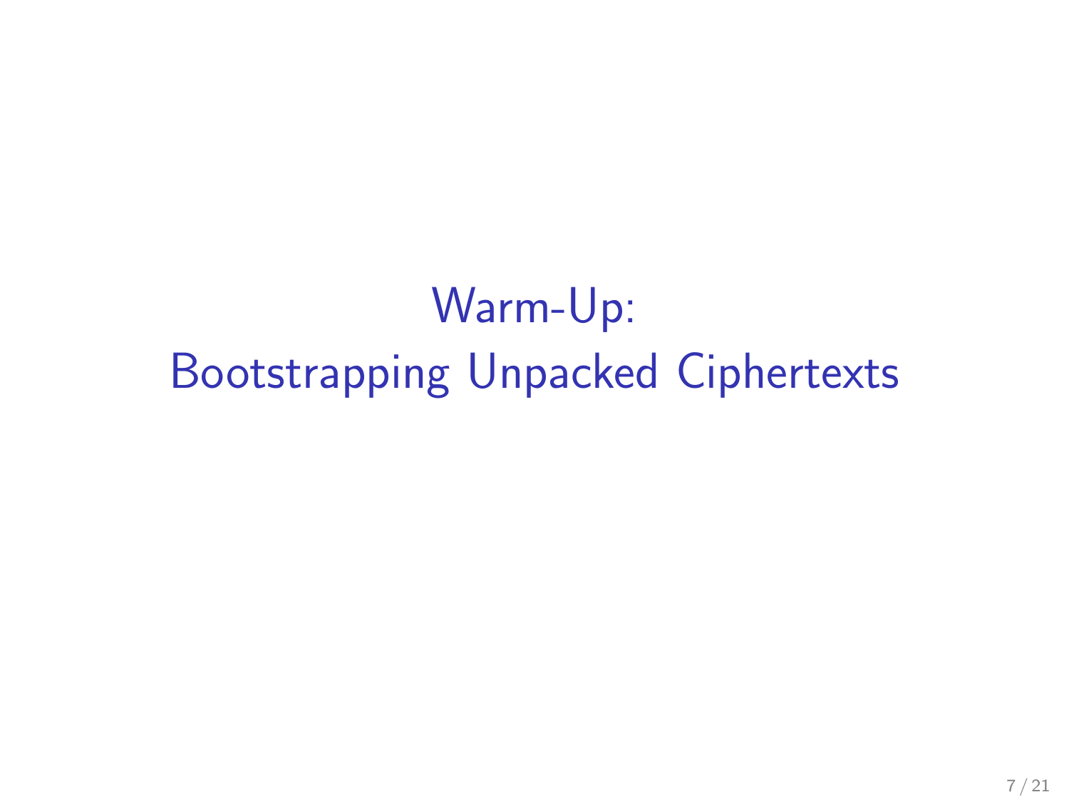# Warm-Up:
# Bootstrapping Unpacked Ciphertexts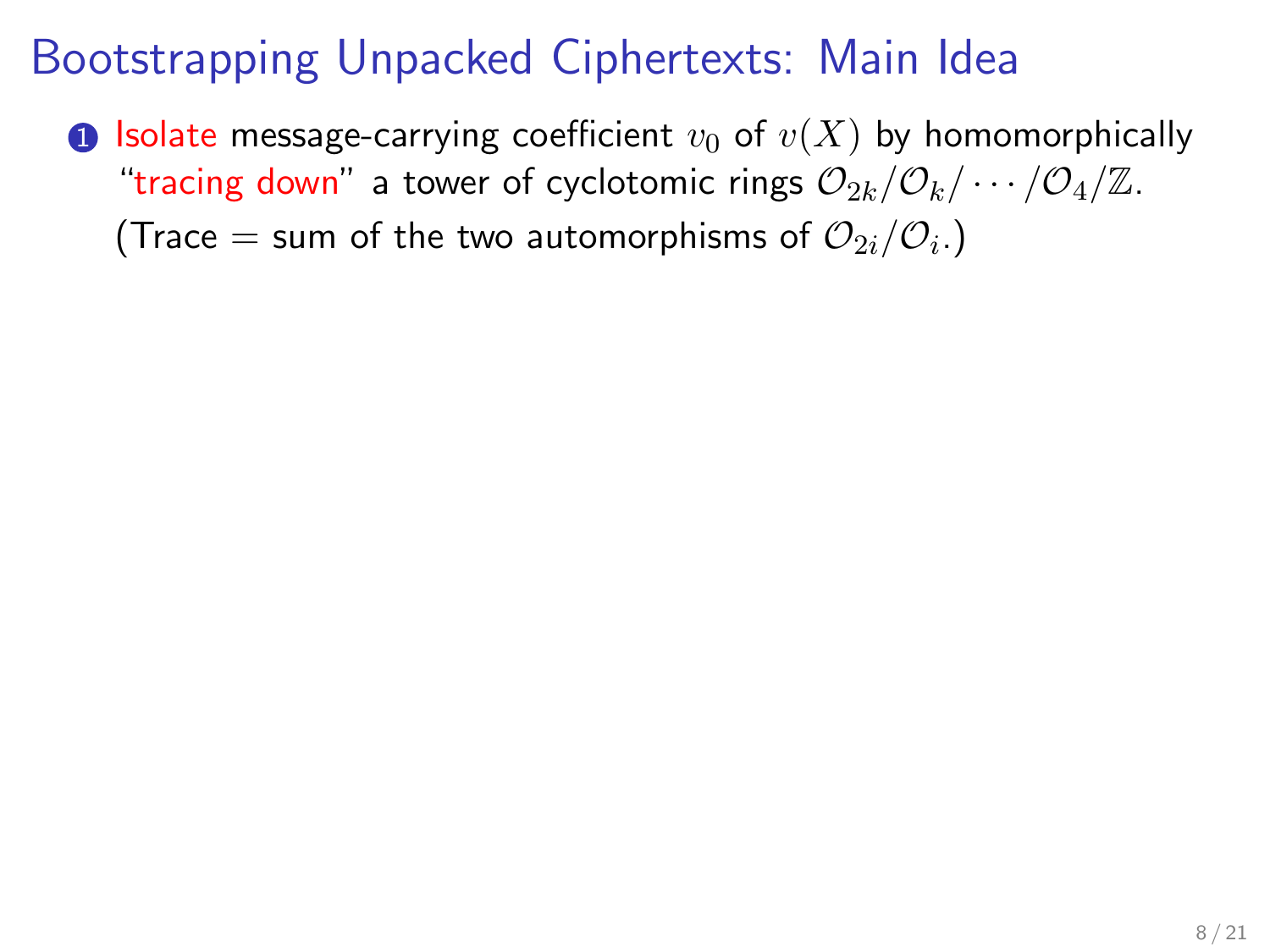# Bootstrapping Unpacked Ciphertexts: Main Idea

1. Isolate message-carrying coefficient $v_0$ of $v(X)$ by homomorphically "tracing down" a tower of cyclotomic rings $\mathcal{O}_{2k}/\mathcal{O}_k/\cdots/\mathcal{O}_4/\mathbb{Z}$.
   (Trace = sum of the two automorphisms of $\mathcal{O}_{2i}/\mathcal{O}_i$.)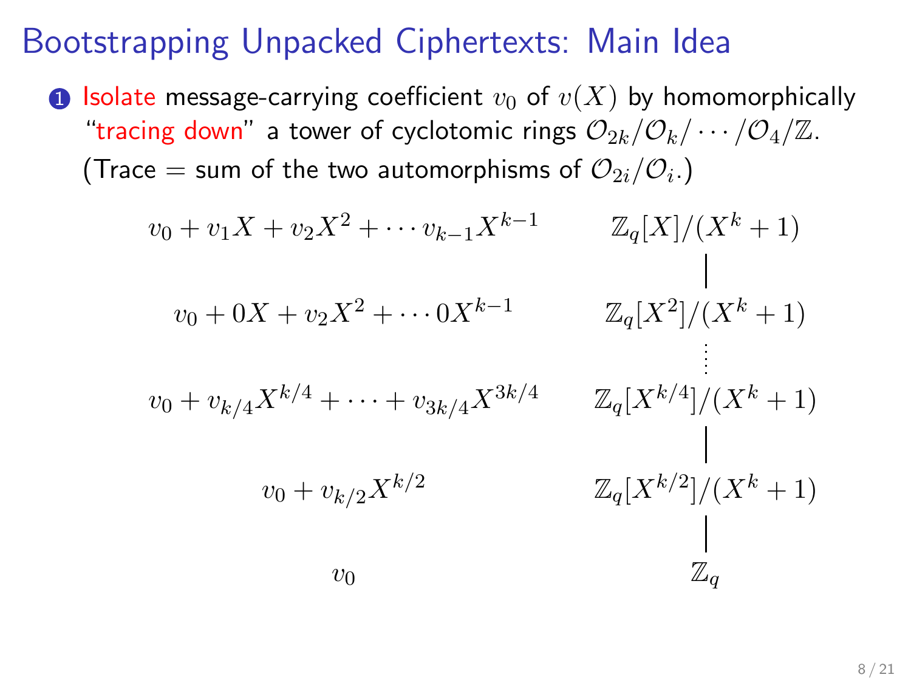# Bootstrapping Unpacked Ciphertexts: Main Idea

1. Isolate message-carrying coefficient $v_0$ of $v(X)$ by homomorphically "tracing down" a tower of cyclotomic rings $\mathcal{O}_{2k}/\mathcal{O}_k/\cdots/\mathcal{O}_4/\mathbb{Z}$. (Trace = sum of the two automorphisms of $\mathcal{O}_{2i}/\mathcal{O}_i$.)

| Element | Ring |
| --- | --- |
| $v_0 + v_1 X + v_2 X^2 + \cdots v_{k-1} X^{k-1}$ | $\mathbb{Z}_q[X]/(X^k+1)$ |
| $v_0 + 0X + v_2 X^2 + \cdots 0 X^{k-1}$ | $\mathbb{Z}_q[X^2]/(X^k+1)$ |
| $\vdots$ | $\vdots$ |
| $v_0 + v_{k/4} X^{k/4} + \cdots + v_{3k/4} X^{3k/4}$ | $\mathbb{Z}_q[X^{k/4}]/(X^k+1)$ |
| $v_0 + v_{k/2} X^{k/2}$ | $\mathbb{Z}_q[X^{k/2}]/(X^k+1)$ |
| $v_0$ | $\mathbb{Z}_q$ |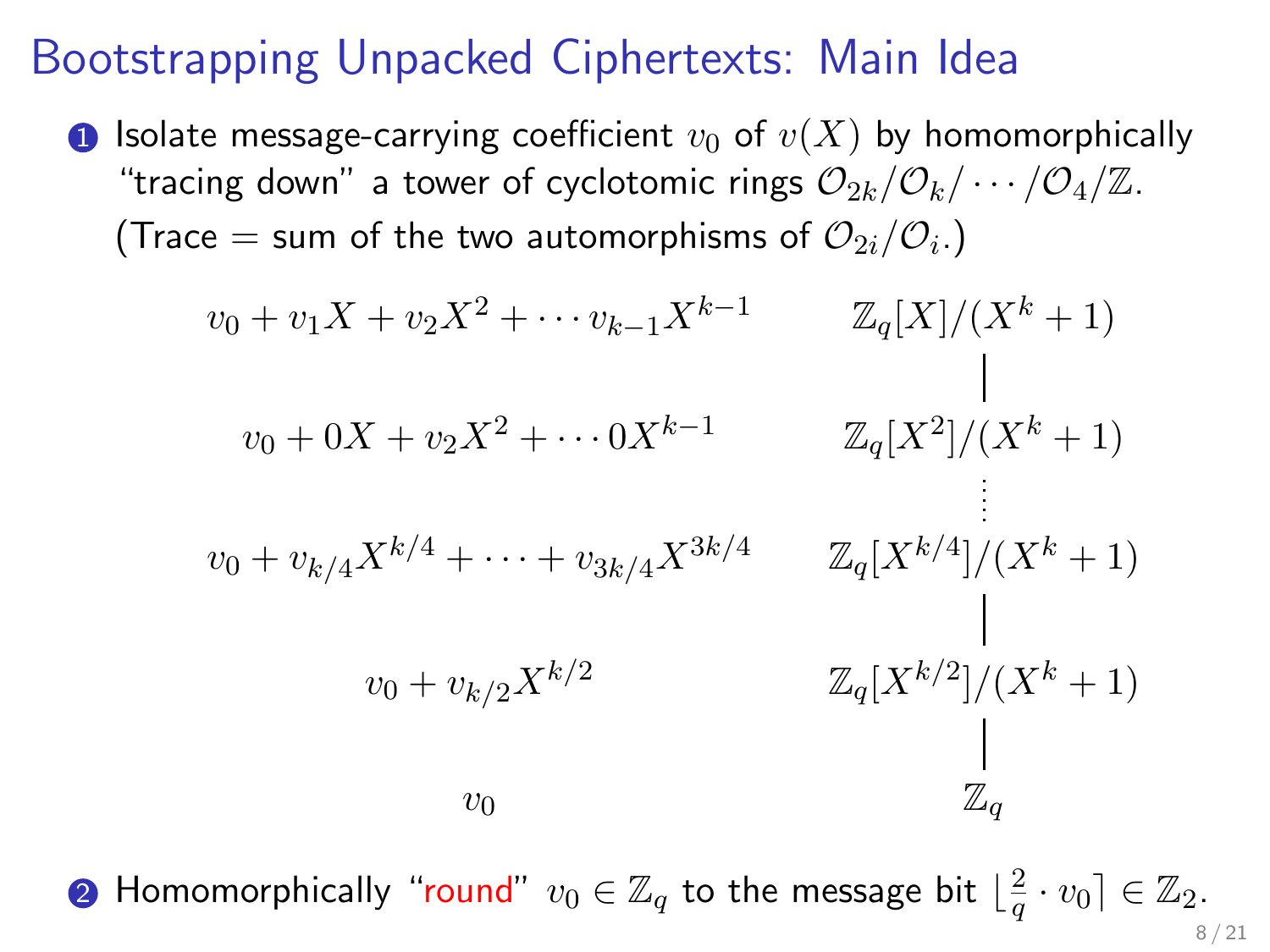# Bootstrapping Unpacked Ciphertexts: Main Idea

1. Isolate message-carrying coefficient $v_0$ of $v(X)$ by homomorphically "tracing down" a tower of cyclotomic rings $\mathcal{O}_{2k}/\mathcal{O}_k/\cdots/\mathcal{O}_4/\mathbb{Z}$. (Trace = sum of the two automorphisms of $\mathcal{O}_{2i}/\mathcal{O}_i$.)

$$
\begin{array}{cc}
v_0 + v_1 X + v_2 X^2 + \cdots v_{k-1} X^{k-1} & \mathbb{Z}_q[X]/(X^k+1) \\
 & | \\
v_0 + 0X + v_2 X^2 + \cdots 0X^{k-1} & \mathbb{Z}_q[X^2]/(X^k+1) \\
 & \vdots \\
v_0 + v_{k/4} X^{k/4} + \cdots + v_{3k/4} X^{3k/4} & \mathbb{Z}_q[X^{k/4}]/(X^k+1) \\
 & | \\
v_0 + v_{k/2} X^{k/2} & \mathbb{Z}_q[X^{k/2}]/(X^k+1) \\
 & | \\
v_0 & \mathbb{Z}_q
\end{array}
$$

2. Homomorphically "round" $v_0 \in \mathbb{Z}_q$ to the message bit $\lfloor \frac{2}{q} \cdot v_0 \rceil \in \mathbb{Z}_2$.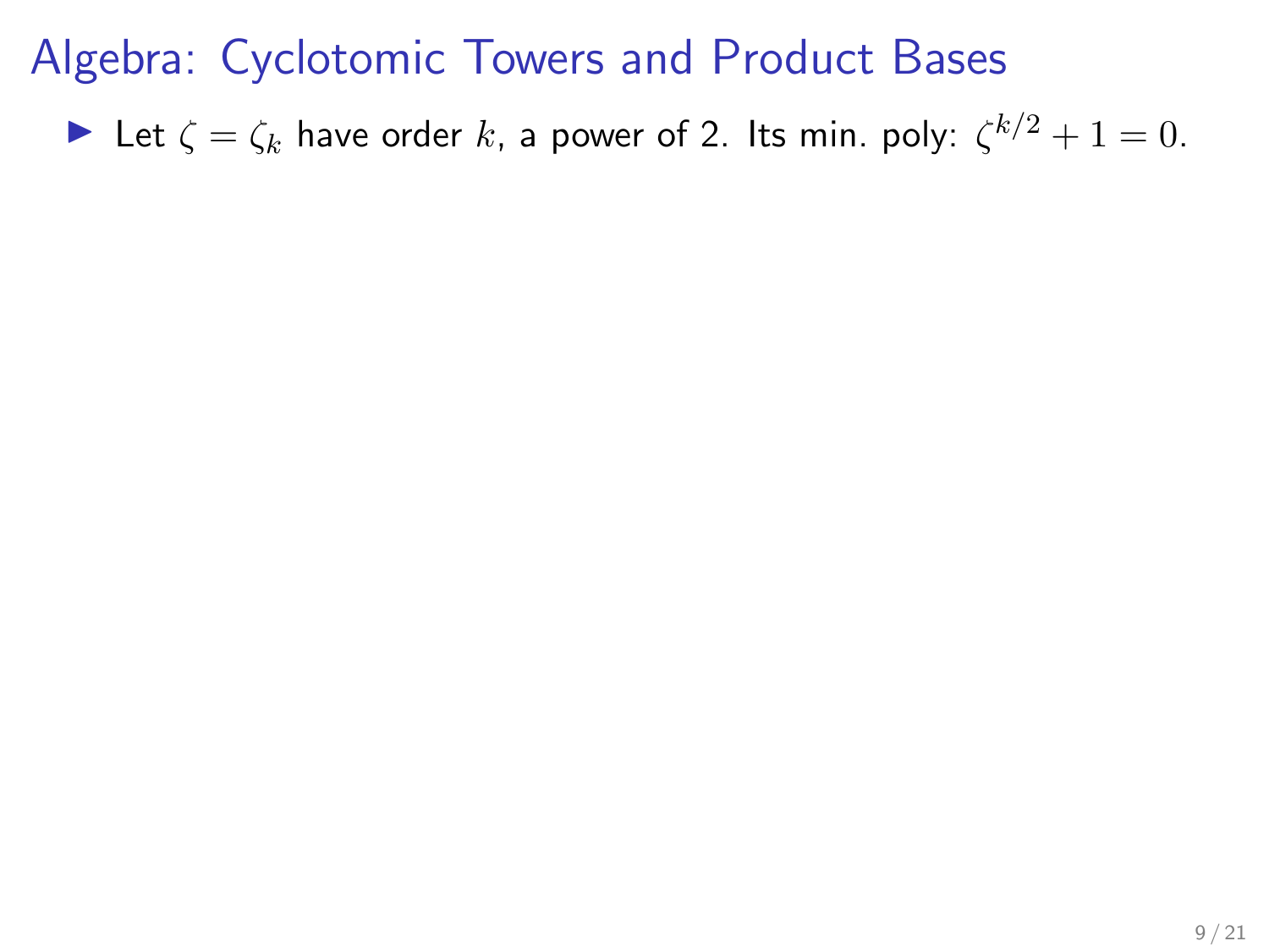# Algebra: Cyclotomic Towers and Product Bases

- Let $\zeta = \zeta_k$ have order $k$, a power of 2. Its min. poly: $\zeta^{k/2} + 1 = 0$.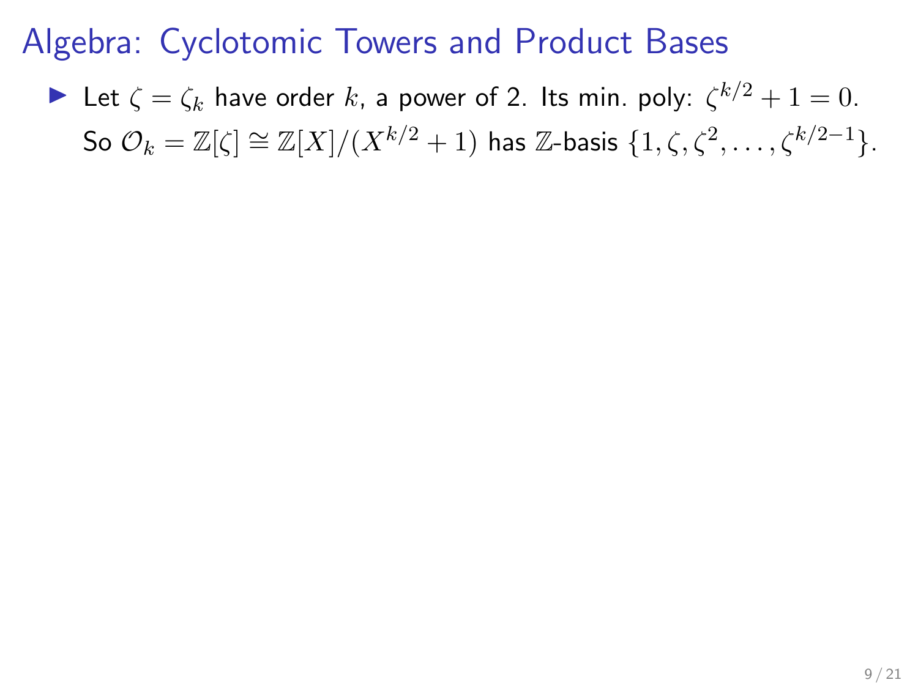# Algebra: Cyclotomic Towers and Product Bases

- Let $\zeta = \zeta_k$ have order $k$, a power of 2. Its min. poly: $\zeta^{k/2} + 1 = 0$. So $\mathcal{O}_k = \mathbb{Z}[\zeta] \cong \mathbb{Z}[X]/(X^{k/2} + 1)$ has $\mathbb{Z}$-basis $\{1, \zeta, \zeta^2, \ldots, \zeta^{k/2-1}\}$.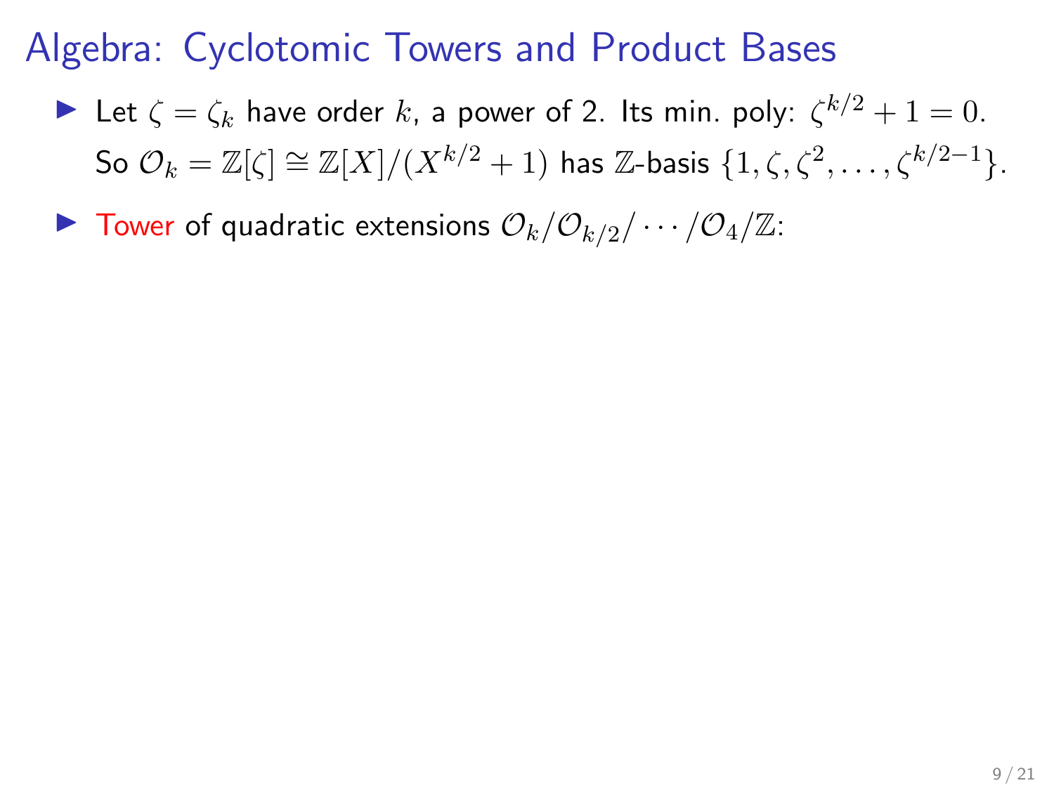# Algebra: Cyclotomic Towers and Product Bases

- Let $\zeta = \zeta_k$ have order $k$, a power of 2. Its min. poly: $\zeta^{k/2} + 1 = 0$. So $\mathcal{O}_k = \mathbb{Z}[\zeta] \cong \mathbb{Z}[X]/(X^{k/2} + 1)$ has $\mathbb{Z}$-basis $\{1, \zeta, \zeta^2, \ldots, \zeta^{k/2-1}\}$.
- Tower of quadratic extensions $\mathcal{O}_k/\mathcal{O}_{k/2}/\cdots/\mathcal{O}_4/\mathbb{Z}$: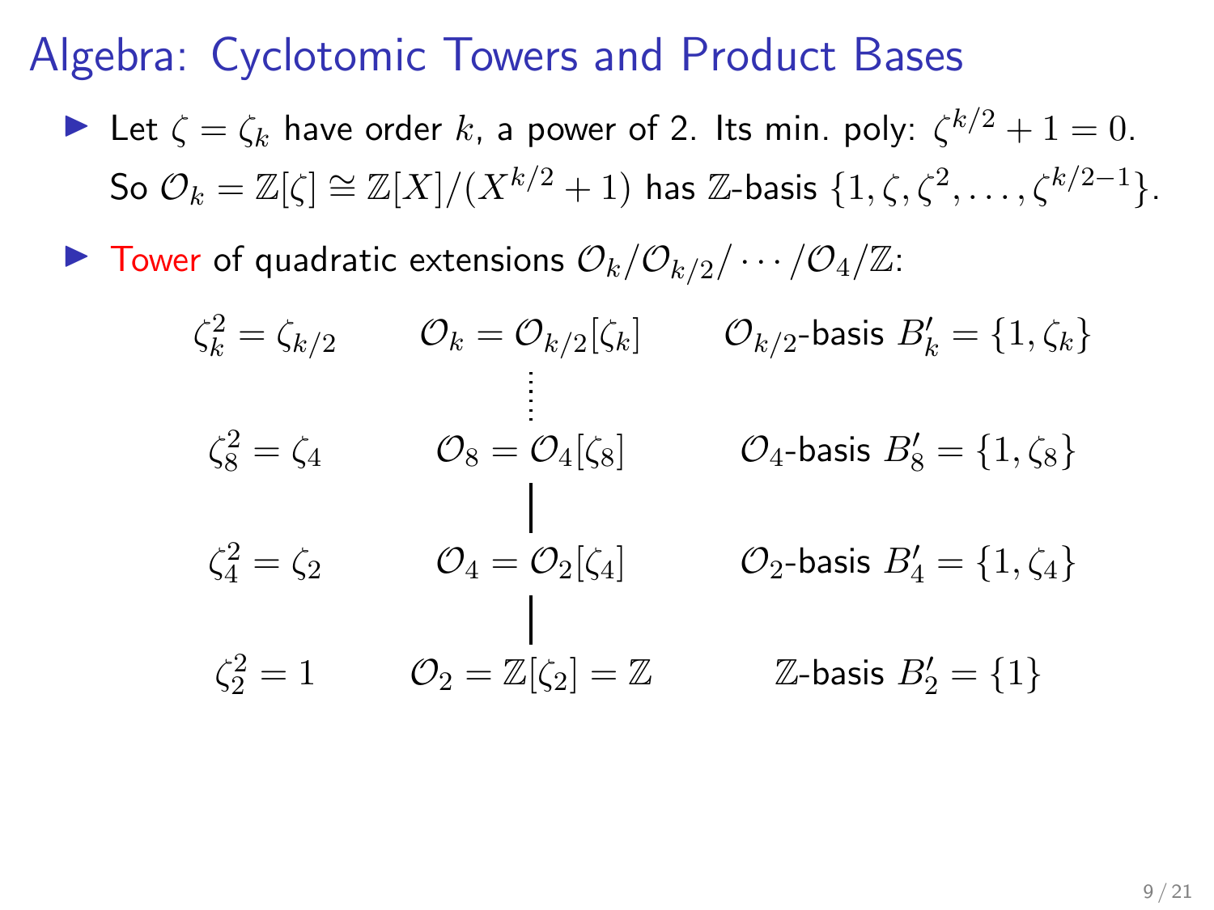# Algebra: Cyclotomic Towers and Product Bases

- Let $\zeta = \zeta_k$ have order $k$, a power of 2. Its min. poly: $\zeta^{k/2} + 1 = 0$. So $\mathcal{O}_k = \mathbb{Z}[\zeta] \cong \mathbb{Z}[X]/(X^{k/2} + 1)$ has $\mathbb{Z}$-basis $\{1, \zeta, \zeta^2, \ldots, \zeta^{k/2-1}\}$.
- Tower of quadratic extensions $\mathcal{O}_k / \mathcal{O}_{k/2} / \cdots / \mathcal{O}_4 / \mathbb{Z}$:

$$
\begin{array}{ccc}
\zeta_k^2 = \zeta_{k/2} & \mathcal{O}_k = \mathcal{O}_{k/2}[\zeta_k] & \mathcal{O}_{k/2}\text{-basis } B'_k = \{1, \zeta_k\} \\
 & \vdots & \\
\zeta_8^2 = \zeta_4 & \mathcal{O}_8 = \mathcal{O}_4[\zeta_8] & \mathcal{O}_4\text{-basis } B'_8 = \{1, \zeta_8\} \\
 & | & \\
\zeta_4^2 = \zeta_2 & \mathcal{O}_4 = \mathcal{O}_2[\zeta_4] & \mathcal{O}_2\text{-basis } B'_4 = \{1, \zeta_4\} \\
 & | & \\
\zeta_2^2 = 1 & \mathcal{O}_2 = \mathbb{Z}[\zeta_2] = \mathbb{Z} & \mathbb{Z}\text{-basis } B'_2 = \{1\}
\end{array}
$$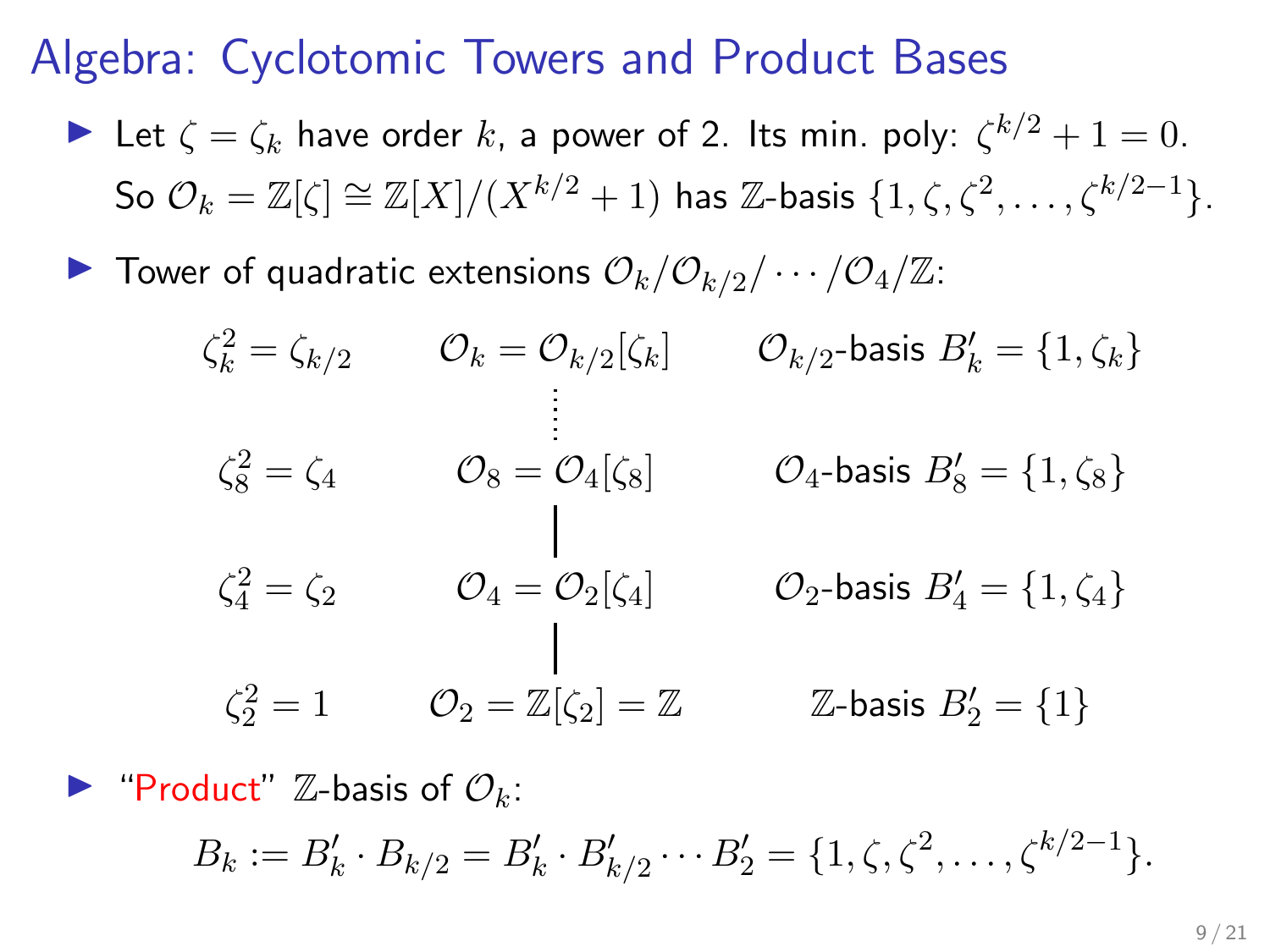# Algebra: Cyclotomic Towers and Product Bases

- Let $\zeta = \zeta_k$ have order $k$, a power of 2. Its min. poly: $\zeta^{k/2} + 1 = 0$. So $\mathcal{O}_k = \mathbb{Z}[\zeta] \cong \mathbb{Z}[X]/(X^{k/2} + 1)$ has $\mathbb{Z}$-basis $\{1, \zeta, \zeta^2, \ldots, \zeta^{k/2-1}\}$.
- Tower of quadratic extensions $\mathcal{O}_k / \mathcal{O}_{k/2} / \cdots / \mathcal{O}_4 / \mathbb{Z}$:

| | | |
|---|---|---|
| $\zeta_k^2 = \zeta_{k/2}$ | $\mathcal{O}_k = \mathcal{O}_{k/2}[\zeta_k]$ | $\mathcal{O}_{k/2}$-basis $B'_k = \{1, \zeta_k\}$ |
| | $\vdots$ | |
| $\zeta_8^2 = \zeta_4$ | $\mathcal{O}_8 = \mathcal{O}_4[\zeta_8]$ | $\mathcal{O}_4$-basis $B'_8 = \{1, \zeta_8\}$ |
| $\zeta_4^2 = \zeta_2$ | $\mathcal{O}_4 = \mathcal{O}_2[\zeta_4]$ | $\mathcal{O}_2$-basis $B'_4 = \{1, \zeta_4\}$ |
| $\zeta_2^2 = 1$ | $\mathcal{O}_2 = \mathbb{Z}[\zeta_2] = \mathbb{Z}$ | $\mathbb{Z}$-basis $B'_2 = \{1\}$ |

- "Product" $\mathbb{Z}$-basis of $\mathcal{O}_k$:

$$B_k := B'_k \cdot B_{k/2} = B'_k \cdot B'_{k/2} \cdots B'_2 = \{1, \zeta, \zeta^2, \ldots, \zeta^{k/2-1}\}.$$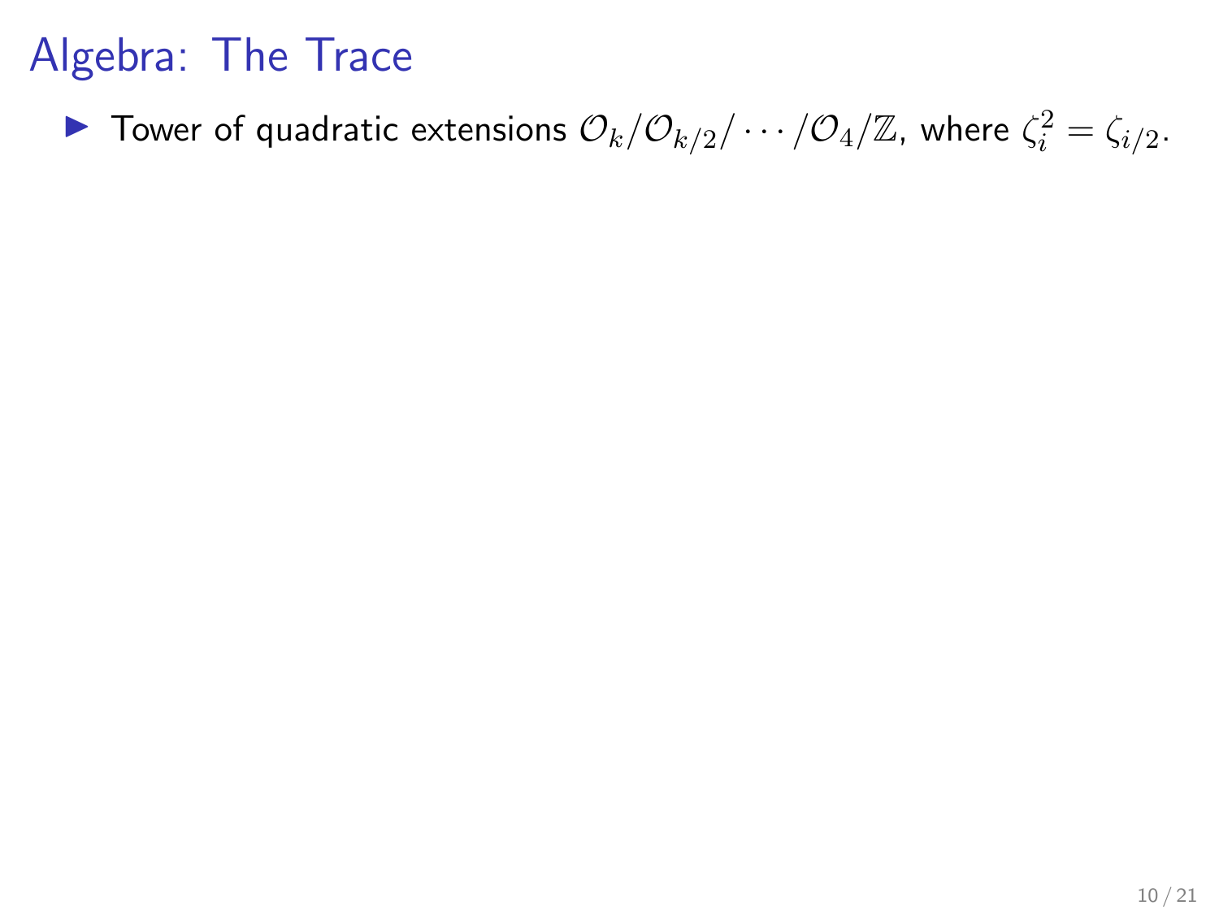# Algebra: The Trace

- Tower of quadratic extensions $\mathcal{O}_k/\mathcal{O}_{k/2}/\cdots/\mathcal{O}_4/\mathbb{Z}$, where $\zeta_i^2 = \zeta_{i/2}$.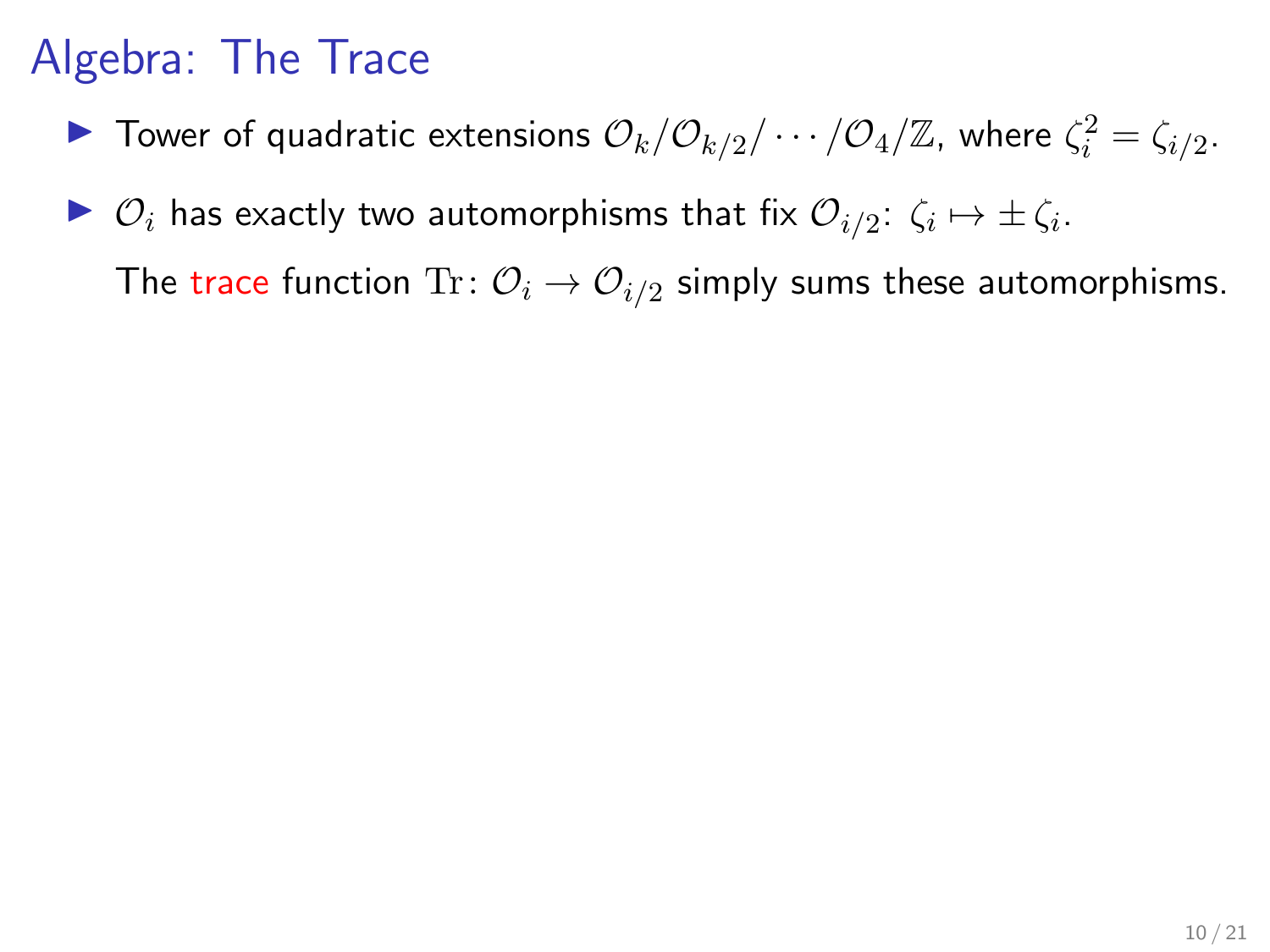# Algebra: The Trace

- Tower of quadratic extensions $\mathcal{O}_k/\mathcal{O}_{k/2}/\cdots/\mathcal{O}_4/\mathbb{Z}$, where $\zeta_i^2 = \zeta_{i/2}$.
- $\mathcal{O}_i$ has exactly two automorphisms that fix $\mathcal{O}_{i/2}$: $\zeta_i \mapsto \pm\,\zeta_i$.

  The trace function $\mathrm{Tr}\colon \mathcal{O}_i \to \mathcal{O}_{i/2}$ simply sums these automorphisms.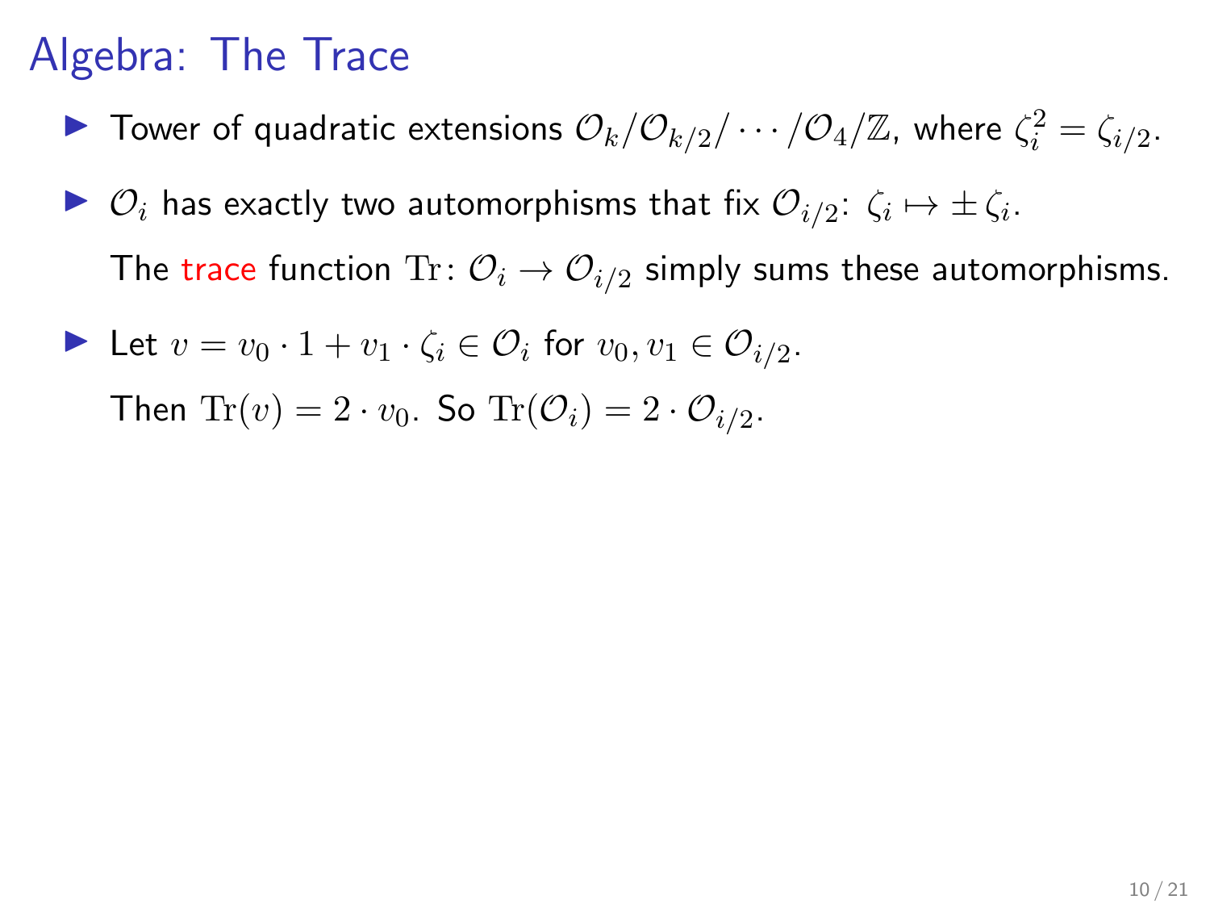# Algebra: The Trace

- Tower of quadratic extensions $\mathcal{O}_k/\mathcal{O}_{k/2}/\cdots/\mathcal{O}_4/\mathbb{Z}$, where $\zeta_i^2 = \zeta_{i/2}$.
- $\mathcal{O}_i$ has exactly two automorphisms that fix $\mathcal{O}_{i/2}$: $\zeta_i \mapsto \pm\,\zeta_i$.

  The trace function $\mathrm{Tr}\colon \mathcal{O}_i \to \mathcal{O}_{i/2}$ simply sums these automorphisms.
- Let $v = v_0 \cdot 1 + v_1 \cdot \zeta_i \in \mathcal{O}_i$ for $v_0, v_1 \in \mathcal{O}_{i/2}$.

  Then $\mathrm{Tr}(v) = 2 \cdot v_0$. So $\mathrm{Tr}(\mathcal{O}_i) = 2 \cdot \mathcal{O}_{i/2}$.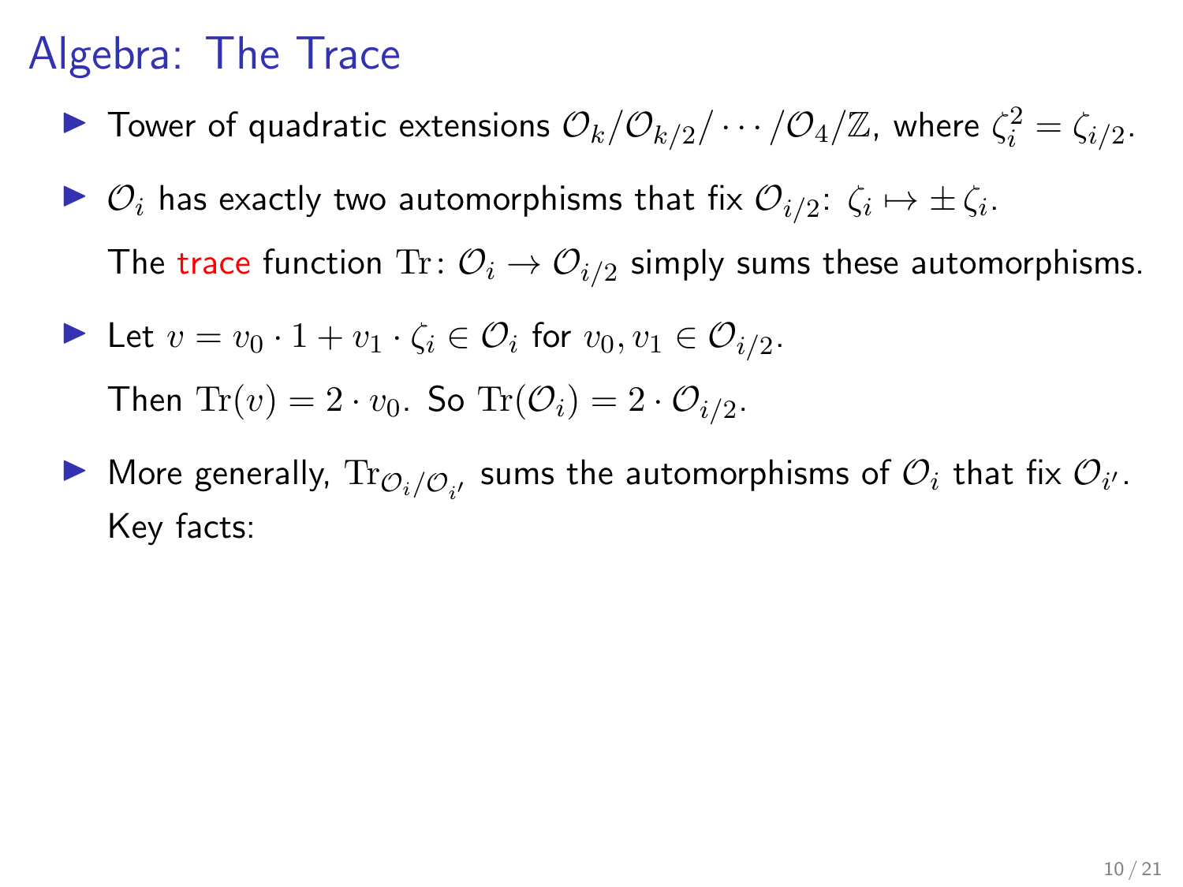# Algebra: The Trace

- Tower of quadratic extensions $\mathcal{O}_k/\mathcal{O}_{k/2}/\cdots/\mathcal{O}_4/\mathbb{Z}$, where $\zeta_i^2 = \zeta_{i/2}$.
- $\mathcal{O}_i$ has exactly two automorphisms that fix $\mathcal{O}_{i/2}$: $\zeta_i \mapsto \pm\,\zeta_i$.

  The trace function $\mathrm{Tr}\colon \mathcal{O}_i \to \mathcal{O}_{i/2}$ simply sums these automorphisms.
- Let $v = v_0 \cdot 1 + v_1 \cdot \zeta_i \in \mathcal{O}_i$ for $v_0, v_1 \in \mathcal{O}_{i/2}$.

  Then $\mathrm{Tr}(v) = 2 \cdot v_0$. So $\mathrm{Tr}(\mathcal{O}_i) = 2 \cdot \mathcal{O}_{i/2}$.
- More generally, $\mathrm{Tr}_{\mathcal{O}_i/\mathcal{O}_{i'}}$ sums the automorphisms of $\mathcal{O}_i$ that fix $\mathcal{O}_{i'}$.

  Key facts: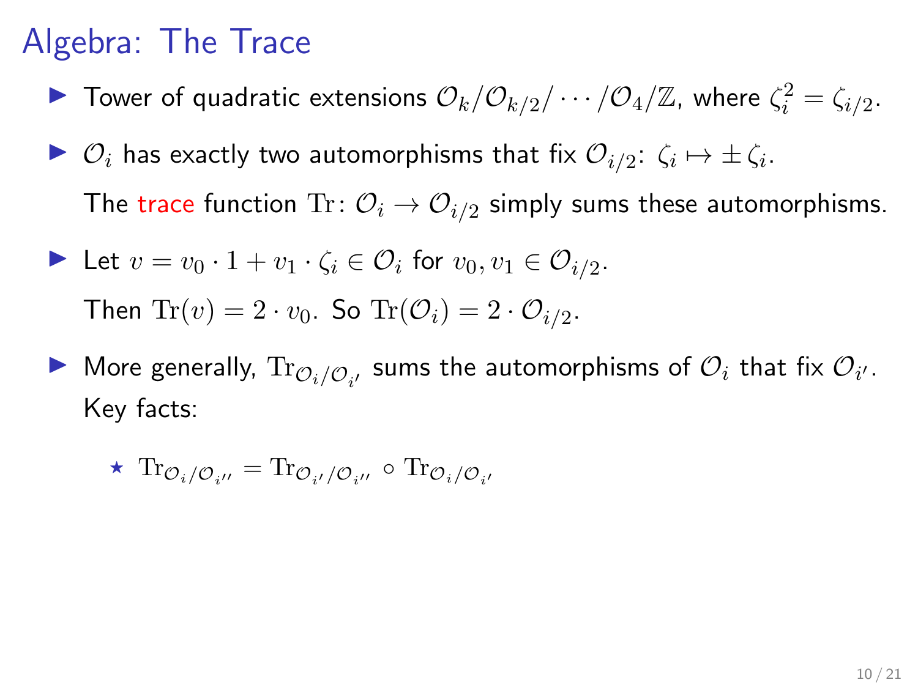# Algebra: The Trace

- Tower of quadratic extensions $\mathcal{O}_k/\mathcal{O}_{k/2}/\cdots/\mathcal{O}_4/\mathbb{Z}$, where $\zeta_i^2 = \zeta_{i/2}$.
- $\mathcal{O}_i$ has exactly two automorphisms that fix $\mathcal{O}_{i/2}$: $\zeta_i \mapsto \pm\,\zeta_i$.

  The trace function $\mathrm{Tr}\colon \mathcal{O}_i \to \mathcal{O}_{i/2}$ simply sums these automorphisms.
- Let $v = v_0 \cdot 1 + v_1 \cdot \zeta_i \in \mathcal{O}_i$ for $v_0, v_1 \in \mathcal{O}_{i/2}$.

  Then $\mathrm{Tr}(v) = 2 \cdot v_0$. So $\mathrm{Tr}(\mathcal{O}_i) = 2 \cdot \mathcal{O}_{i/2}$.
- More generally, $\mathrm{Tr}_{\mathcal{O}_i/\mathcal{O}_{i'}}$ sums the automorphisms of $\mathcal{O}_i$ that fix $\mathcal{O}_{i'}$. Key facts:
  - $\mathrm{Tr}_{\mathcal{O}_i/\mathcal{O}_{i''}} = \mathrm{Tr}_{\mathcal{O}_{i'}/\mathcal{O}_{i''}} \circ \mathrm{Tr}_{\mathcal{O}_i/\mathcal{O}_{i'}}$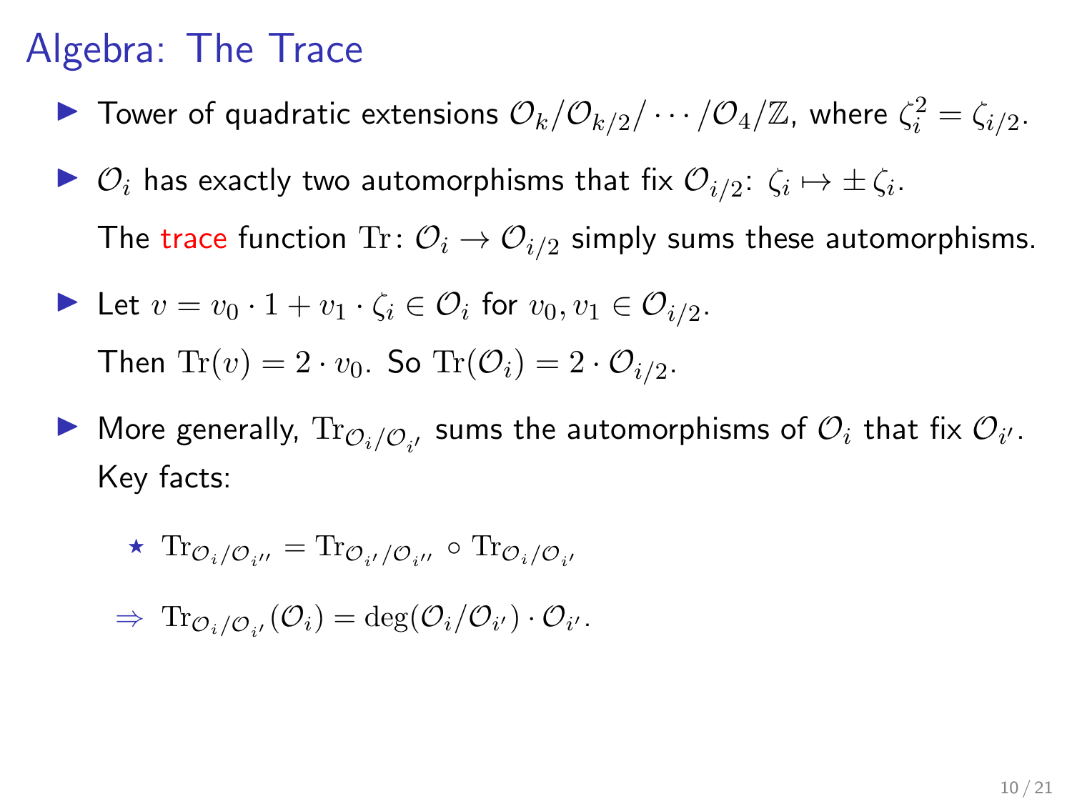# Algebra: The Trace

- Tower of quadratic extensions $\mathcal{O}_k/\mathcal{O}_{k/2}/\cdots/\mathcal{O}_4/\mathbb{Z}$, where $\zeta_i^2 = \zeta_{i/2}$.
- $\mathcal{O}_i$ has exactly two automorphisms that fix $\mathcal{O}_{i/2}$: $\zeta_i \mapsto \pm\,\zeta_i$.

  The trace function $\mathrm{Tr}\colon \mathcal{O}_i \to \mathcal{O}_{i/2}$ simply sums these automorphisms.
- Let $v = v_0 \cdot 1 + v_1 \cdot \zeta_i \in \mathcal{O}_i$ for $v_0, v_1 \in \mathcal{O}_{i/2}$.

  Then $\mathrm{Tr}(v) = 2 \cdot v_0$. So $\mathrm{Tr}(\mathcal{O}_i) = 2 \cdot \mathcal{O}_{i/2}$.
- More generally, $\mathrm{Tr}_{\mathcal{O}_i/\mathcal{O}_{i'}}$ sums the automorphisms of $\mathcal{O}_i$ that fix $\mathcal{O}_{i'}$. Key facts:

  - $\mathrm{Tr}_{\mathcal{O}_i/\mathcal{O}_{i''}} = \mathrm{Tr}_{\mathcal{O}_{i'}/\mathcal{O}_{i''}} \circ \mathrm{Tr}_{\mathcal{O}_i/\mathcal{O}_{i'}}$

  $\Rightarrow$ $\mathrm{Tr}_{\mathcal{O}_i/\mathcal{O}_{i'}}(\mathcal{O}_i) = \deg(\mathcal{O}_i/\mathcal{O}_{i'}) \cdot \mathcal{O}_{i'}$.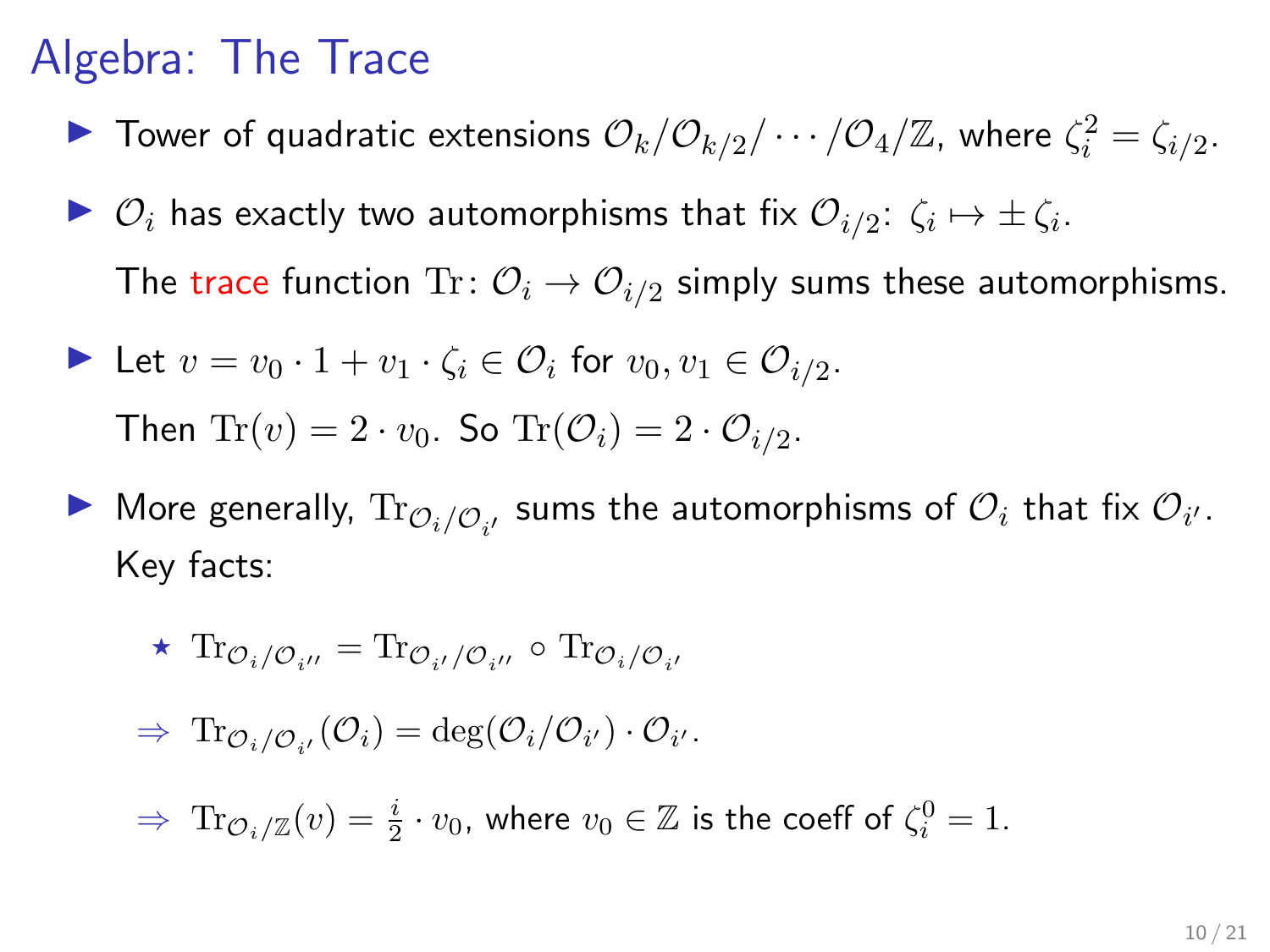# Algebra: The Trace

- Tower of quadratic extensions $\mathcal{O}_k/\mathcal{O}_{k/2}/\cdots/\mathcal{O}_4/\mathbb{Z}$, where $\zeta_i^2 = \zeta_{i/2}$.
- $\mathcal{O}_i$ has exactly two automorphisms that fix $\mathcal{O}_{i/2}$: $\zeta_i \mapsto \pm\,\zeta_i$.

  The trace function $\mathrm{Tr}\colon \mathcal{O}_i \to \mathcal{O}_{i/2}$ simply sums these automorphisms.
- Let $v = v_0 \cdot 1 + v_1 \cdot \zeta_i \in \mathcal{O}_i$ for $v_0, v_1 \in \mathcal{O}_{i/2}$.

  Then $\mathrm{Tr}(v) = 2 \cdot v_0$. So $\mathrm{Tr}(\mathcal{O}_i) = 2 \cdot \mathcal{O}_{i/2}$.
- More generally, $\mathrm{Tr}_{\mathcal{O}_i/\mathcal{O}_{i'}}$ sums the automorphisms of $\mathcal{O}_i$ that fix $\mathcal{O}_{i'}$.

  Key facts:

  ★ $\mathrm{Tr}_{\mathcal{O}_i/\mathcal{O}_{i''}} = \mathrm{Tr}_{\mathcal{O}_{i'}/\mathcal{O}_{i''}} \circ \mathrm{Tr}_{\mathcal{O}_i/\mathcal{O}_{i'}}$

  $\Rightarrow$ $\mathrm{Tr}_{\mathcal{O}_i/\mathcal{O}_{i'}}(\mathcal{O}_i) = \deg(\mathcal{O}_i/\mathcal{O}_{i'}) \cdot \mathcal{O}_{i'}$.

  $\Rightarrow$ $\mathrm{Tr}_{\mathcal{O}_i/\mathbb{Z}}(v) = \frac{i}{2} \cdot v_0$, where $v_0 \in \mathbb{Z}$ is the coeff of $\zeta_i^0 = 1$.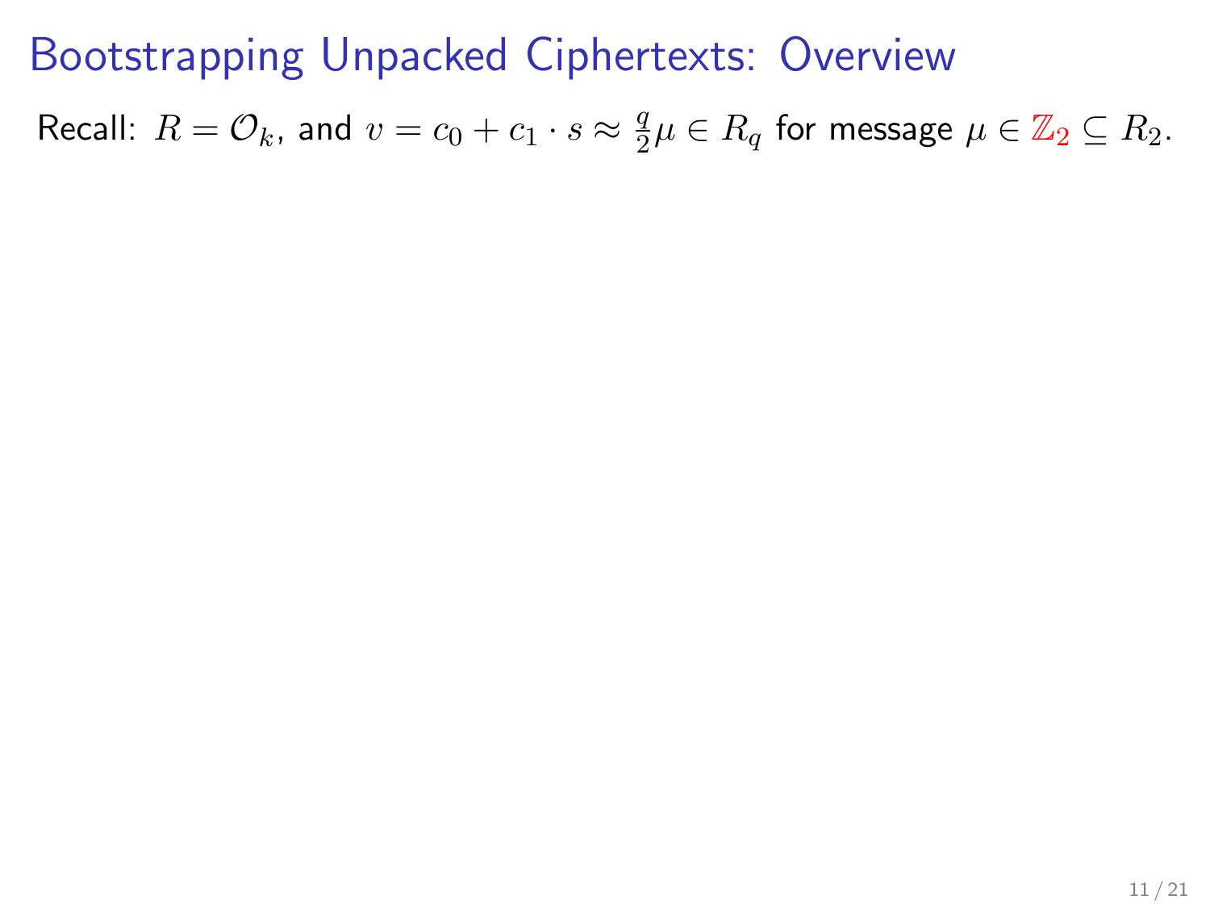# Bootstrapping Unpacked Ciphertexts: Overview

Recall: $R = \mathcal{O}_k$, and $v = c_0 + c_1 \cdot s \approx \frac{q}{2}\mu \in R_q$ for message $\mu \in \mathbb{Z}_2 \subseteq R_2$.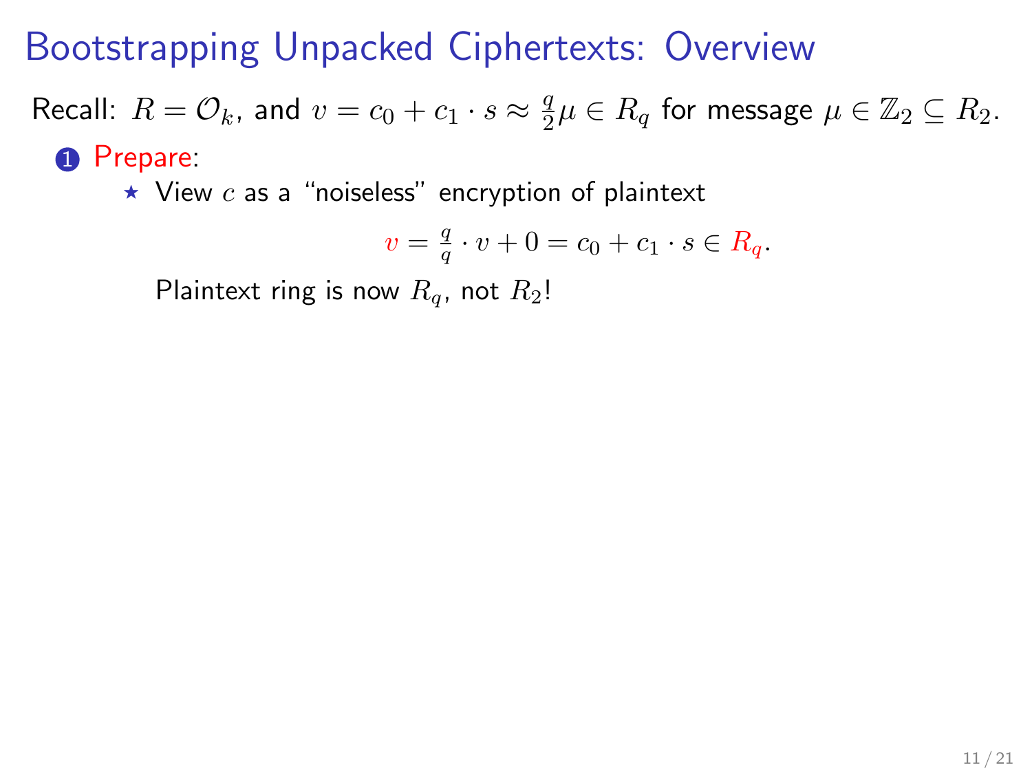# Bootstrapping Unpacked Ciphertexts: Overview

Recall: $R = \mathcal{O}_k$, and $v = c_0 + c_1 \cdot s \approx \frac{q}{2}\mu \in R_q$ for message $\mu \in \mathbb{Z}_2 \subseteq R_2$.

1. Prepare:
   - ⋆ View $c$ as a "noiseless" encryption of plaintext

     $$v = \frac{q}{q} \cdot v + 0 = c_0 + c_1 \cdot s \in R_q.$$

     Plaintext ring is now $R_q$, not $R_2$!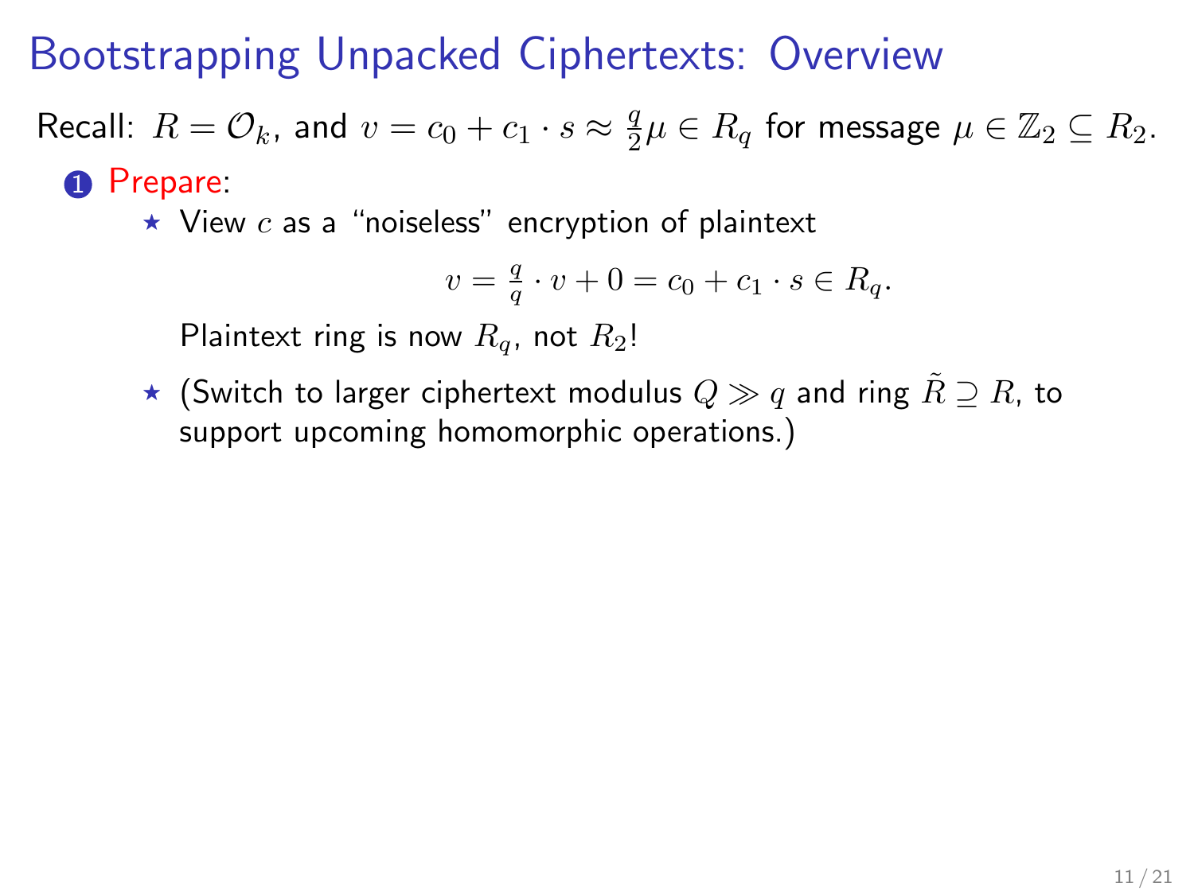# Bootstrapping Unpacked Ciphertexts: Overview

Recall: $R = \mathcal{O}_k$, and $v = c_0 + c_1 \cdot s \approx \frac{q}{2}\mu \in R_q$ for message $\mu \in \mathbb{Z}_2 \subseteq R_2$.

1. Prepare:
   - ⋆ View $c$ as a "noiseless" encryption of plaintext

     $$v = \tfrac{q}{q} \cdot v + 0 = c_0 + c_1 \cdot s \in R_q.$$

     Plaintext ring is now $R_q$, not $R_2$!

   - ⋆ (Switch to larger ciphertext modulus $Q \gg q$ and ring $\tilde{R} \supseteq R$, to support upcoming homomorphic operations.)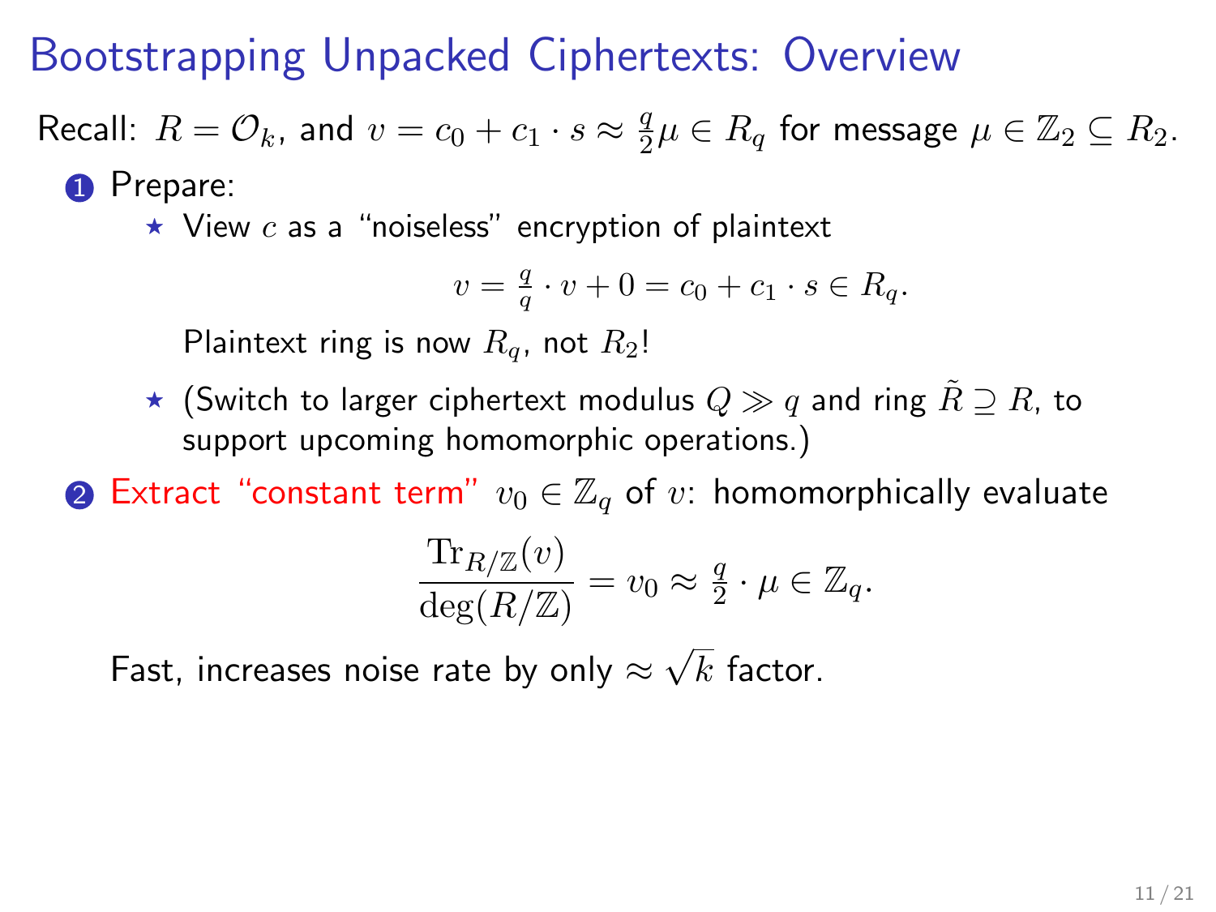# Bootstrapping Unpacked Ciphertexts: Overview

Recall: $R = \mathcal{O}_k$, and $v = c_0 + c_1 \cdot s \approx \frac{q}{2}\mu \in R_q$ for message $\mu \in \mathbb{Z}_2 \subseteq R_2$.

1. Prepare:
   - ⋆ View $c$ as a "noiseless" encryption of plaintext

     $$v = \tfrac{q}{q} \cdot v + 0 = c_0 + c_1 \cdot s \in R_q.$$

     Plaintext ring is now $R_q$, not $R_2$!

   - ⋆ (Switch to larger ciphertext modulus $Q \gg q$ and ring $\tilde{R} \supseteq R$, to support upcoming homomorphic operations.)

2. Extract "constant term" $v_0 \in \mathbb{Z}_q$ of $v$: homomorphically evaluate

   $$\frac{\mathrm{Tr}_{R/\mathbb{Z}}(v)}{\deg(R/\mathbb{Z})} = v_0 \approx \tfrac{q}{2} \cdot \mu \in \mathbb{Z}_q.$$

   Fast, increases noise rate by only $\approx \sqrt{k}$ factor.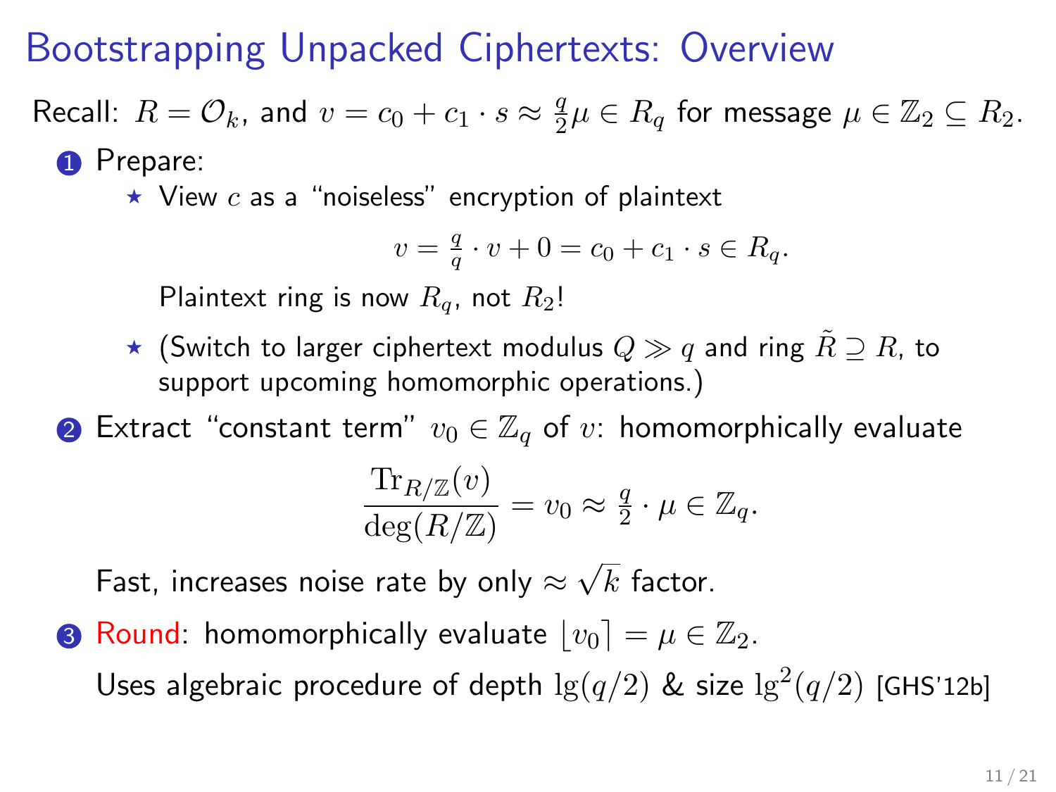# Bootstrapping Unpacked Ciphertexts: Overview

Recall: $R = \mathcal{O}_k$, and $v = c_0 + c_1 \cdot s \approx \frac{q}{2}\mu \in R_q$ for message $\mu \in \mathbb{Z}_2 \subseteq R_2$.

1. Prepare:
   - ⋆ View $c$ as a "noiseless" encryption of plaintext

     $$v = \tfrac{q}{q} \cdot v + 0 = c_0 + c_1 \cdot s \in R_q.$$

     Plaintext ring is now $R_q$, not $R_2$!

   - ⋆ (Switch to larger ciphertext modulus $Q \gg q$ and ring $\tilde{R} \supseteq R$, to support upcoming homomorphic operations.)

2. Extract "constant term" $v_0 \in \mathbb{Z}_q$ of $v$: homomorphically evaluate

   $$\frac{\mathrm{Tr}_{R/\mathbb{Z}}(v)}{\deg(R/\mathbb{Z})} = v_0 \approx \tfrac{q}{2} \cdot \mu \in \mathbb{Z}_q.$$

   Fast, increases noise rate by only $\approx \sqrt{k}$ factor.

3. Round: homomorphically evaluate $\lfloor v_0 \rceil = \mu \in \mathbb{Z}_2$.

   Uses algebraic procedure of depth $\lg(q/2)$ & size $\lg^2(q/2)$ [GHS'12b]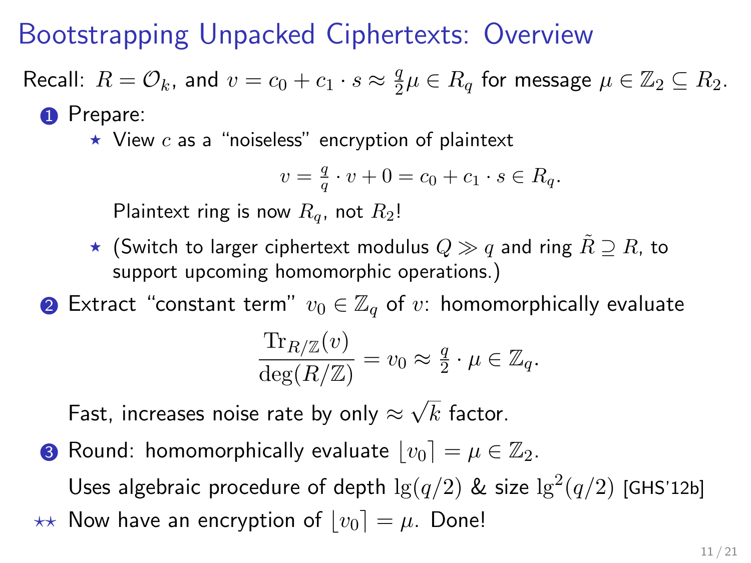# Bootstrapping Unpacked Ciphertexts: Overview

Recall: $R = \mathcal{O}_k$, and $v = c_0 + c_1 \cdot s \approx \frac{q}{2}\mu \in R_q$ for message $\mu \in \mathbb{Z}_2 \subseteq R_2$.

1. Prepare:
   - ⋆ View $c$ as a "noiseless" encryption of plaintext

     $$v = \tfrac{q}{q} \cdot v + 0 = c_0 + c_1 \cdot s \in R_q.$$

     Plaintext ring is now $R_q$, not $R_2$!
   - ⋆ (Switch to larger ciphertext modulus $Q \gg q$ and ring $\tilde{R} \supseteq R$, to support upcoming homomorphic operations.)

2. Extract "constant term" $v_0 \in \mathbb{Z}_q$ of $v$: homomorphically evaluate

   $$\frac{\mathrm{Tr}_{R/\mathbb{Z}}(v)}{\deg(R/\mathbb{Z})} = v_0 \approx \tfrac{q}{2} \cdot \mu \in \mathbb{Z}_q.$$

   Fast, increases noise rate by only $\approx \sqrt{k}$ factor.

3. Round: homomorphically evaluate $\lfloor v_0 \rceil = \mu \in \mathbb{Z}_2$.

   Uses algebraic procedure of depth $\lg(q/2)$ & size $\lg^2(q/2)$ [GHS'12b]

⋆⋆ Now have an encryption of $\lfloor v_0 \rceil = \mu$. Done!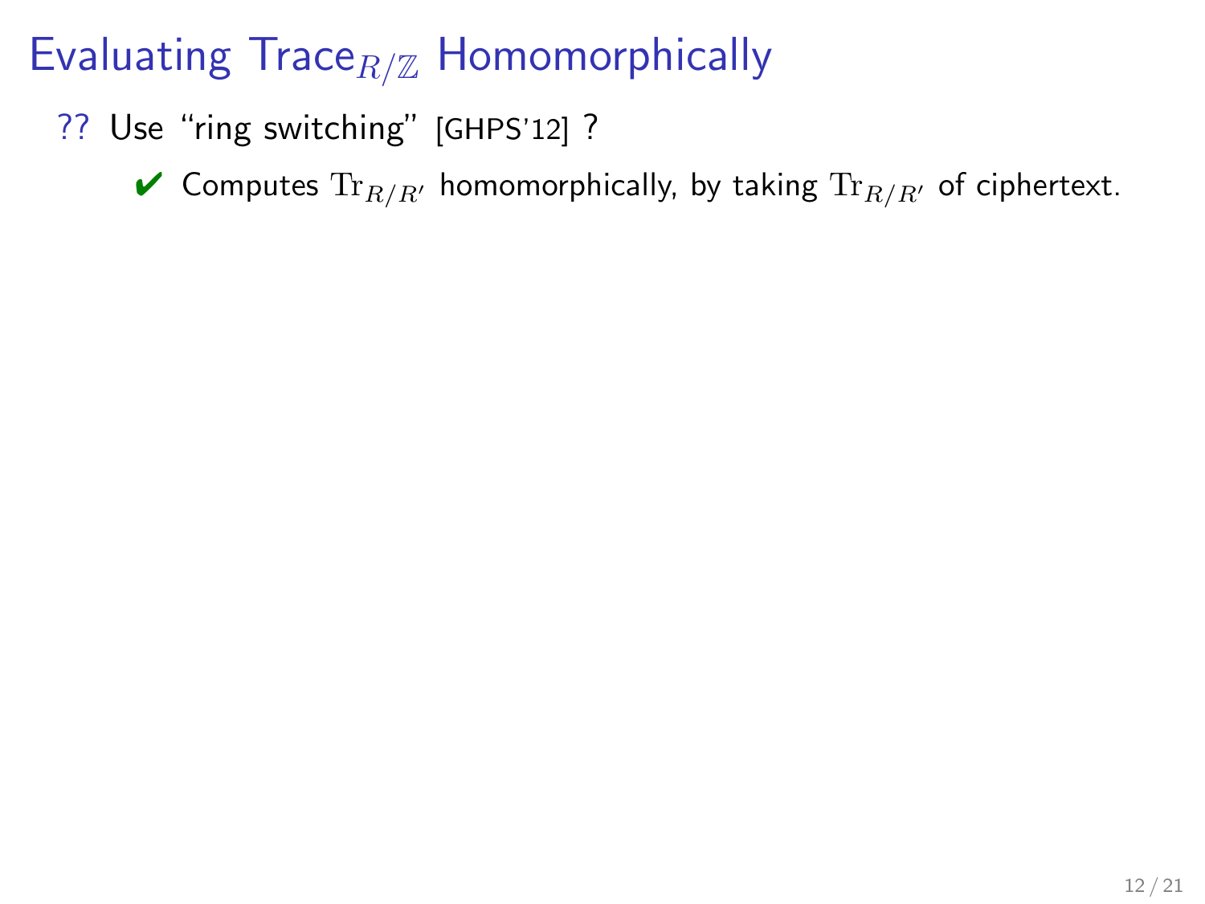# Evaluating $\text{Trace}_{R/\mathbb{Z}}$ Homomorphically

?? Use "ring switching" [GHPS'12] ?

- ✔ Computes $\mathrm{Tr}_{R/R'}$ homomorphically, by taking $\mathrm{Tr}_{R/R'}$ of ciphertext.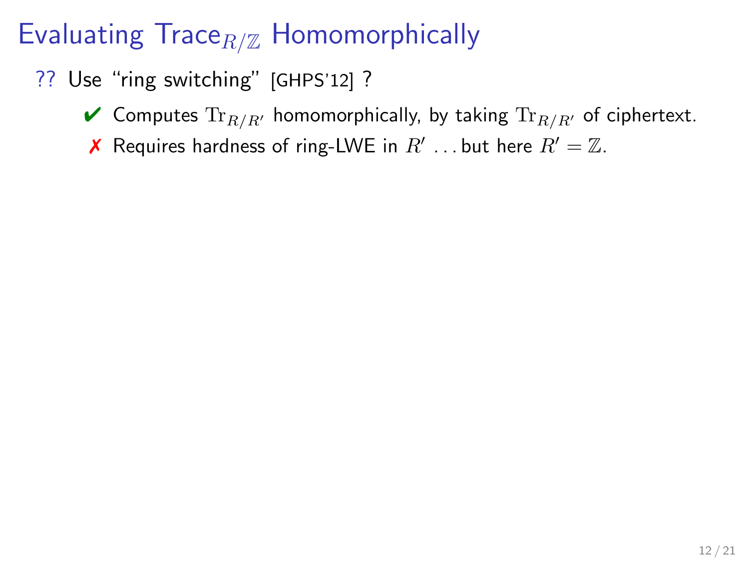# Evaluating $\text{Trace}_{R/\mathbb{Z}}$ Homomorphically

?? Use "ring switching" [GHPS'12] ?

- ✔ Computes $\text{Tr}_{R/R'}$ homomorphically, by taking $\text{Tr}_{R/R'}$ of ciphertext.
- ✗ Requires hardness of ring-LWE in $R'$ … but here $R' = \mathbb{Z}$.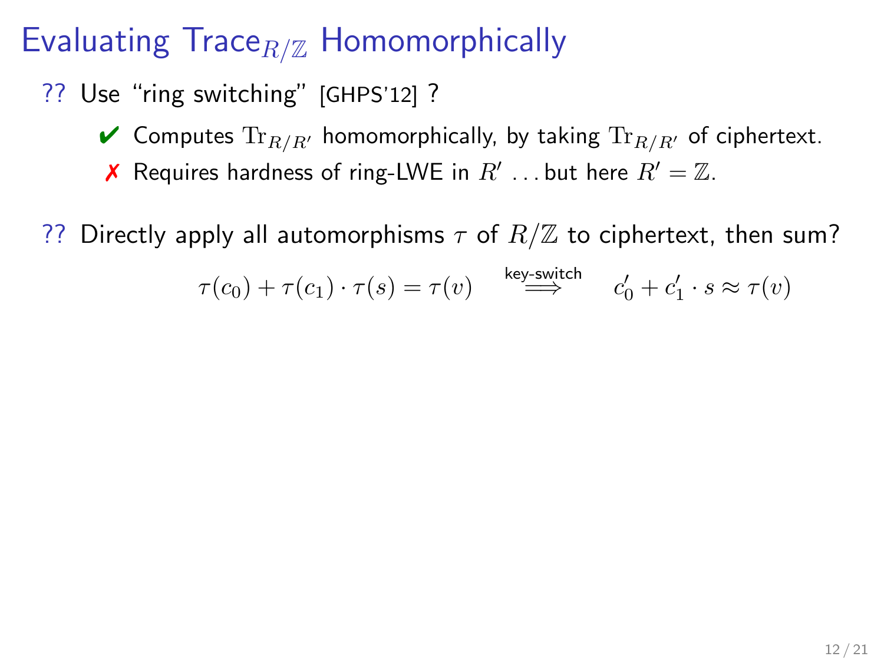# Evaluating $\text{Trace}_{R/\mathbb{Z}}$ Homomorphically

?? Use "ring switching" [GHPS'12] ?

- ✔ Computes $\text{Tr}_{R/R'}$ homomorphically, by taking $\text{Tr}_{R/R'}$ of ciphertext.
- ✗ Requires hardness of ring-LWE in $R'$ … but here $R' = \mathbb{Z}$.

?? Directly apply all automorphisms $\tau$ of $R/\mathbb{Z}$ to ciphertext, then sum?

$$\tau(c_0) + \tau(c_1) \cdot \tau(s) = \tau(v) \quad \overset{\text{key-switch}}{\Longrightarrow} \quad c_0' + c_1' \cdot s \approx \tau(v)$$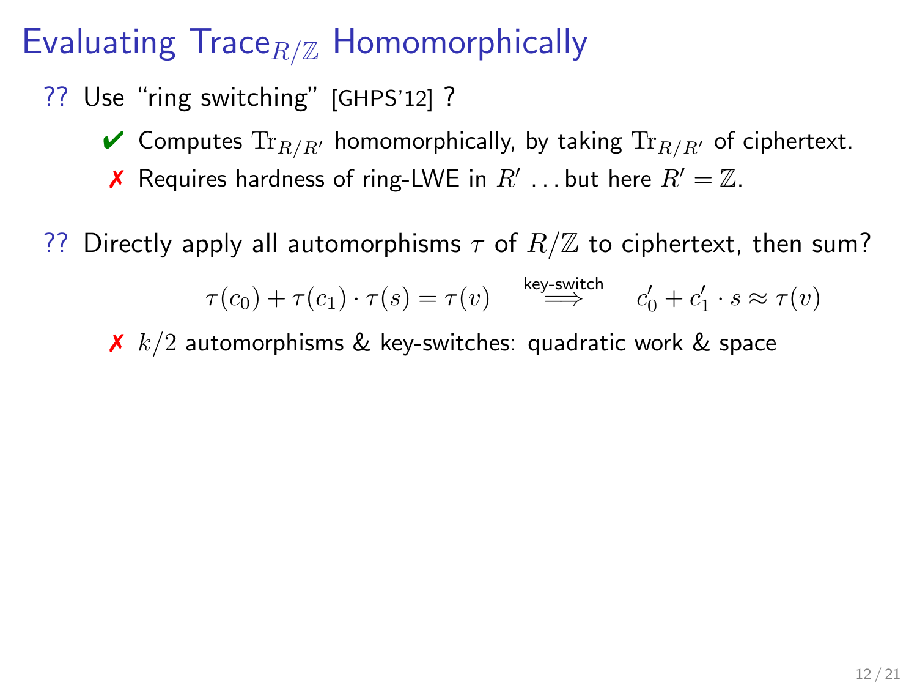# Evaluating $\text{Trace}_{R/\mathbb{Z}}$ Homomorphically

?? Use "ring switching" [GHPS'12] ?

- ✔ Computes $\mathrm{Tr}_{R/R'}$ homomorphically, by taking $\mathrm{Tr}_{R/R'}$ of ciphertext.
- ✗ Requires hardness of ring-LWE in $R'$ … but here $R' = \mathbb{Z}$.

?? Directly apply all automorphisms $\tau$ of $R/\mathbb{Z}$ to ciphertext, then sum?

$$\tau(c_0) + \tau(c_1) \cdot \tau(s) = \tau(v) \quad \overset{\text{key-switch}}{\Longrightarrow} \quad c_0' + c_1' \cdot s \approx \tau(v)$$

- ✗ $k/2$ automorphisms & key-switches: quadratic work & space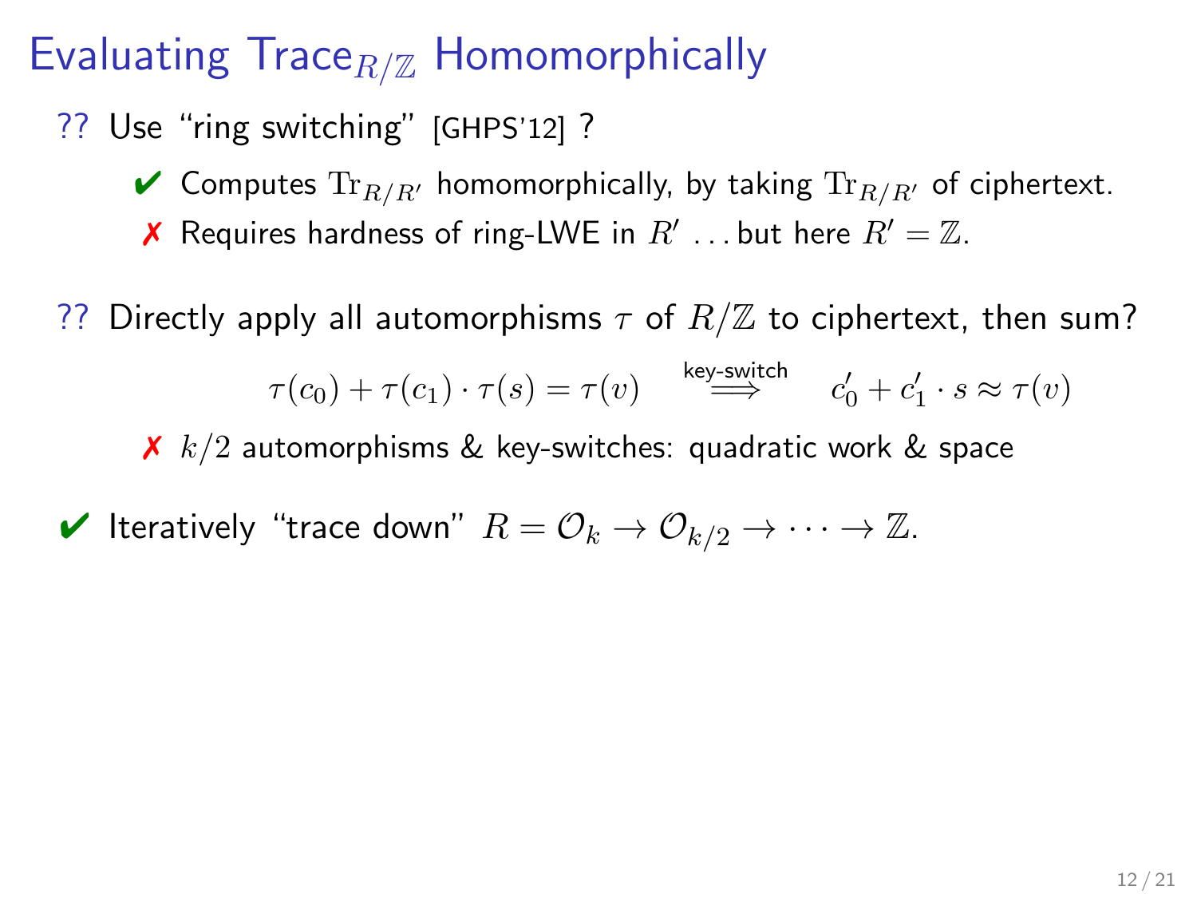# Evaluating $\text{Trace}_{R/\mathbb{Z}}$ Homomorphically

?? Use "ring switching" [GHPS'12] ?

- ✔ Computes $\text{Tr}_{R/R'}$ homomorphically, by taking $\text{Tr}_{R/R'}$ of ciphertext.
- ✗ Requires hardness of ring-LWE in $R'$ ... but here $R' = \mathbb{Z}$.

?? Directly apply all automorphisms $\tau$ of $R/\mathbb{Z}$ to ciphertext, then sum?

$$\tau(c_0) + \tau(c_1) \cdot \tau(s) = \tau(v) \quad \stackrel{\text{key-switch}}{\Longrightarrow} \quad c_0' + c_1' \cdot s \approx \tau(v)$$

- ✗ $k/2$ automorphisms & key-switches: quadratic work & space

✔ Iteratively "trace down" $R = \mathcal{O}_k \to \mathcal{O}_{k/2} \to \cdots \to \mathbb{Z}$.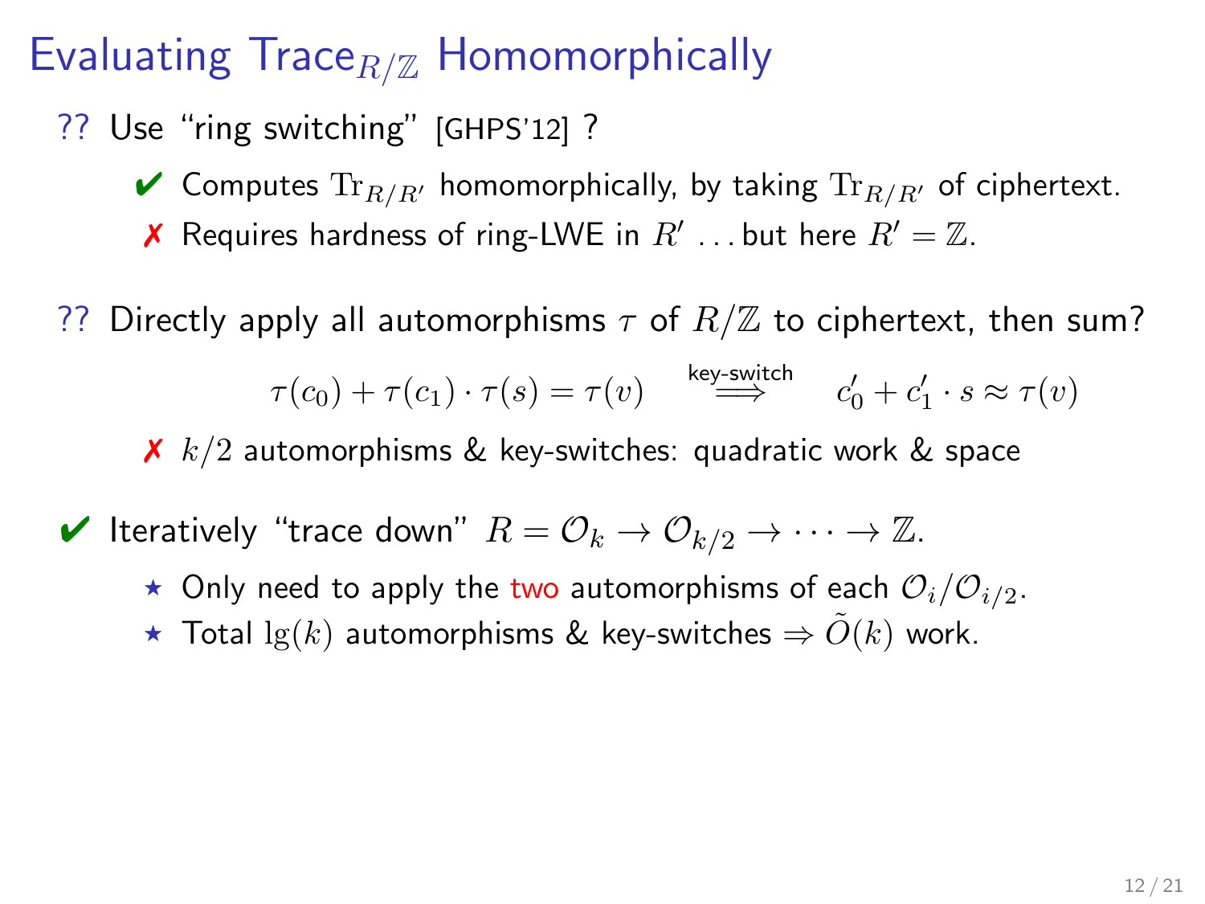# Evaluating $\text{Trace}_{R/\mathbb{Z}}$ Homomorphically

?? Use "ring switching" [GHPS'12] ?

- ✔ Computes $\text{Tr}_{R/R'}$ homomorphically, by taking $\text{Tr}_{R/R'}$ of ciphertext.
- ✗ Requires hardness of ring-LWE in $R'$ . . . but here $R' = \mathbb{Z}$.

?? Directly apply all automorphisms $\tau$ of $R/\mathbb{Z}$ to ciphertext, then sum?

$$\tau(c_0) + \tau(c_1) \cdot \tau(s) = \tau(v) \quad \overset{\text{key-switch}}{\Longrightarrow} \quad c_0' + c_1' \cdot s \approx \tau(v)$$

- ✗ $k/2$ automorphisms & key-switches: quadratic work & space

✔ Iteratively "trace down" $R = \mathcal{O}_k \to \mathcal{O}_{k/2} \to \cdots \to \mathbb{Z}$.

- ⋆ Only need to apply the two automorphisms of each $\mathcal{O}_i/\mathcal{O}_{i/2}$.
- ⋆ Total $\lg(k)$ automorphisms & key-switches $\Rightarrow \tilde{O}(k)$ work.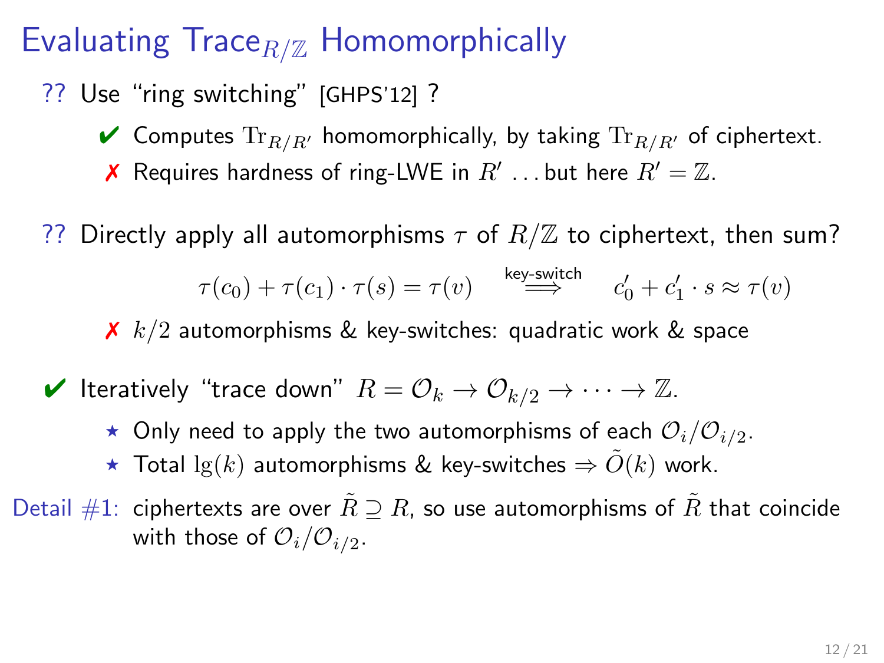# Evaluating $\mathrm{Trace}_{R/\mathbb{Z}}$ Homomorphically

?? Use "ring switching" [GHPS'12] ?

- ✔ Computes $\mathrm{Tr}_{R/R'}$ homomorphically, by taking $\mathrm{Tr}_{R/R'}$ of ciphertext.
- ✗ Requires hardness of ring-LWE in $R'$ . . . but here $R' = \mathbb{Z}$.

?? Directly apply all automorphisms $\tau$ of $R/\mathbb{Z}$ to ciphertext, then sum?

$$\tau(c_0) + \tau(c_1) \cdot \tau(s) = \tau(v) \quad \overset{\text{key-switch}}{\Longrightarrow} \quad c_0' + c_1' \cdot s \approx \tau(v)$$

- ✗ $k/2$ automorphisms & key-switches: quadratic work & space

✔ Iteratively "trace down" $R = \mathcal{O}_k \to \mathcal{O}_{k/2} \to \cdots \to \mathbb{Z}$.

- ⋆ Only need to apply the two automorphisms of each $\mathcal{O}_i/\mathcal{O}_{i/2}$.
- ⋆ Total $\lg(k)$ automorphisms & key-switches $\Rightarrow \tilde{O}(k)$ work.

Detail #1: ciphertexts are over $\tilde{R} \supseteq R$, so use automorphisms of $\tilde{R}$ that coincide with those of $\mathcal{O}_i/\mathcal{O}_{i/2}$.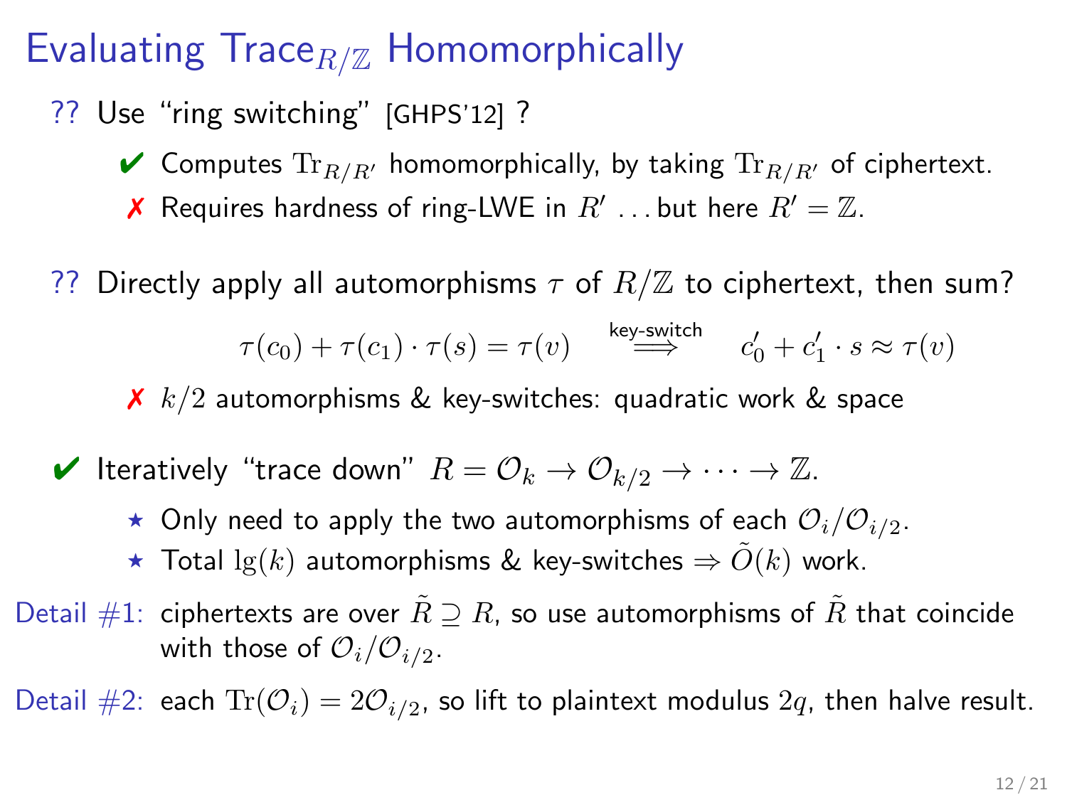# Evaluating $\mathrm{Trace}_{R/\mathbb{Z}}$ Homomorphically

?? Use "ring switching" [GHPS'12] ?

- ✔ Computes $\mathrm{Tr}_{R/R'}$ homomorphically, by taking $\mathrm{Tr}_{R/R'}$ of ciphertext.
- ✗ Requires hardness of ring-LWE in $R'$ . . . but here $R' = \mathbb{Z}$.

?? Directly apply all automorphisms $\tau$ of $R/\mathbb{Z}$ to ciphertext, then sum?

$$\tau(c_0) + \tau(c_1) \cdot \tau(s) = \tau(v) \quad \overset{\text{key-switch}}{\Longrightarrow} \quad c_0' + c_1' \cdot s \approx \tau(v)$$

- ✗ $k/2$ automorphisms & key-switches: quadratic work & space

✔ Iteratively "trace down" $R = \mathcal{O}_k \to \mathcal{O}_{k/2} \to \cdots \to \mathbb{Z}$.

- ⋆ Only need to apply the two automorphisms of each $\mathcal{O}_i/\mathcal{O}_{i/2}$.
- ⋆ Total $\lg(k)$ automorphisms & key-switches $\Rightarrow \tilde{O}(k)$ work.

Detail #1: ciphertexts are over $\tilde{R} \supseteq R$, so use automorphisms of $\tilde{R}$ that coincide with those of $\mathcal{O}_i/\mathcal{O}_{i/2}$.

Detail #2: each $\mathrm{Tr}(\mathcal{O}_i) = 2\mathcal{O}_{i/2}$, so lift to plaintext modulus $2q$, then halve result.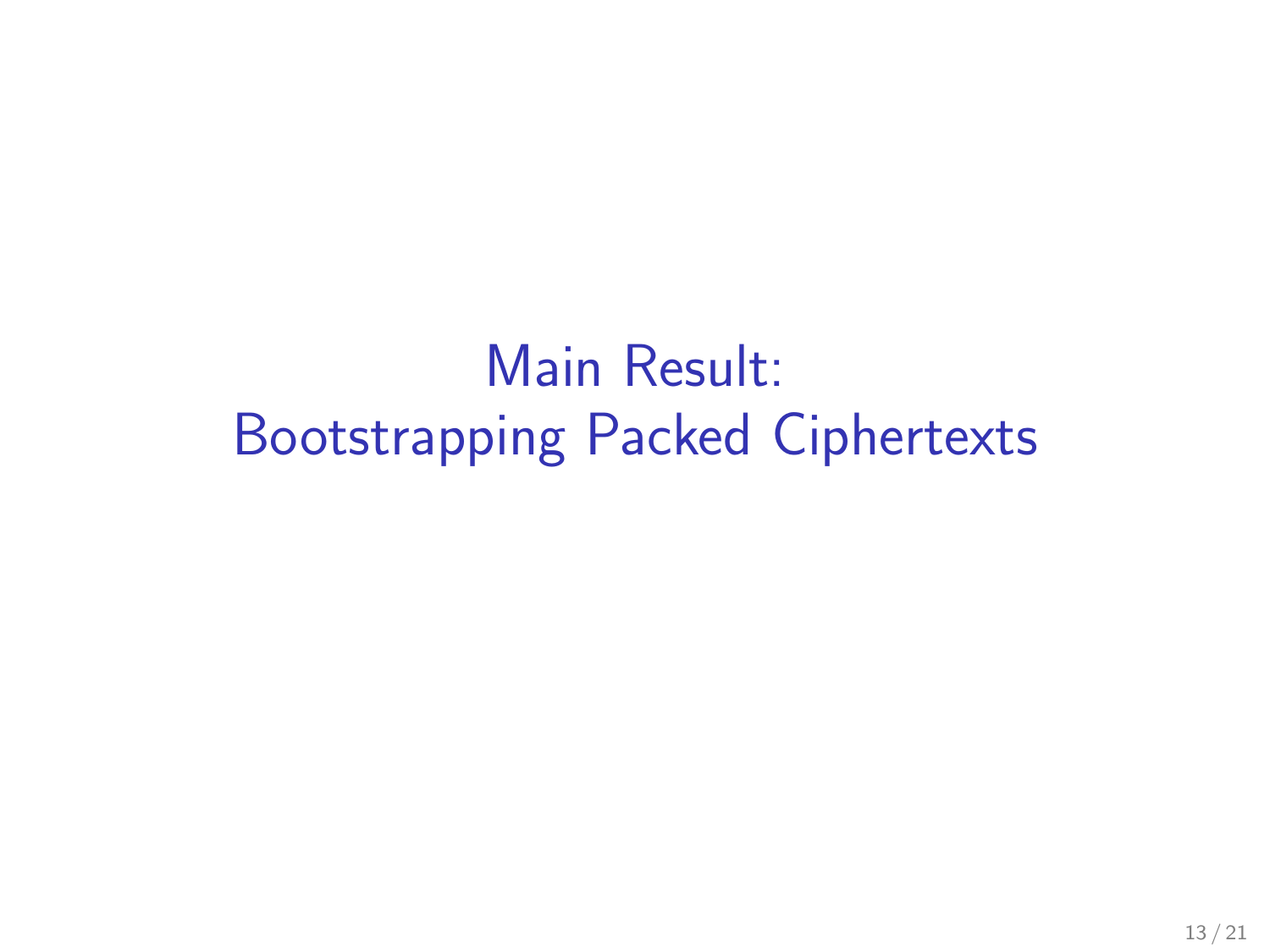# Main Result:
Bootstrapping Packed Ciphertexts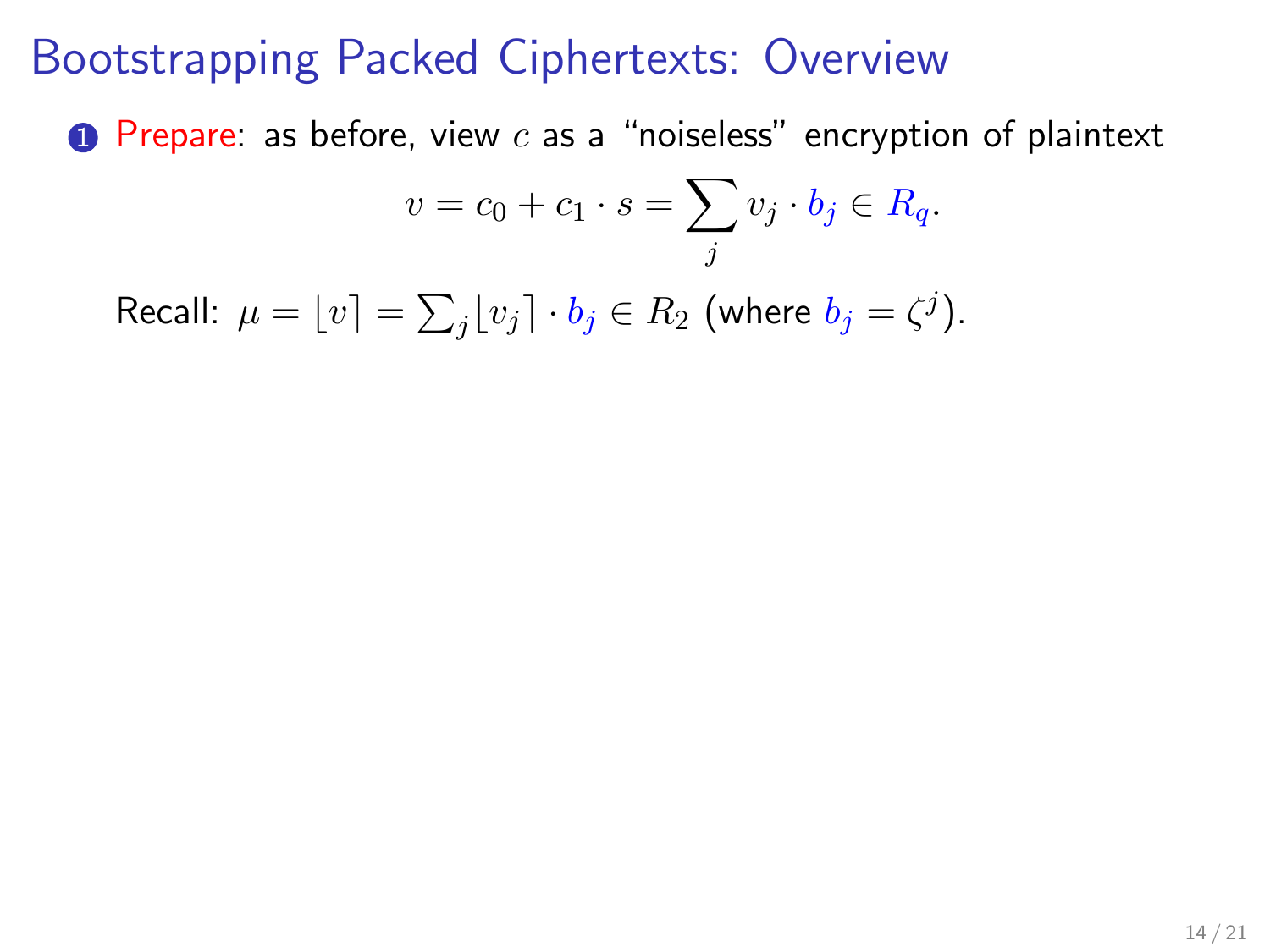# Bootstrapping Packed Ciphertexts: Overview

1. Prepare: as before, view $c$ as a "noiseless" encryption of plaintext

$$v = c_0 + c_1 \cdot s = \sum_j v_j \cdot b_j \in R_q.$$

Recall: $\mu = \lfloor v \rceil = \sum_j \lfloor v_j \rceil \cdot b_j \in R_2$ (where $b_j = \zeta^j$).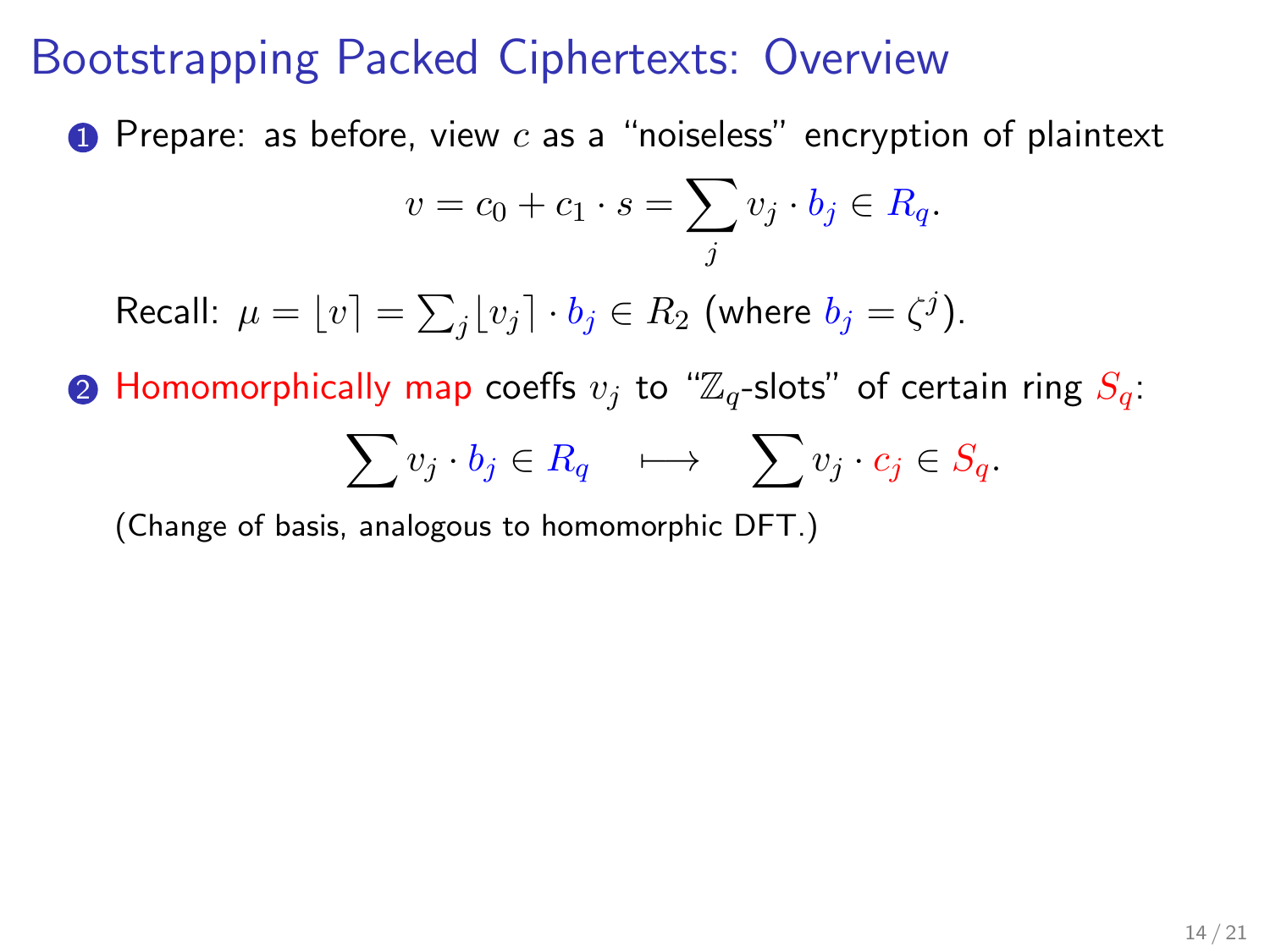# Bootstrapping Packed Ciphertexts: Overview

1. Prepare: as before, view $c$ as a "noiseless" encryption of plaintext

$$v = c_0 + c_1 \cdot s = \sum_j v_j \cdot b_j \in R_q.$$

Recall: $\mu = \lfloor v \rceil = \sum_j \lfloor v_j \rceil \cdot b_j \in R_2$ (where $b_j = \zeta^j$).

2. Homomorphically map coeffs $v_j$ to "$\mathbb{Z}_q$-slots" of certain ring $S_q$:

$$\sum v_j \cdot b_j \in R_q \quad \longmapsto \quad \sum v_j \cdot c_j \in S_q.$$

(Change of basis, analogous to homomorphic DFT.)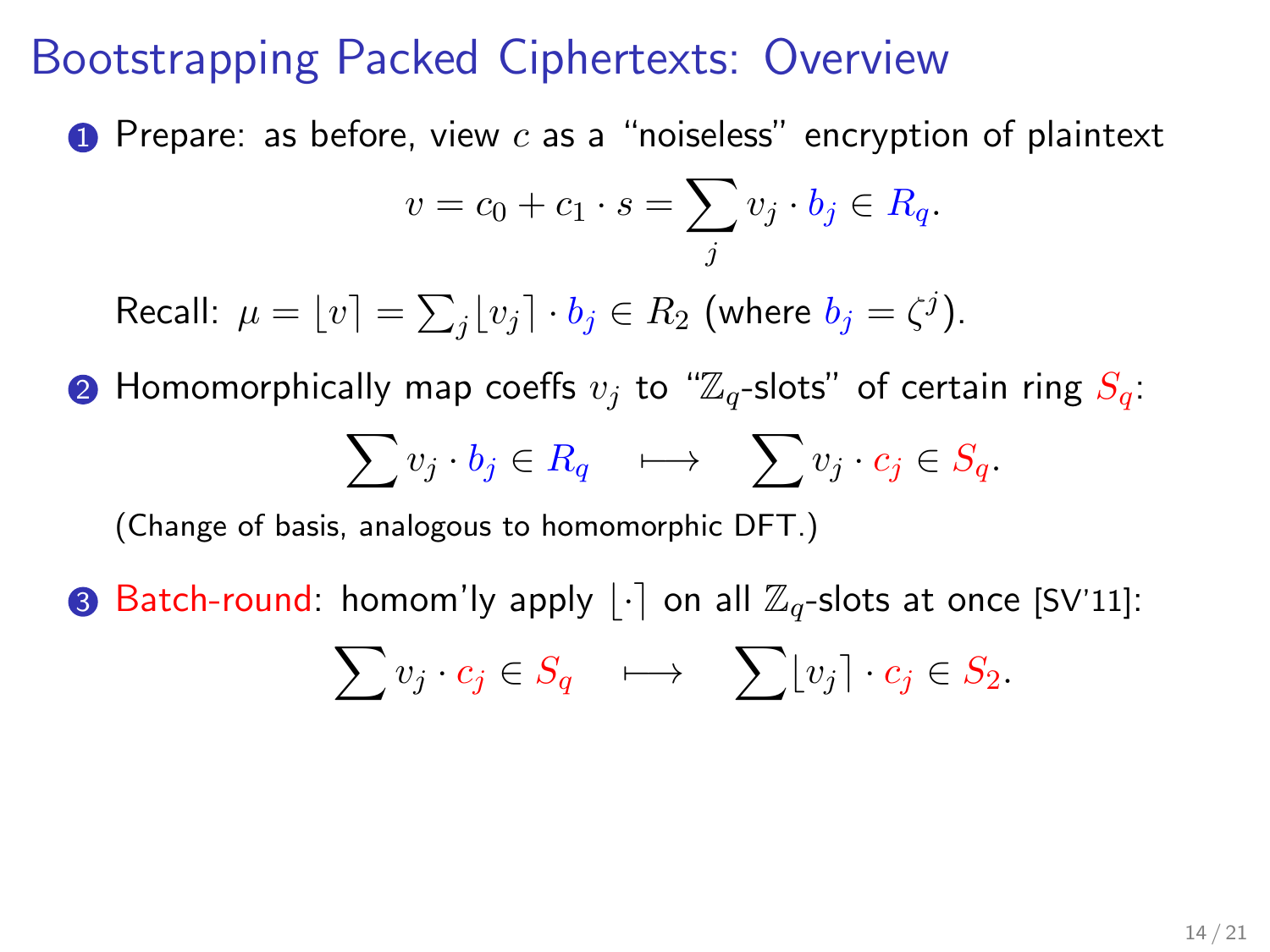# Bootstrapping Packed Ciphertexts: Overview

1. Prepare: as before, view $c$ as a "noiseless" encryption of plaintext

$$v = c_0 + c_1 \cdot s = \sum_j v_j \cdot b_j \in R_q.$$

   Recall: $\mu = \lfloor v \rceil = \sum_j \lfloor v_j \rceil \cdot b_j \in R_2$ (where $b_j = \zeta^j$).

2. Homomorphically map coeffs $v_j$ to "$\mathbb{Z}_q$-slots" of certain ring $S_q$:

$$\sum v_j \cdot b_j \in R_q \quad \longmapsto \quad \sum v_j \cdot c_j \in S_q.$$

   (Change of basis, analogous to homomorphic DFT.)

3. Batch-round: homom'ly apply $\lfloor \cdot \rceil$ on all $\mathbb{Z}_q$-slots at once [SV'11]:

$$\sum v_j \cdot c_j \in S_q \quad \longmapsto \quad \sum \lfloor v_j \rceil \cdot c_j \in S_2.$$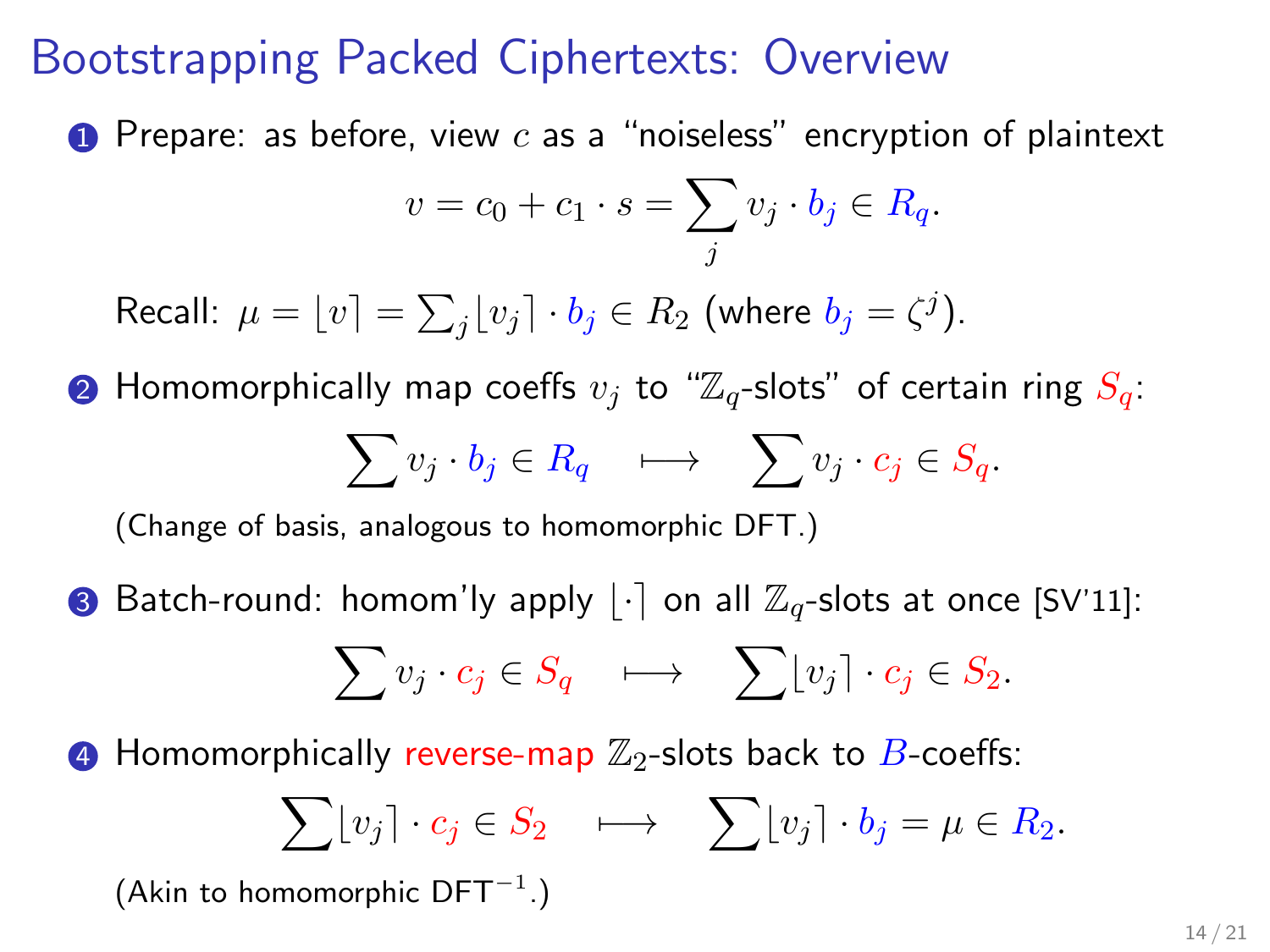# Bootstrapping Packed Ciphertexts: Overview

1. Prepare: as before, view $c$ as a "noiseless" encryption of plaintext

$$v = c_0 + c_1 \cdot s = \sum_j v_j \cdot b_j \in R_q.$$

   Recall: $\mu = \lfloor v \rceil = \sum_j \lfloor v_j \rceil \cdot b_j \in R_2$ (where $b_j = \zeta^j$).

2. Homomorphically map coeffs $v_j$ to "$\mathbb{Z}_q$-slots" of certain ring $S_q$:

$$\sum v_j \cdot b_j \in R_q \quad \longmapsto \quad \sum v_j \cdot c_j \in S_q.$$

   (Change of basis, analogous to homomorphic DFT.)

3. Batch-round: homom'ly apply $\lfloor \cdot \rceil$ on all $\mathbb{Z}_q$-slots at once [SV'11]:

$$\sum v_j \cdot c_j \in S_q \quad \longmapsto \quad \sum \lfloor v_j \rceil \cdot c_j \in S_2.$$

4. Homomorphically reverse-map $\mathbb{Z}_2$-slots back to $B$-coeffs:

$$\sum \lfloor v_j \rceil \cdot c_j \in S_2 \quad \longmapsto \quad \sum \lfloor v_j \rceil \cdot b_j = \mu \in R_2.$$

   (Akin to homomorphic $\mathsf{DFT}^{-1}$.)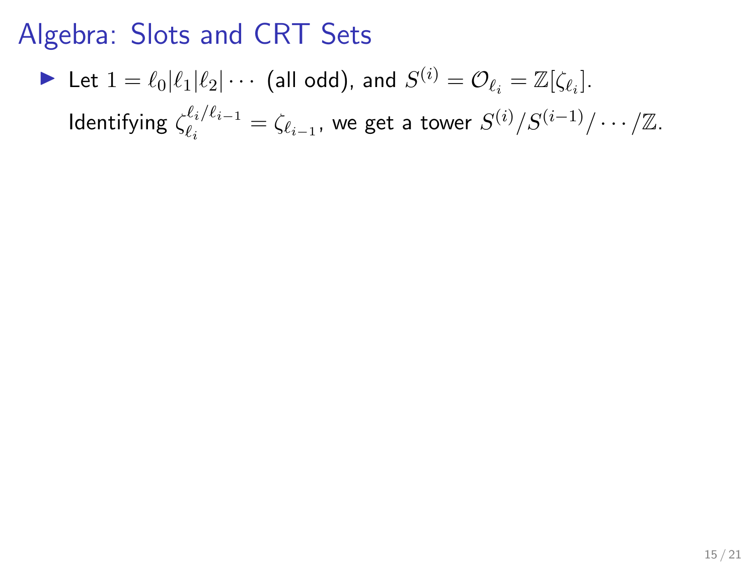# Algebra: Slots and CRT Sets

- Let $1 = \ell_0 | \ell_1 | \ell_2 | \cdots$ (all odd), and $S^{(i)} = \mathcal{O}_{\ell_i} = \mathbb{Z}[\zeta_{\ell_i}]$.

  Identifying $\zeta_{\ell_i}^{\ell_i/\ell_{i-1}} = \zeta_{\ell_{i-1}}$, we get a tower $S^{(i)}/S^{(i-1)}/\cdots/\mathbb{Z}$.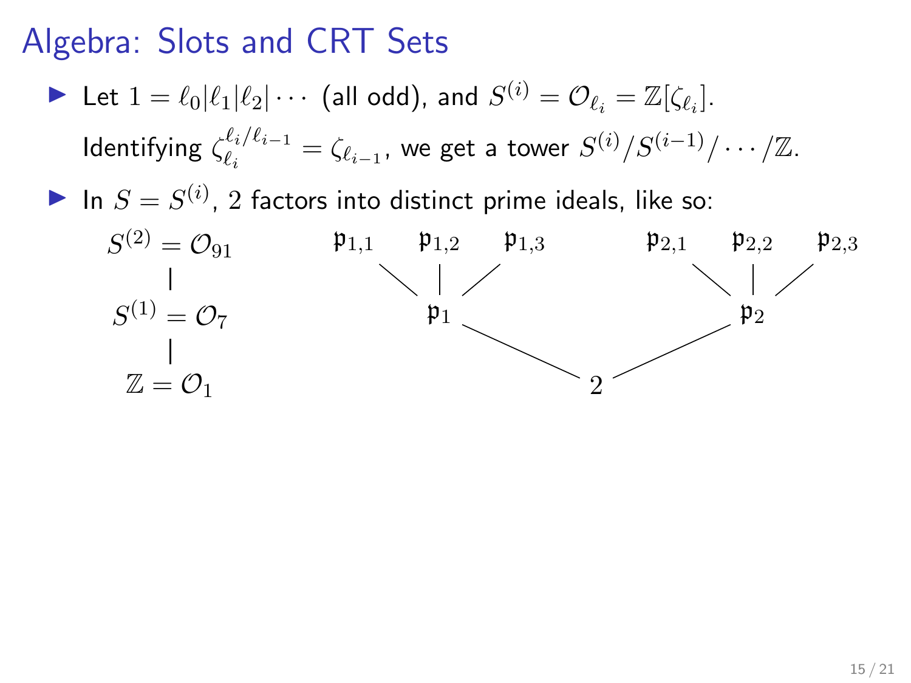# Algebra: Slots and CRT Sets

- Let $1 = \ell_0 | \ell_1 | \ell_2 | \cdots$ (all odd), and $S^{(i)} = \mathcal{O}_{\ell_i} = \mathbb{Z}[\zeta_{\ell_i}]$.

  Identifying $\zeta_{\ell_i}^{\ell_i/\ell_{i-1}} = \zeta_{\ell_{i-1}}$, we get a tower $S^{(i)}/S^{(i-1)}/\cdots/\mathbb{Z}$.

- In $S = S^{(i)}$, 2 factors into distinct prime ideals, like so:

$$
\begin{array}{ccccccccc}
S^{(2)} = \mathcal{O}_{91} & \quad & \mathfrak{p}_{1,1} & \mathfrak{p}_{1,2} & \mathfrak{p}_{1,3} & \quad & \mathfrak{p}_{2,1} & \mathfrak{p}_{2,2} & \mathfrak{p}_{2,3} \\
| & & & | & & & & | & \\
S^{(1)} = \mathcal{O}_{7} & & & \mathfrak{p}_1 & & & & \mathfrak{p}_2 & \\
| & & & & & & & & \\
\mathbb{Z} = \mathcal{O}_1 & & & & & 2 & & &
\end{array}
$$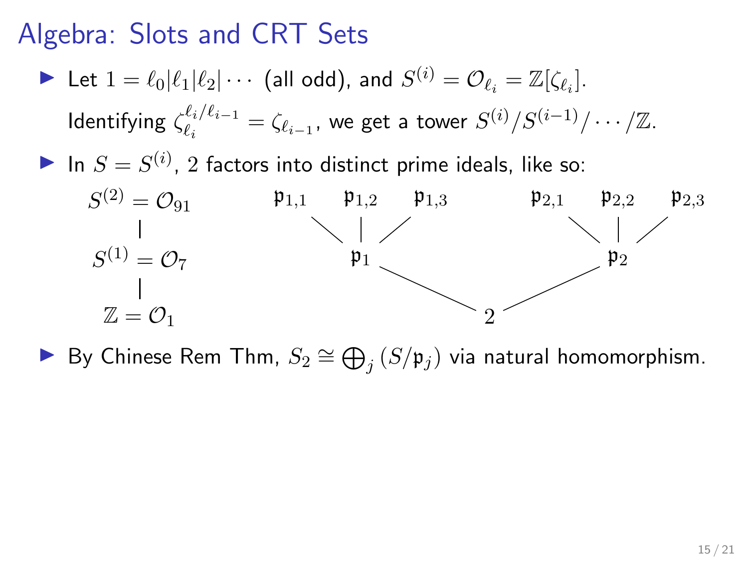# Algebra: Slots and CRT Sets

- Let $1 = \ell_0 | \ell_1 | \ell_2 | \cdots$ (all odd), and $S^{(i)} = \mathcal{O}_{\ell_i} = \mathbb{Z}[\zeta_{\ell_i}]$.
  Identifying $\zeta_{\ell_i}^{\ell_i/\ell_{i-1}} = \zeta_{\ell_{i-1}}$, we get a tower $S^{(i)}/S^{(i-1)}/\cdots/\mathbb{Z}$.
- In $S = S^{(i)}$, $2$ factors into distinct prime ideals, like so:

$$
\begin{array}{ccccccc}
S^{(2)} = \mathcal{O}_{91} & & \mathfrak{p}_{1,1} \quad \mathfrak{p}_{1,2} \quad \mathfrak{p}_{1,3} & & & & \mathfrak{p}_{2,1} \quad \mathfrak{p}_{2,2} \quad \mathfrak{p}_{2,3} \\
| & & \diagdown \quad | \quad \diagup & & & & \diagdown \quad | \quad \diagup \\
S^{(1)} = \mathcal{O}_7 & & \mathfrak{p}_1 & & & & \mathfrak{p}_2 \\
| & & & \diagdown & & \diagup & \\
\mathbb{Z} = \mathcal{O}_1 & & & & 2 & &
\end{array}
$$

- By Chinese Rem Thm, $S_2 \cong \bigoplus_j (S/\mathfrak{p}_j)$ via natural homomorphism.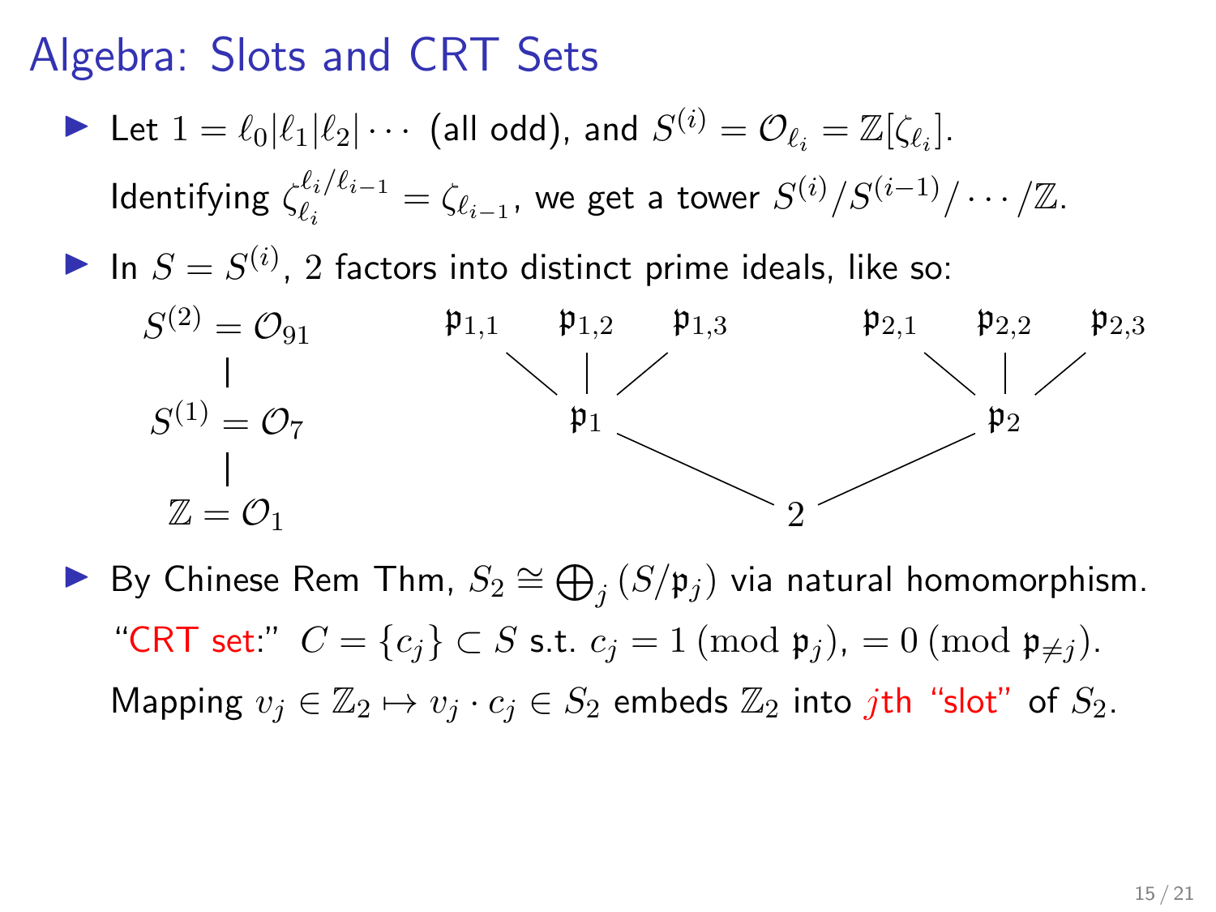# Algebra: Slots and CRT Sets

- Let $1 = \ell_0 | \ell_1 | \ell_2 | \cdots$ (all odd), and $S^{(i)} = \mathcal{O}_{\ell_i} = \mathbb{Z}[\zeta_{\ell_i}]$.

  Identifying $\zeta_{\ell_i}^{\ell_i/\ell_{i-1}} = \zeta_{\ell_{i-1}}$, we get a tower $S^{(i)}/S^{(i-1)}/\cdots/\mathbb{Z}$.

- In $S = S^{(i)}$, $2$ factors into distinct prime ideals, like so:

$S^{(2)} = \mathcal{O}_{91}$ — $\mathfrak{p}_{1,1}$, $\mathfrak{p}_{1,2}$, $\mathfrak{p}_{1,3}$, $\mathfrak{p}_{2,1}$, $\mathfrak{p}_{2,2}$, $\mathfrak{p}_{2,3}$

$S^{(1)} = \mathcal{O}_7$ — $\mathfrak{p}_1$, $\mathfrak{p}_2$

$\mathbb{Z} = \mathcal{O}_1$ — $2$

- By Chinese Rem Thm, $S_2 \cong \bigoplus_j (S/\mathfrak{p}_j)$ via natural homomorphism.

  "CRT set:" $C = \{c_j\} \subset S$ s.t. $c_j = 1 \pmod{\mathfrak{p}_j}$, $= 0 \pmod{\mathfrak{p}_{\neq j}}$.

  Mapping $v_j \in \mathbb{Z}_2 \mapsto v_j \cdot c_j \in S_2$ embeds $\mathbb{Z}_2$ into $j$th "slot" of $S_2$.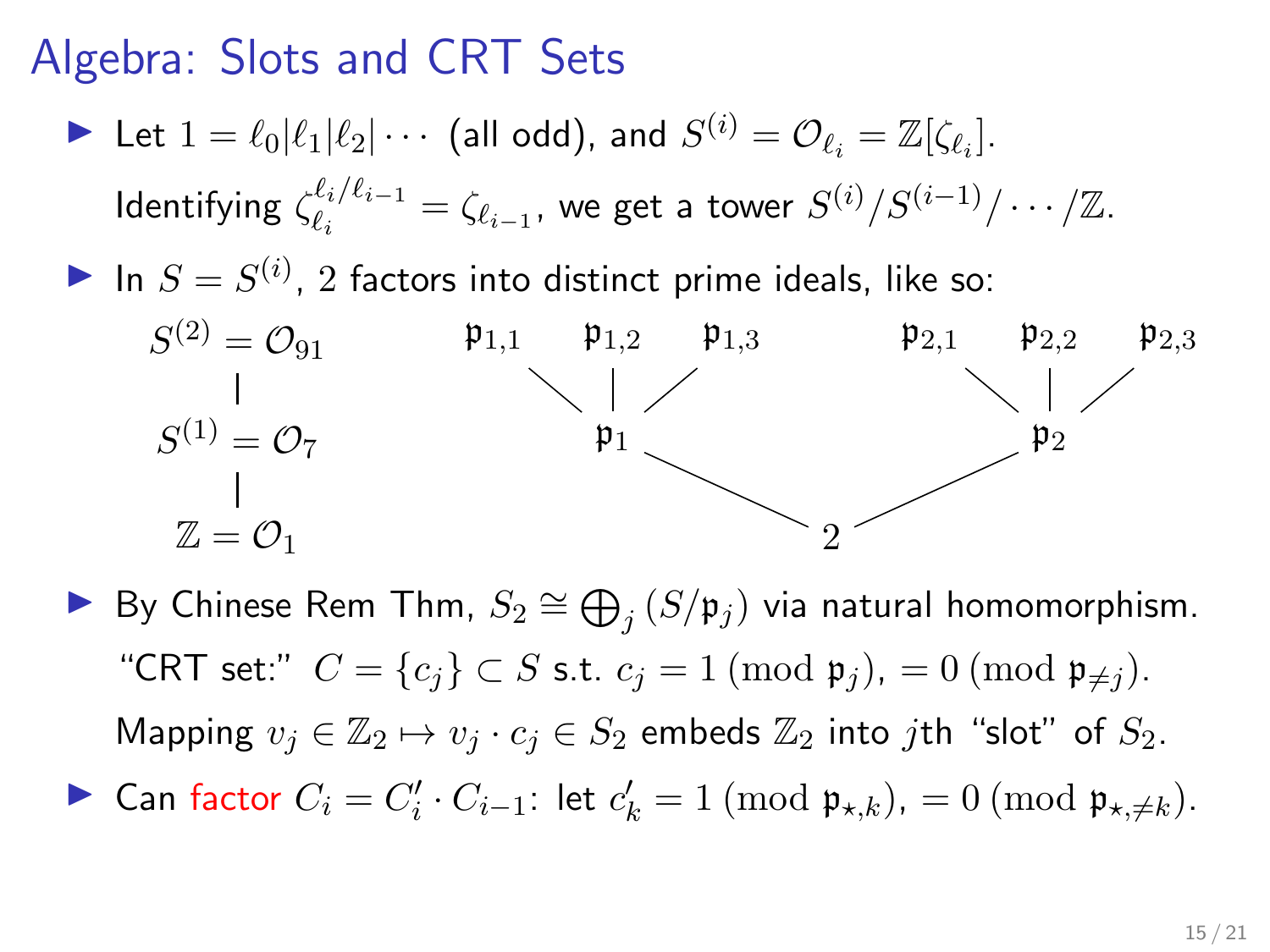# Algebra: Slots and CRT Sets

- Let $1 = \ell_0 | \ell_1 | \ell_2 | \cdots$ (all odd), and $S^{(i)} = \mathcal{O}_{\ell_i} = \mathbb{Z}[\zeta_{\ell_i}]$.

  Identifying $\zeta_{\ell_i}^{\ell_i/\ell_{i-1}} = \zeta_{\ell_{i-1}}$, we get a tower $S^{(i)}/S^{(i-1)}/\cdots/\mathbb{Z}$.

- In $S = S^{(i)}$, $2$ factors into distinct prime ideals, like so:

  $S^{(2)} = \mathcal{O}_{91}$ — $\mathfrak{p}_{1,1}$, $\mathfrak{p}_{1,2}$, $\mathfrak{p}_{1,3}$ (over $\mathfrak{p}_1$); $\mathfrak{p}_{2,1}$, $\mathfrak{p}_{2,2}$, $\mathfrak{p}_{2,3}$ (over $\mathfrak{p}_2$)

  $S^{(1)} = \mathcal{O}_7$ — $\mathfrak{p}_1$, $\mathfrak{p}_2$ (over $2$)

  $\mathbb{Z} = \mathcal{O}_1$ — $2$

- By Chinese Rem Thm, $S_2 \cong \bigoplus_j (S/\mathfrak{p}_j)$ via natural homomorphism.

  "CRT set:" $C = \{c_j\} \subset S$ s.t. $c_j = 1 \pmod{\mathfrak{p}_j}$, $= 0 \pmod{\mathfrak{p}_{\neq j}}$.

  Mapping $v_j \in \mathbb{Z}_2 \mapsto v_j \cdot c_j \in S_2$ embeds $\mathbb{Z}_2$ into $j$th "slot" of $S_2$.

- Can factor $C_i = C_i' \cdot C_{i-1}$: let $c_k' = 1 \pmod{\mathfrak{p}_{\star,k}}$, $= 0 \pmod{\mathfrak{p}_{\star,\neq k}}$.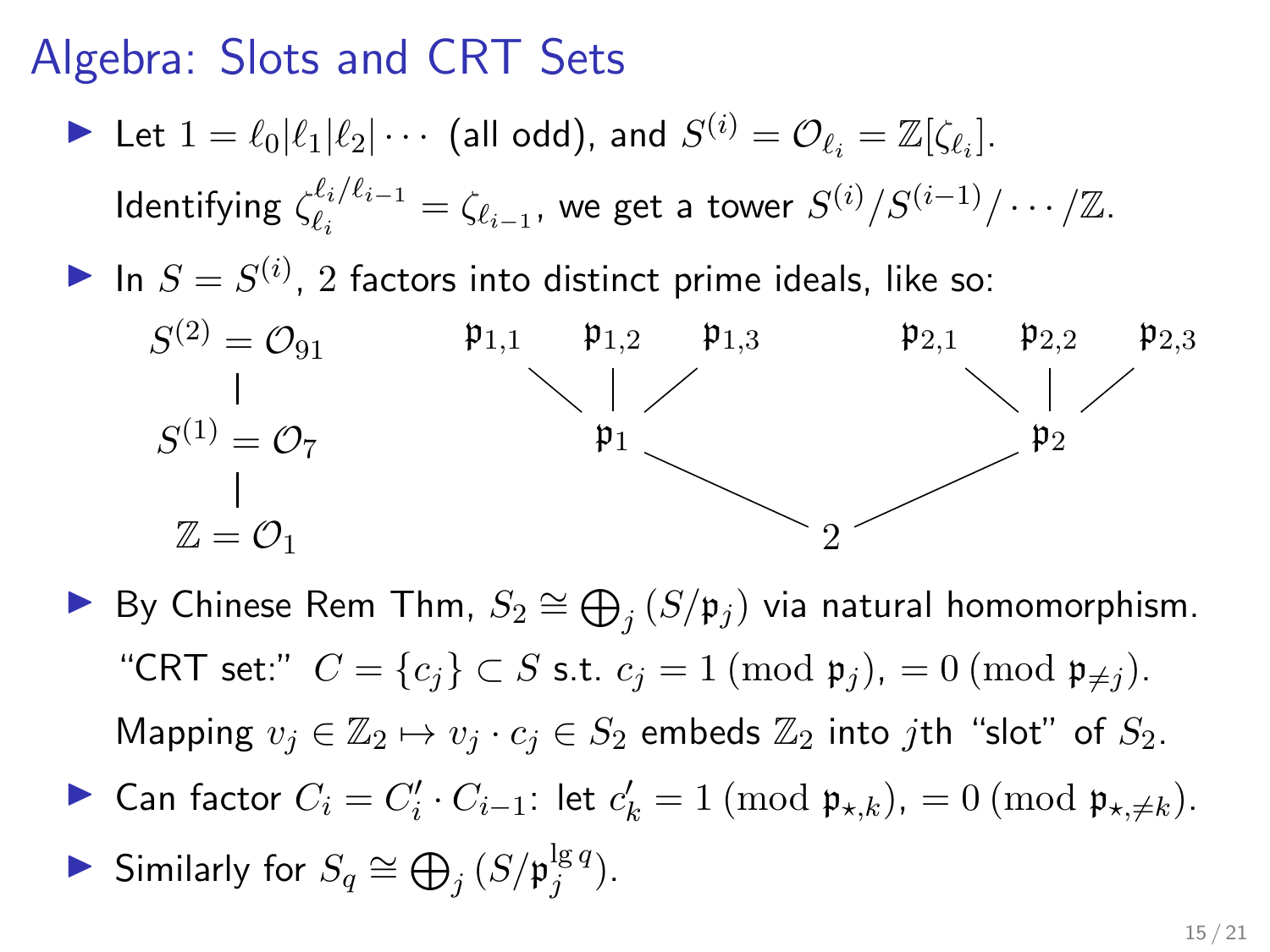# Algebra: Slots and CRT Sets

- Let $1 = \ell_0 | \ell_1 | \ell_2 | \cdots$ (all odd), and $S^{(i)} = \mathcal{O}_{\ell_i} = \mathbb{Z}[\zeta_{\ell_i}]$.

  Identifying $\zeta_{\ell_i}^{\ell_i/\ell_{i-1}} = \zeta_{\ell_{i-1}}$, we get a tower $S^{(i)}/S^{(i-1)}/\cdots/\mathbb{Z}$.

- In $S = S^{(i)}$, $2$ factors into distinct prime ideals, like so:

$$
\begin{array}{ccccccc}
S^{(2)} = \mathcal{O}_{91} & \quad & \mathfrak{p}_{1,1} \quad \mathfrak{p}_{1,2} \quad \mathfrak{p}_{1,3} & \quad & \mathfrak{p}_{2,1} \quad \mathfrak{p}_{2,2} \quad \mathfrak{p}_{2,3} \\
| & & \mathfrak{p}_1 & & \mathfrak{p}_2 \\
S^{(1)} = \mathcal{O}_{7} & & & & \\
| & & & 2 & \\
\mathbb{Z} = \mathcal{O}_1 & & & &
\end{array}
$$

- By Chinese Rem Thm, $S_2 \cong \bigoplus_j (S/\mathfrak{p}_j)$ via natural homomorphism.

  "CRT set:" $C = \{c_j\} \subset S$ s.t. $c_j = 1 \pmod{\mathfrak{p}_j}$, $= 0 \pmod{\mathfrak{p}_{\neq j}}$.

  Mapping $v_j \in \mathbb{Z}_2 \mapsto v_j \cdot c_j \in S_2$ embeds $\mathbb{Z}_2$ into $j$th "slot" of $S_2$.

- Can factor $C_i = C_i' \cdot C_{i-1}$: let $c_k' = 1 \pmod{\mathfrak{p}_{\star,k}}$, $= 0 \pmod{\mathfrak{p}_{\star,\neq k}}$.

- Similarly for $S_q \cong \bigoplus_j (S/\mathfrak{p}_j^{\lg q})$.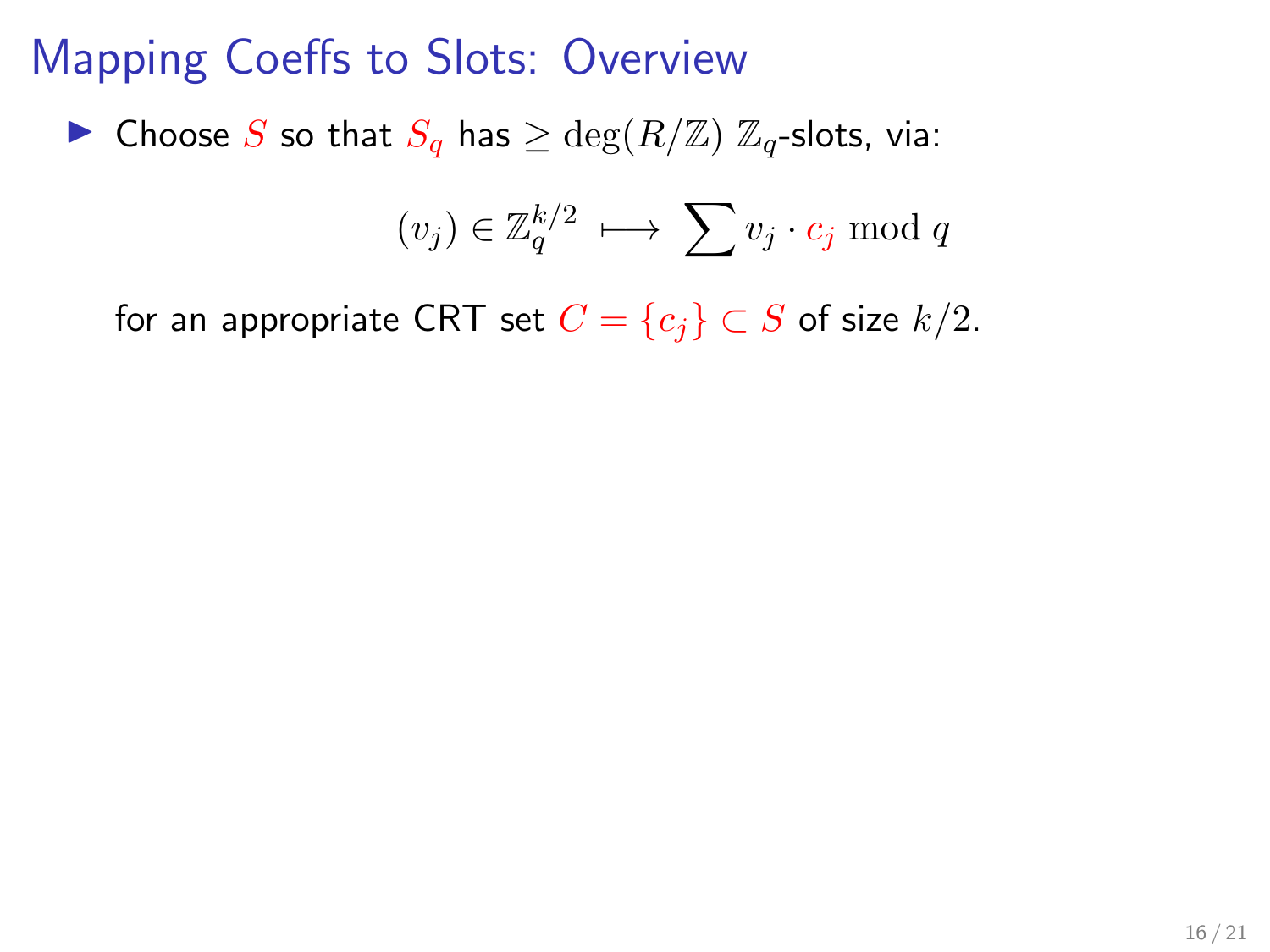# Mapping Coeffs to Slots: Overview

- Choose $S$ so that $S_q$ has $\geq \deg(R/\mathbb{Z})$ $\mathbb{Z}_q$-slots, via:

$$(v_j) \in \mathbb{Z}_q^{k/2} \longmapsto \sum v_j \cdot c_j \bmod q$$

for an appropriate CRT set $C = \{c_j\} \subset S$ of size $k/2$.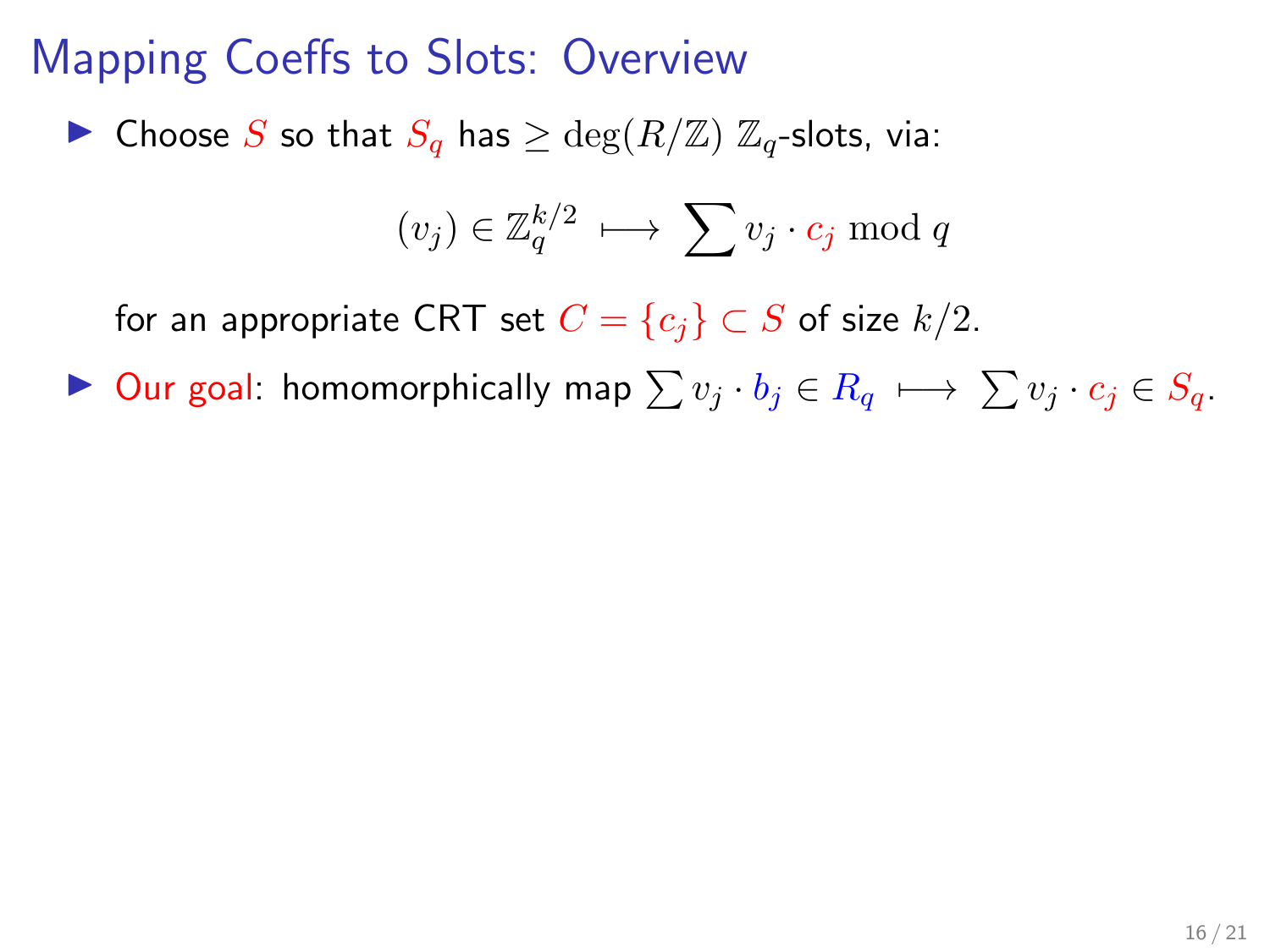# Mapping Coeffs to Slots: Overview

- Choose $S$ so that $S_q$ has $\geq \deg(R/\mathbb{Z})$ $\mathbb{Z}_q$-slots, via:

$$(v_j) \in \mathbb{Z}_q^{k/2} \longmapsto \sum v_j \cdot c_j \bmod q$$

  for an appropriate CRT set $C = \{c_j\} \subset S$ of size $k/2$.

- Our goal: homomorphically map $\sum v_j \cdot b_j \in R_q \longmapsto \sum v_j \cdot c_j \in S_q$.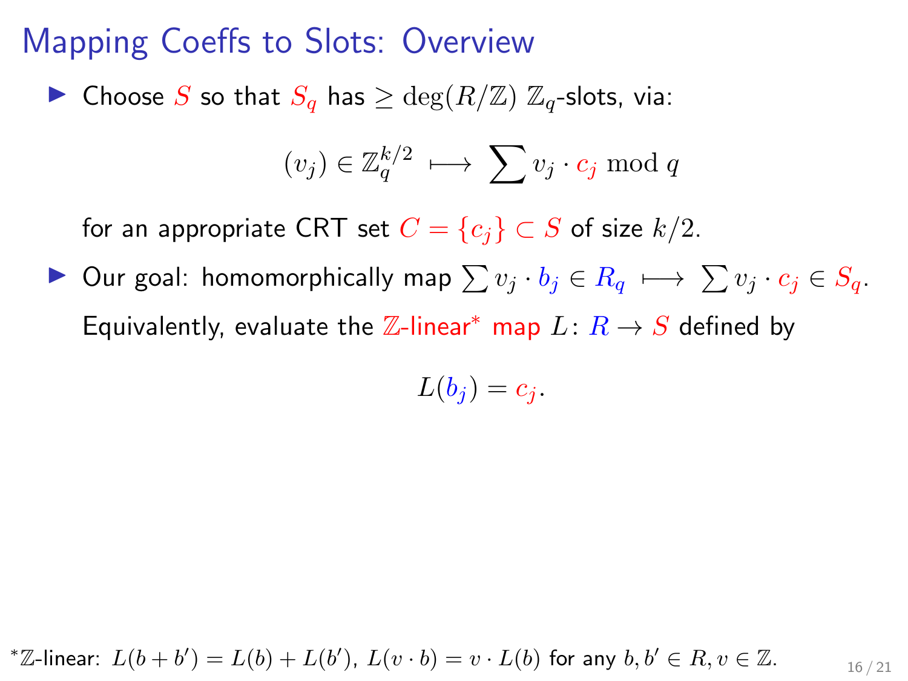# Mapping Coeffs to Slots: Overview

- Choose $S$ so that $S_q$ has $\geq \deg(R/\mathbb{Z})$ $\mathbb{Z}_q$-slots, via:

$$(v_j) \in \mathbb{Z}_q^{k/2} \longmapsto \sum v_j \cdot c_j \bmod q$$

  for an appropriate CRT set $C = \{c_j\} \subset S$ of size $k/2$.

- Our goal: homomorphically map $\sum v_j \cdot b_j \in R_q \longmapsto \sum v_j \cdot c_j \in S_q$.

  Equivalently, evaluate the $\mathbb{Z}$-linear* map $L \colon R \to S$ defined by

$$L(b_j) = c_j.$$

*$\mathbb{Z}$-linear: $L(b + b') = L(b) + L(b')$, $L(v \cdot b) = v \cdot L(b)$ for any $b, b' \in R, v \in \mathbb{Z}$.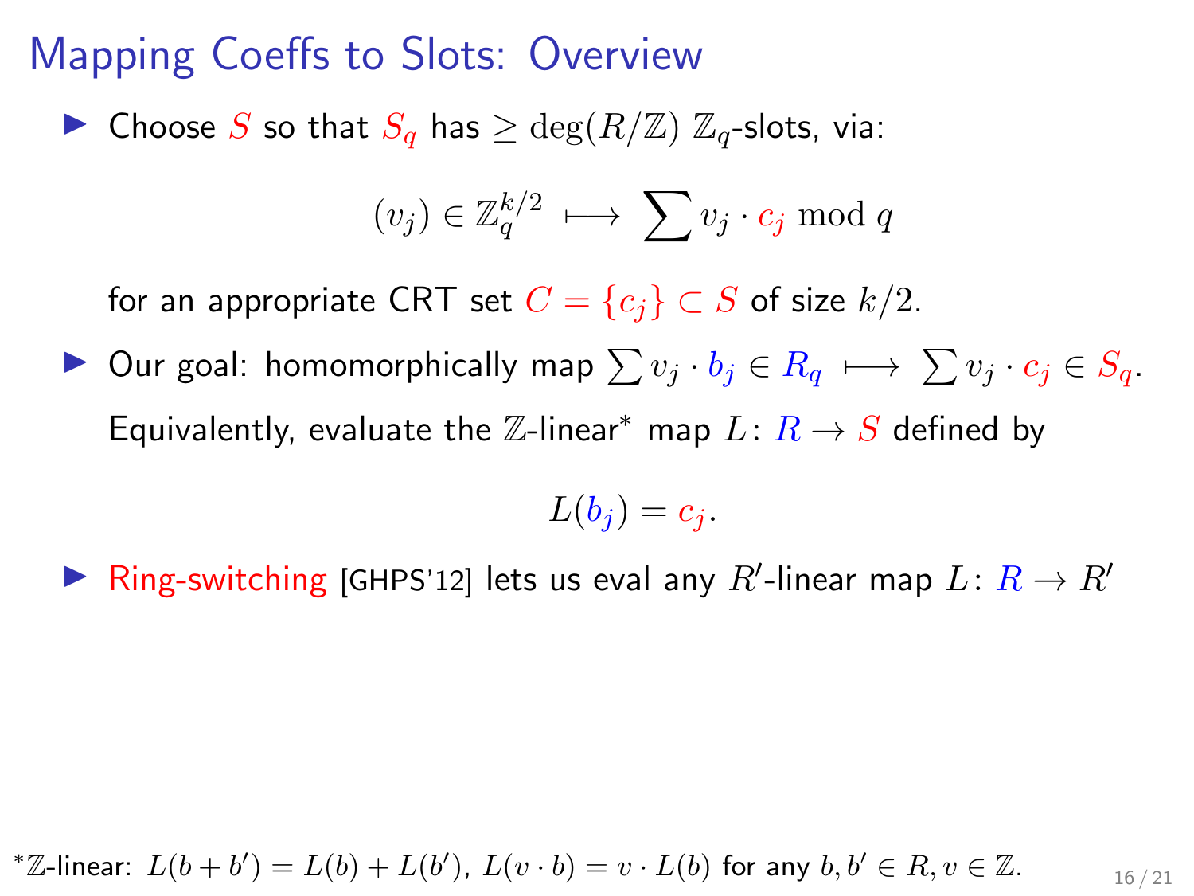# Mapping Coeffs to Slots: Overview

- Choose $S$ so that $S_q$ has $\geq \deg(R/\mathbb{Z})$ $\mathbb{Z}_q$-slots, via:

$$(v_j) \in \mathbb{Z}_q^{k/2} \longmapsto \sum v_j \cdot c_j \bmod q$$

  for an appropriate CRT set $C = \{c_j\} \subset S$ of size $k/2$.

- Our goal: homomorphically map $\sum v_j \cdot b_j \in R_q \longmapsto \sum v_j \cdot c_j \in S_q$.

  Equivalently, evaluate the $\mathbb{Z}$-linear* map $L \colon R \to S$ defined by

$$L(b_j) = c_j.$$

- Ring-switching [GHPS'12] lets us eval any $R'$-linear map $L \colon R \to R'$

*$\mathbb{Z}$-linear: $L(b + b') = L(b) + L(b')$, $L(v \cdot b) = v \cdot L(b)$ for any $b, b' \in R, v \in \mathbb{Z}$.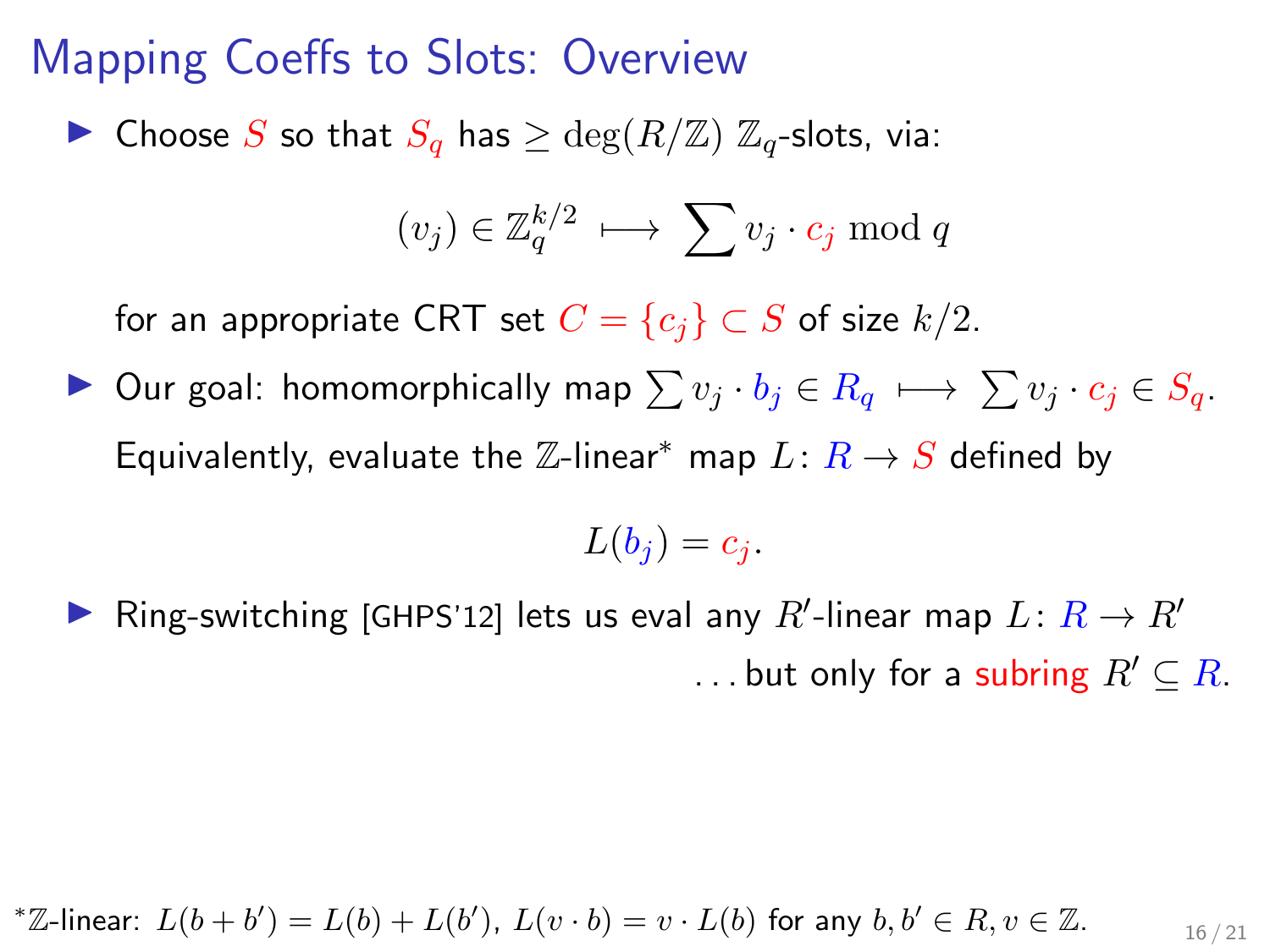# Mapping Coeffs to Slots: Overview

- Choose $S$ so that $S_q$ has $\geq \deg(R/\mathbb{Z})$ $\mathbb{Z}_q$-slots, via:

$$(v_j) \in \mathbb{Z}_q^{k/2} \longmapsto \sum v_j \cdot c_j \bmod q$$

  for an appropriate CRT set $C = \{c_j\} \subset S$ of size $k/2$.

- Our goal: homomorphically map $\sum v_j \cdot b_j \in R_q \longmapsto \sum v_j \cdot c_j \in S_q$.

  Equivalently, evaluate the $\mathbb{Z}$-linear* map $L \colon R \to S$ defined by

$$L(b_j) = c_j.$$

- Ring-switching [GHPS'12] lets us eval any $R'$-linear map $L \colon R \to R'$

  ...but only for a subring $R' \subseteq R$.

*$\mathbb{Z}$-linear: $L(b + b') = L(b) + L(b')$, $L(v \cdot b) = v \cdot L(b)$ for any $b, b' \in R, v \in \mathbb{Z}$.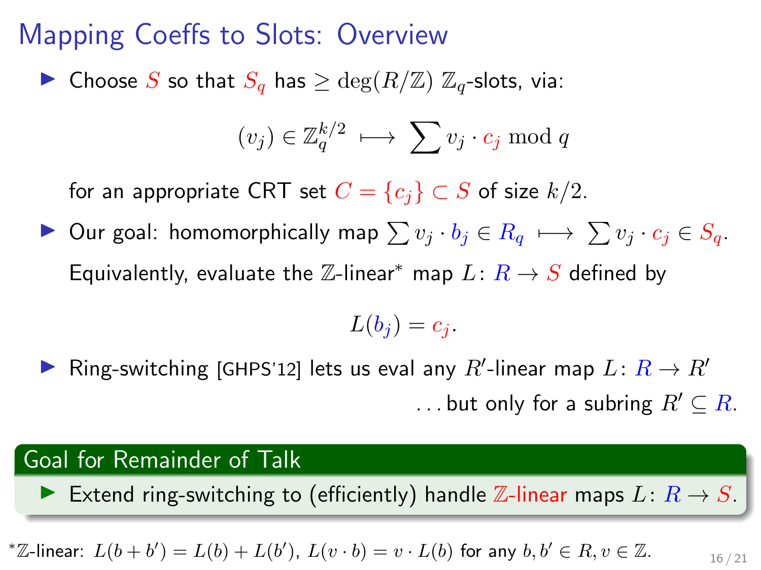# Mapping Coeffs to Slots: Overview

- Choose $S$ so that $S_q$ has $\geq \deg(R/\mathbb{Z})$ $\mathbb{Z}_q$-slots, via:

$$(v_j) \in \mathbb{Z}_q^{k/2} \longmapsto \sum v_j \cdot c_j \bmod q$$

  for an appropriate CRT set $C = \{c_j\} \subset S$ of size $k/2$.

- Our goal: homomorphically map $\sum v_j \cdot b_j \in R_q \longmapsto \sum v_j \cdot c_j \in S_q$.

  Equivalently, evaluate the $\mathbb{Z}$-linear* map $L \colon R \to S$ defined by

$$L(b_j) = c_j.$$

- Ring-switching [GHPS'12] lets us eval any $R'$-linear map $L \colon R \to R'$

  ...but only for a subring $R' \subseteq R$.

## Goal for Remainder of Talk

- Extend ring-switching to (efficiently) handle $\mathbb{Z}$-linear maps $L \colon R \to S$.

*$\mathbb{Z}$-linear: $L(b + b') = L(b) + L(b')$, $L(v \cdot b) = v \cdot L(b)$ for any $b, b' \in R, v \in \mathbb{Z}$.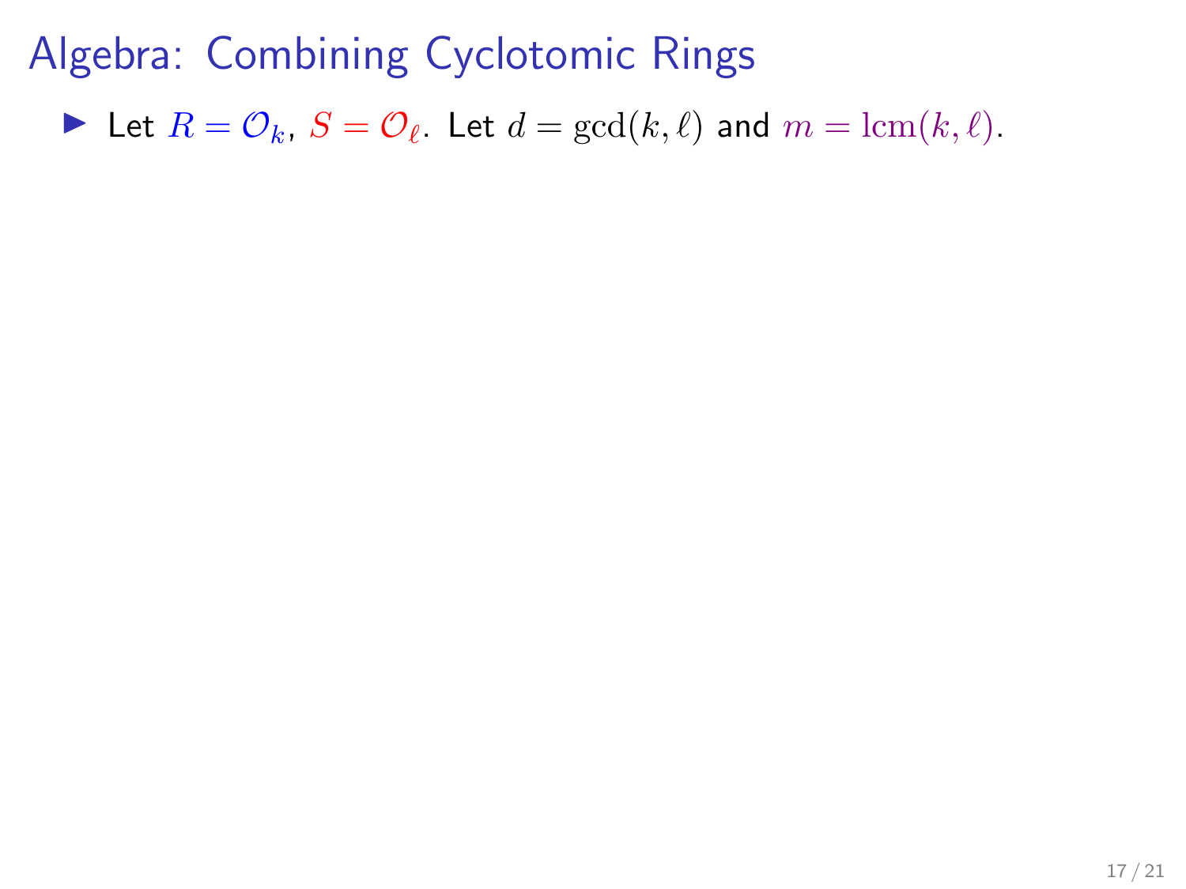# Algebra: Combining Cyclotomic Rings

- Let $R = \mathcal{O}_k$, $S = \mathcal{O}_\ell$. Let $d = \gcd(k, \ell)$ and $m = \operatorname{lcm}(k, \ell)$.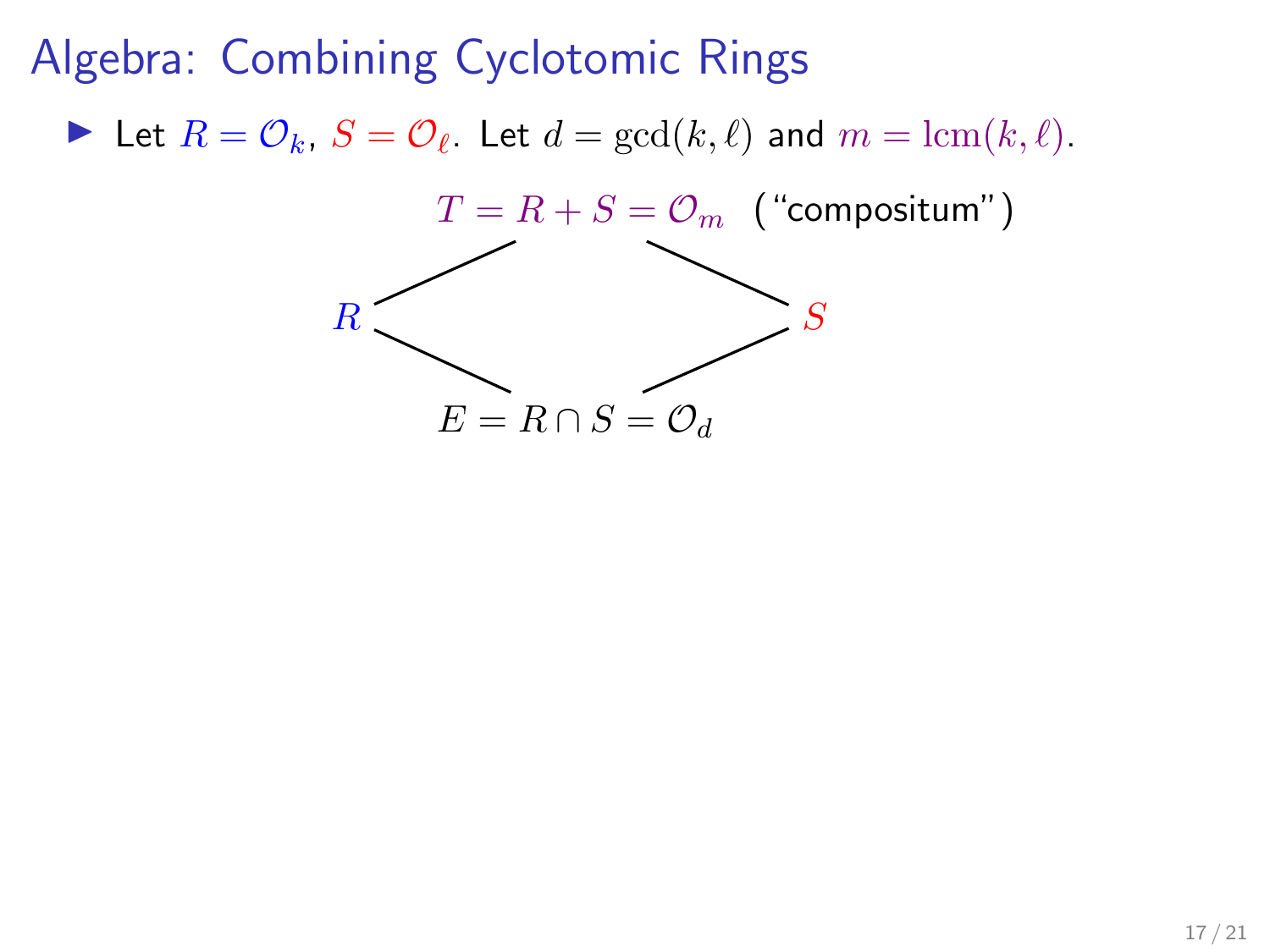# Algebra: Combining Cyclotomic Rings

- Let $R = \mathcal{O}_k$, $S = \mathcal{O}_\ell$. Let $d = \gcd(k, \ell)$ and $m = \operatorname{lcm}(k, \ell)$.

$$
\begin{array}{ccccc}
 & & T = R + S = \mathcal{O}_m \quad (\text{"compositum"}) & & \\
 & \diagup & & \diagdown & \\
R & & & & S \\
 & \diagdown & & \diagup & \\
 & & E = R \cap S = \mathcal{O}_d & &
\end{array}
$$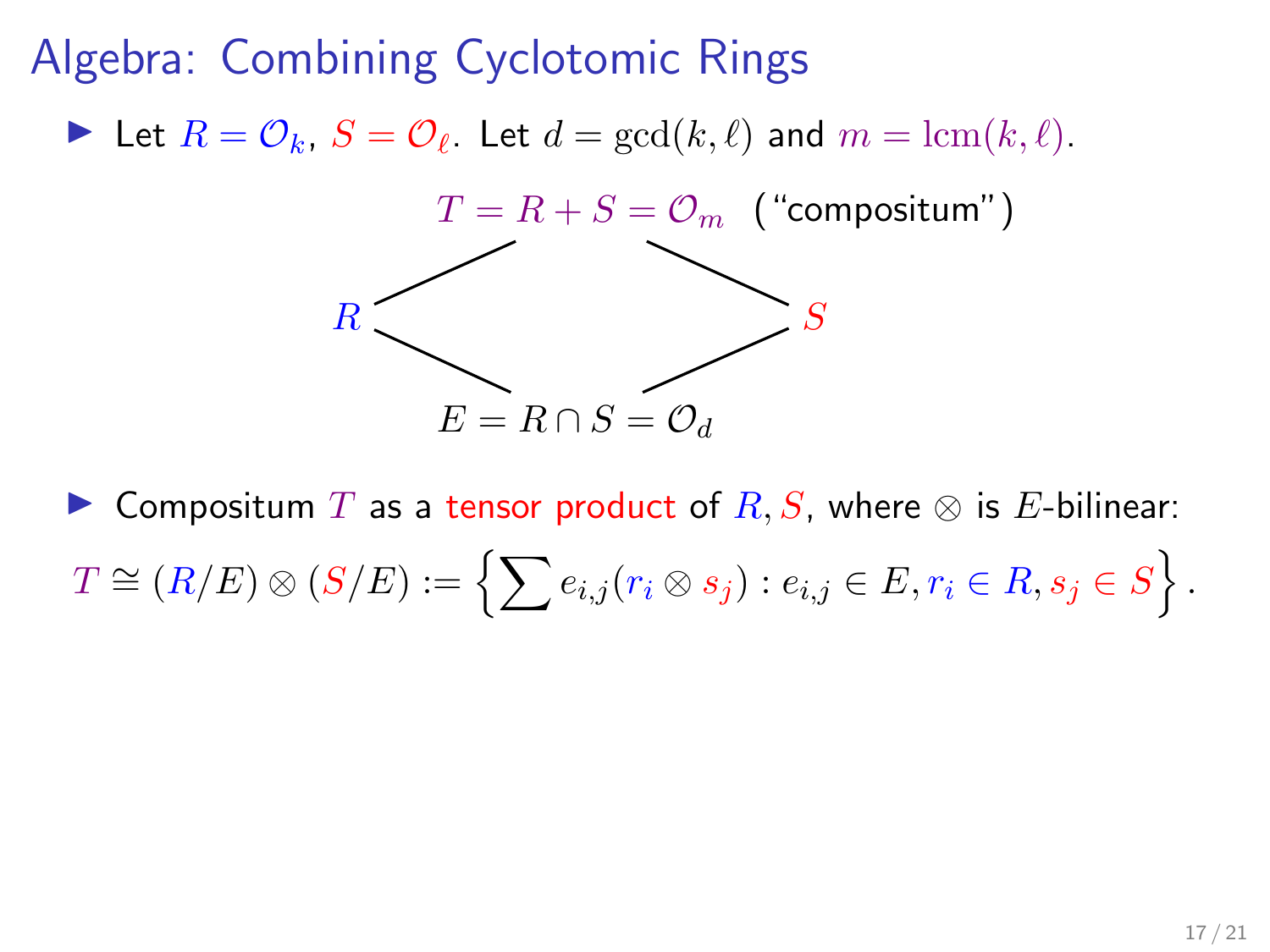# Algebra: Combining Cyclotomic Rings

- Let $R = \mathcal{O}_k$, $S = \mathcal{O}_\ell$. Let $d = \gcd(k, \ell)$ and $m = \operatorname{lcm}(k, \ell)$.

$T = R + S = \mathcal{O}_m$ ("compositum")

$R$ $\qquad\qquad\qquad$ $S$

$E = R \cap S = \mathcal{O}_d$

- Compositum $T$ as a tensor product of $R, S$, where $\otimes$ is $E$-bilinear:

$$T \cong (R/E) \otimes (S/E) := \left\{ \sum e_{i,j}(r_i \otimes s_j) : e_{i,j} \in E, r_i \in R, s_j \in S \right\}.$$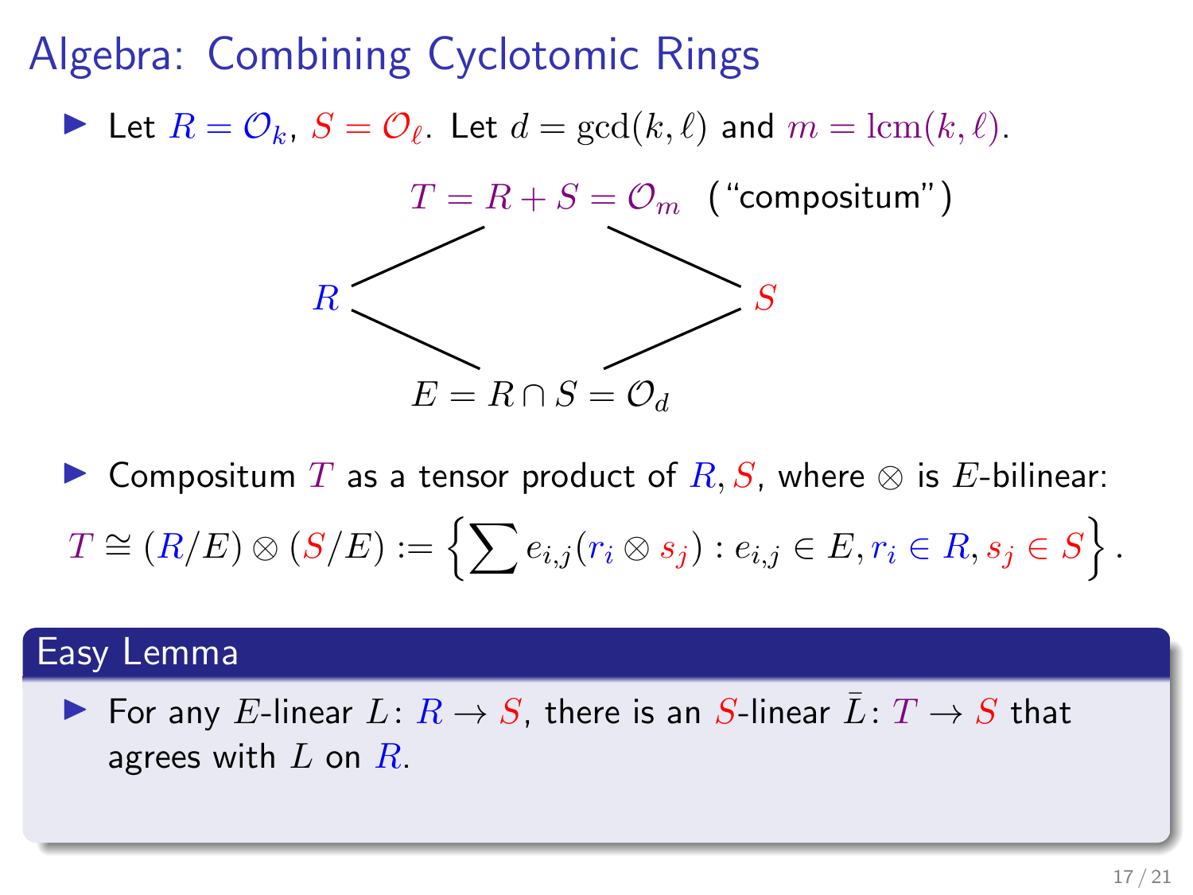# Algebra: Combining Cyclotomic Rings

- Let $R = \mathcal{O}_k$, $S = \mathcal{O}_\ell$. Let $d = \gcd(k, \ell)$ and $m = \operatorname{lcm}(k, \ell)$.

$$
\begin{array}{ccc}
 & T = R + S = \mathcal{O}_m \quad (\text{"compositum"}) & \\
R & & S \\
 & E = R \cap S = \mathcal{O}_d &
\end{array}
$$

- Compositum $T$ as a tensor product of $R, S$, where $\otimes$ is $E$-bilinear:

$$T \cong (R/E) \otimes (S/E) := \left\{ \sum e_{i,j}(r_i \otimes s_j) : e_{i,j} \in E, r_i \in R, s_j \in S \right\}.$$

## Easy Lemma

- For any $E$-linear $L \colon R \to S$, there is an $S$-linear $\bar{L} \colon T \to S$ that agrees with $L$ on $R$.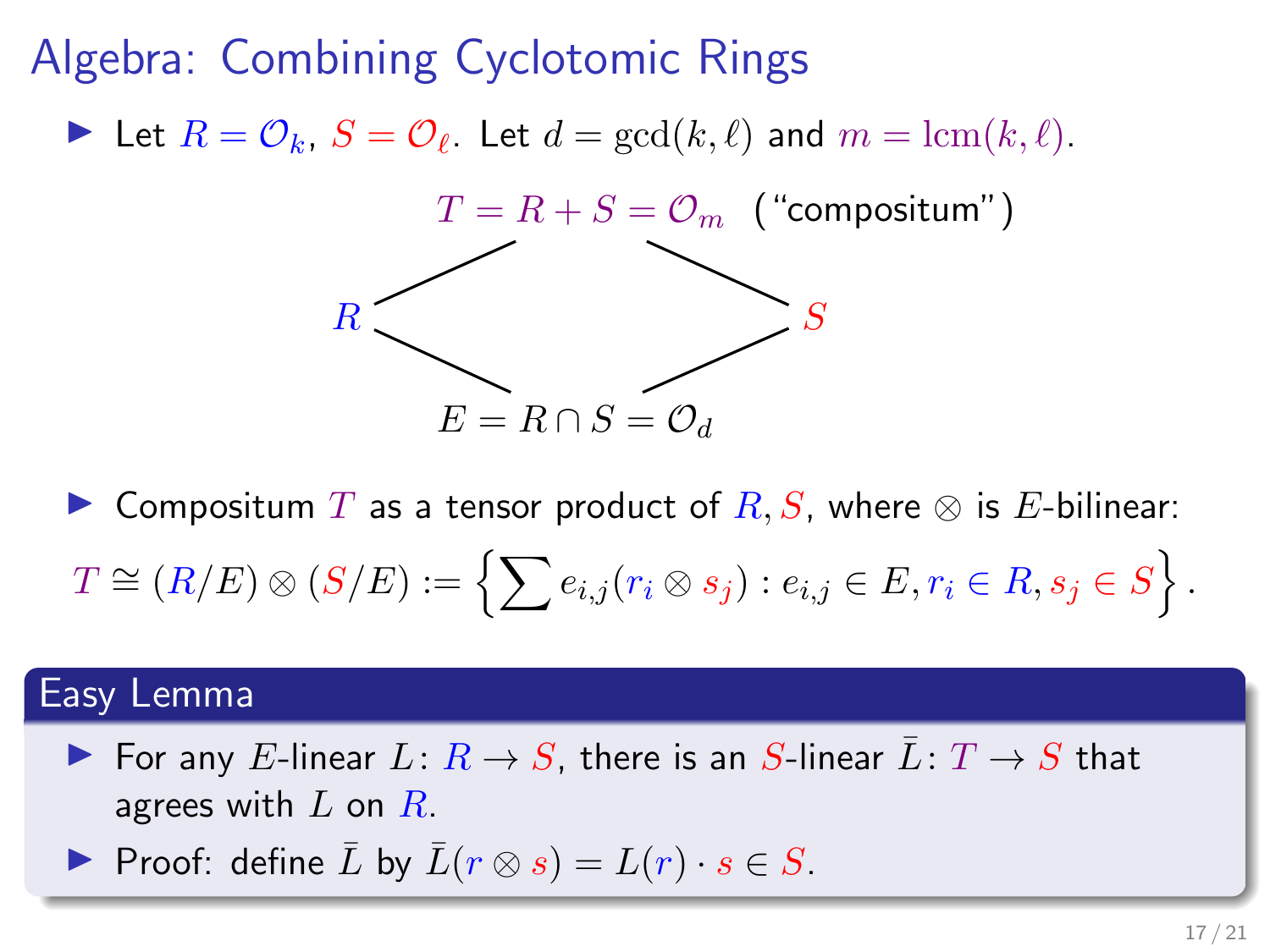# Algebra: Combining Cyclotomic Rings

- Let $R = \mathcal{O}_k$, $S = \mathcal{O}_\ell$. Let $d = \gcd(k, \ell)$ and $m = \operatorname{lcm}(k, \ell)$.

$$
\begin{array}{ccc}
 & T = R + S = \mathcal{O}_m \ \text{("compositum")} & \\
R & & S \\
 & E = R \cap S = \mathcal{O}_d &
\end{array}
$$

- Compositum $T$ as a tensor product of $R, S$, where $\otimes$ is $E$-bilinear:

$$T \cong (R/E) \otimes (S/E) := \left\{ \sum e_{i,j}(r_i \otimes s_j) : e_{i,j} \in E, r_i \in R, s_j \in S \right\}.$$

## Easy Lemma

- For any $E$-linear $L \colon R \to S$, there is an $S$-linear $\bar{L} \colon T \to S$ that agrees with $L$ on $R$.
- Proof: define $\bar{L}$ by $\bar{L}(r \otimes s) = L(r) \cdot s \in S$.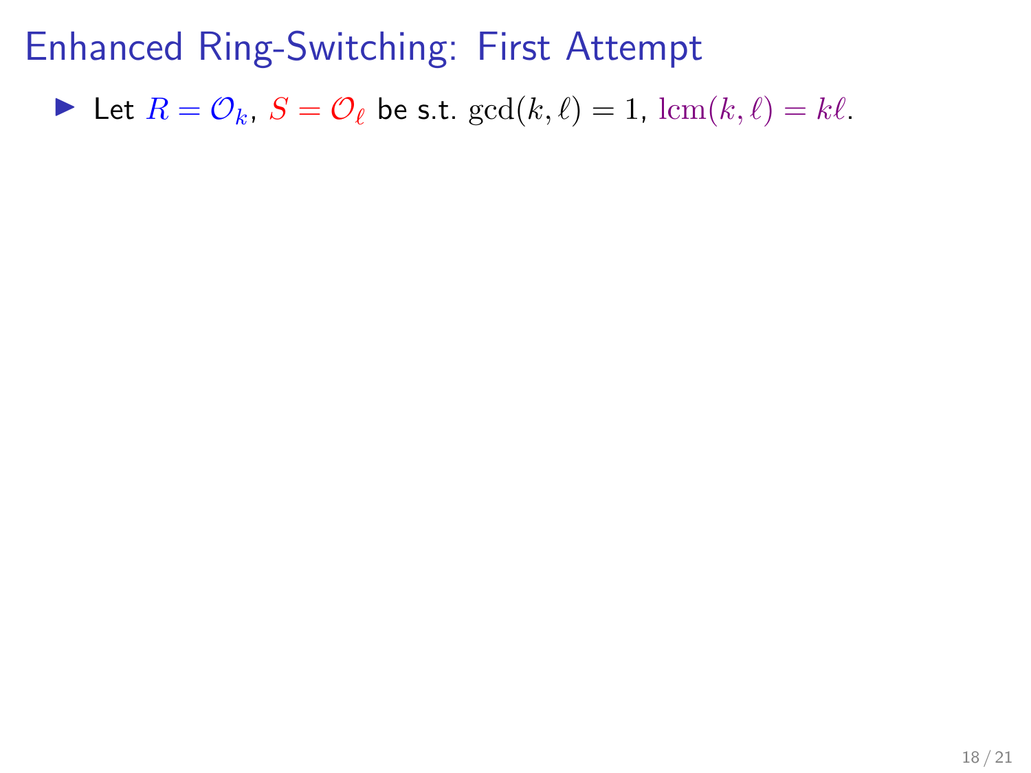# Enhanced Ring-Switching: First Attempt

- Let $R = \mathcal{O}_k$, $S = \mathcal{O}_\ell$ be s.t. $\gcd(k, \ell) = 1$, $\operatorname{lcm}(k, \ell) = k\ell$.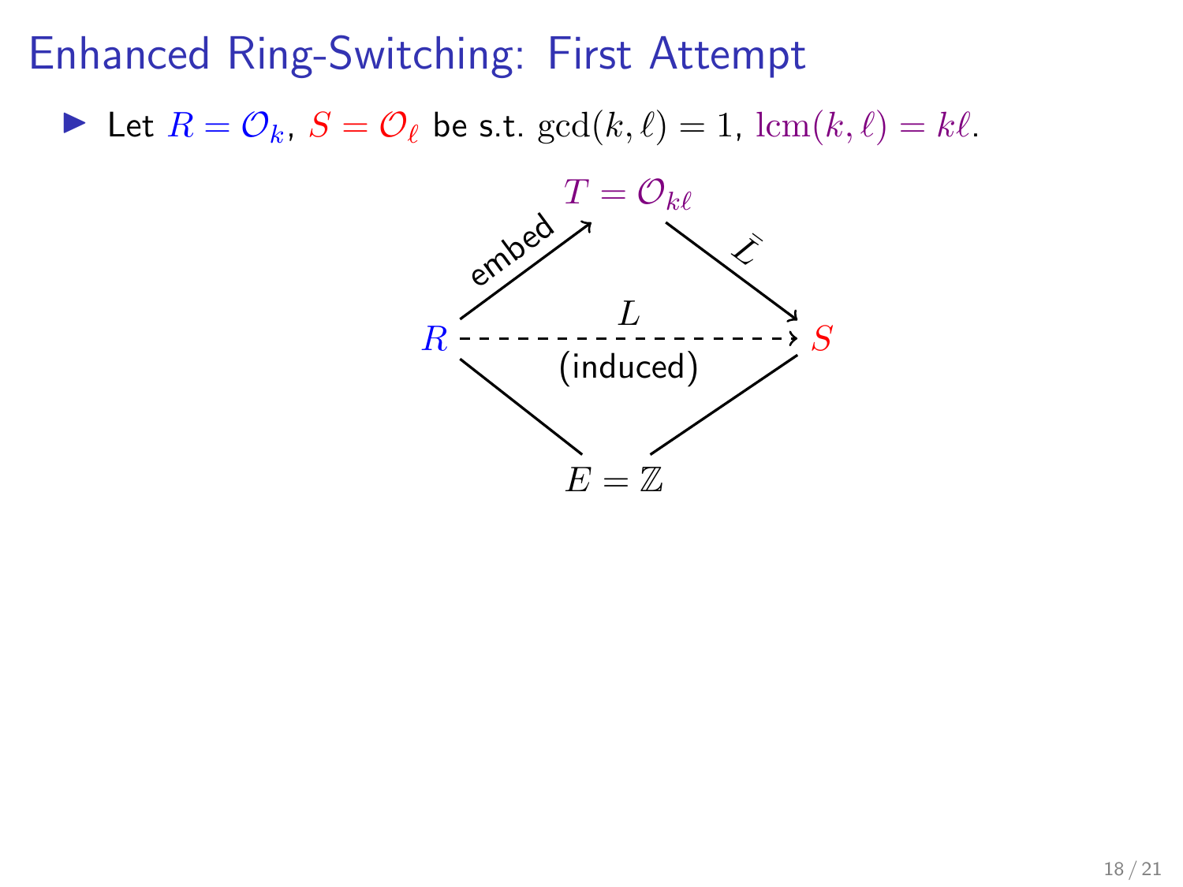# Enhanced Ring-Switching: First Attempt

- Let $R = \mathcal{O}_k$, $S = \mathcal{O}_\ell$ be s.t. $\gcd(k, \ell) = 1$, $\mathrm{lcm}(k, \ell) = k\ell$.

$T = \mathcal{O}_{k\ell}$

embed: $R \to T$

$\bar{L}$: $T \to S$

$L$ (induced): $R \dashrightarrow S$

$E = \mathbb{Z}$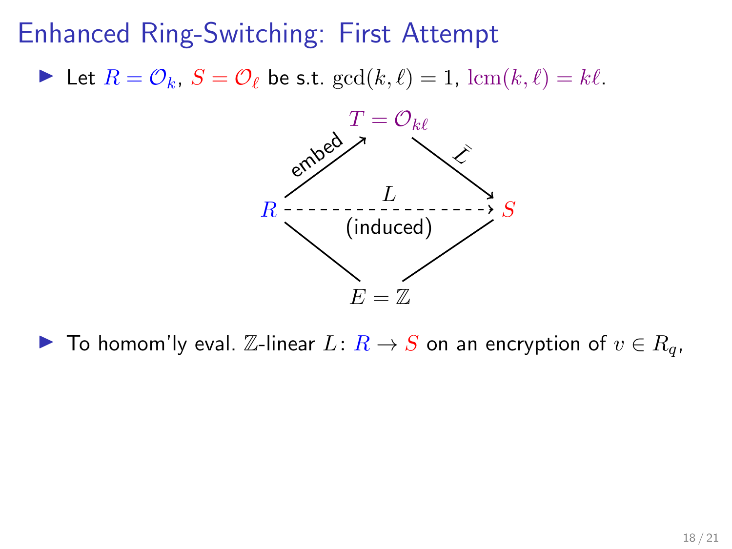# Enhanced Ring-Switching: First Attempt

- Let $R = \mathcal{O}_k$, $S = \mathcal{O}_\ell$ be s.t. $\gcd(k, \ell) = 1$, $\mathrm{lcm}(k, \ell) = k\ell$.

$T = \mathcal{O}_{k\ell}$

embed

$\bar{L}$

$R$ $L$ $S$

(induced)

$E = \mathbb{Z}$

- To homom'ly eval. $\mathbb{Z}$-linear $L \colon R \to S$ on an encryption of $v \in R_q$,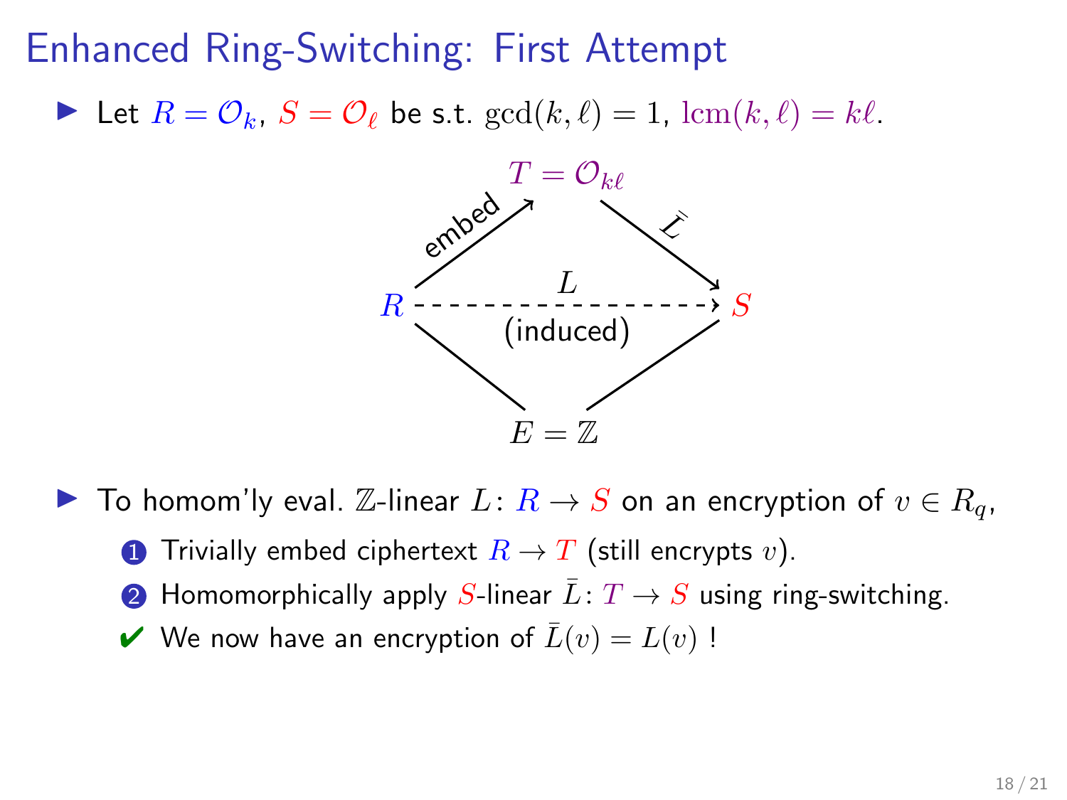# Enhanced Ring-Switching: First Attempt

- Let $R = \mathcal{O}_k$, $S = \mathcal{O}_\ell$ be s.t. $\gcd(k, \ell) = 1$, $\text{lcm}(k, \ell) = k\ell$.

$T = \mathcal{O}_{k\ell}$

embed $\quad$ $\bar{L}$

$R$ $\quad$ $L$ (induced) $\quad$ $S$

$E = \mathbb{Z}$

- To homom'ly eval. $\mathbb{Z}$-linear $L \colon R \to S$ on an encryption of $v \in R_q$,
  1. Trivially embed ciphertext $R \to T$ (still encrypts $v$).
  2. Homomorphically apply $S$-linear $\bar{L} \colon T \to S$ using ring-switching.

  ✔ We now have an encryption of $\bar{L}(v) = L(v)$ !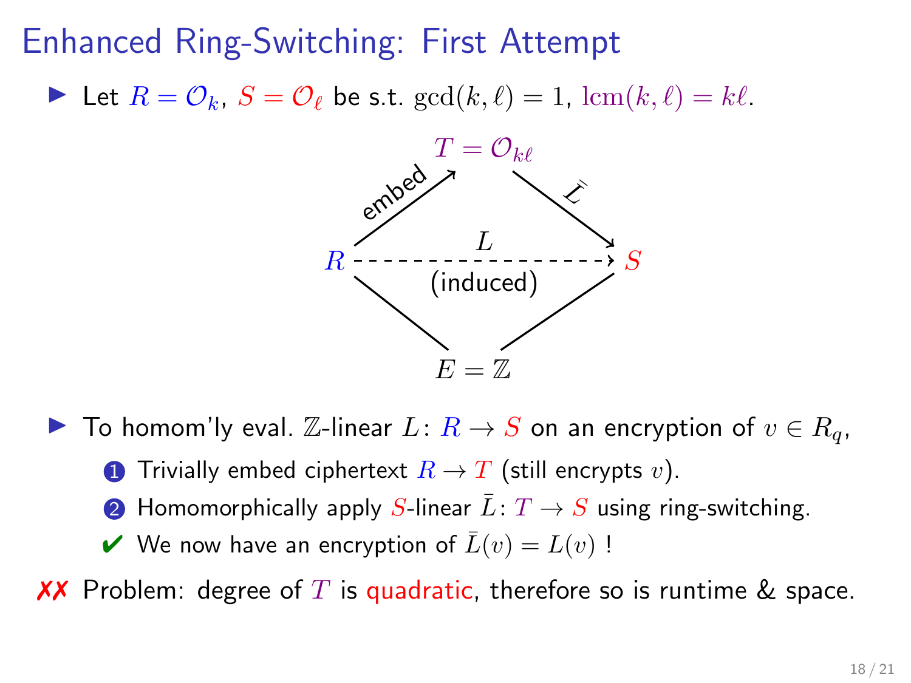# Enhanced Ring-Switching: First Attempt

- Let $R = \mathcal{O}_k$, $S = \mathcal{O}_\ell$ be s.t. $\gcd(k, \ell) = 1$, $\text{lcm}(k, \ell) = k\ell$.

$T = \mathcal{O}_{k\ell}$

embed: $R \to T$; $\bar{L}$: $T \to S$

$R \dashrightarrow S$: $L$ (induced)

$E = \mathbb{Z}$

- To homom'ly eval. $\mathbb{Z}$-linear $L \colon R \to S$ on an encryption of $v \in R_q$,
  1. Trivially embed ciphertext $R \to T$ (still encrypts $v$).
  2. Homomorphically apply $S$-linear $\bar{L} \colon T \to S$ using ring-switching.
  
  ✔ We now have an encryption of $\bar{L}(v) = L(v)$ !

✗✗ Problem: degree of $T$ is quadratic, therefore so is runtime & space.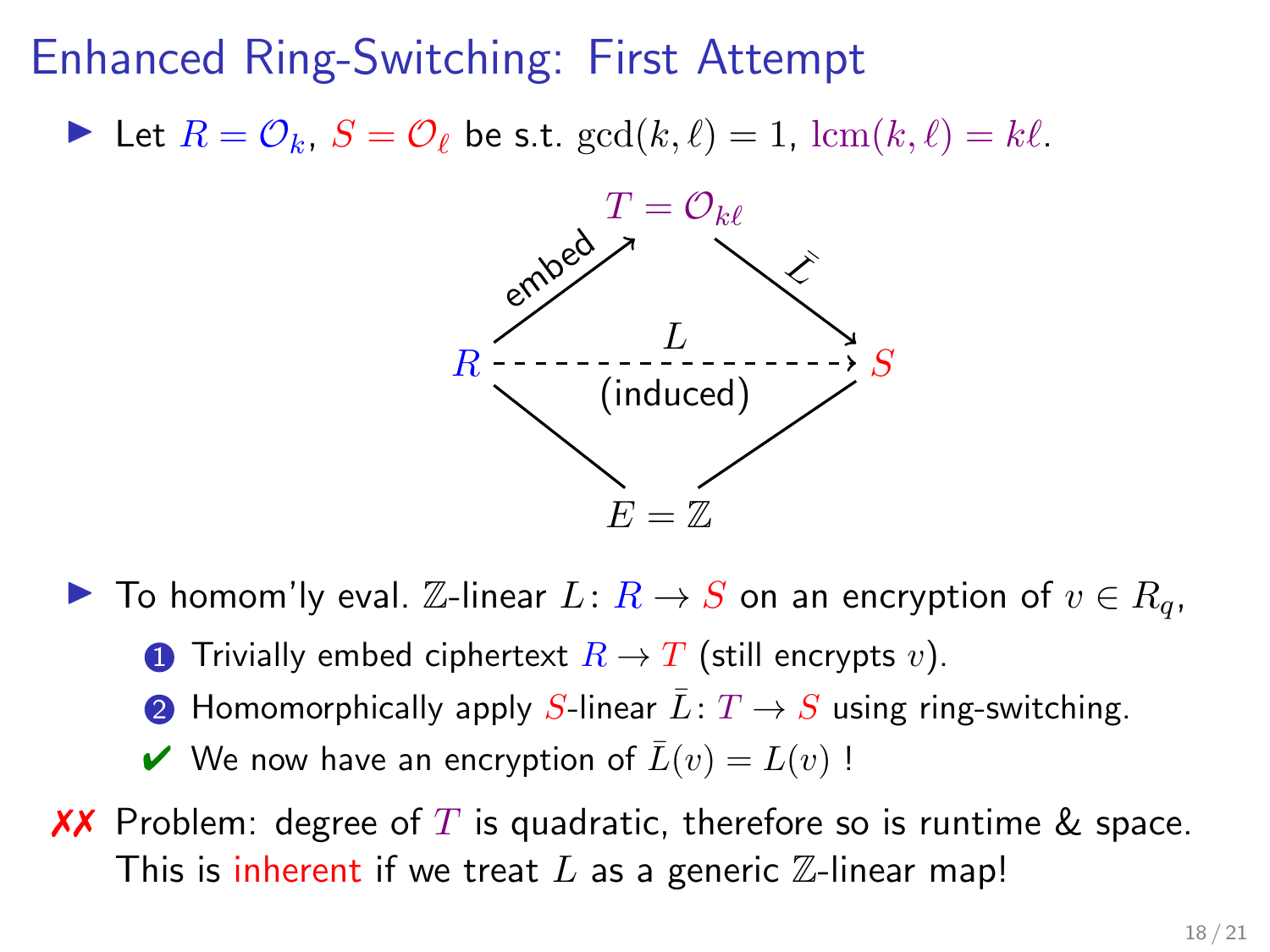# Enhanced Ring-Switching: First Attempt

- Let $R = \mathcal{O}_k$, $S = \mathcal{O}_\ell$ be s.t. $\gcd(k, \ell) = 1$, $\text{lcm}(k, \ell) = k\ell$.

$T = \mathcal{O}_{k\ell}$

embed: $R \to T$ $\quad$ $\bar{L}$: $T \to S$

$R$ ---$L$ (induced)---> $S$

$E = \mathbb{Z}$

- To homom'ly eval. $\mathbb{Z}$-linear $L\colon R \to S$ on an encryption of $v \in R_q$,
  1. Trivially embed ciphertext $R \to T$ (still encrypts $v$).
  2. Homomorphically apply $S$-linear $\bar{L}\colon T \to S$ using ring-switching.
  
  ✔ We now have an encryption of $\bar{L}(v) = L(v)$ !

✗✗ Problem: degree of $T$ is quadratic, therefore so is runtime & space. This is inherent if we treat $L$ as a generic $\mathbb{Z}$-linear map!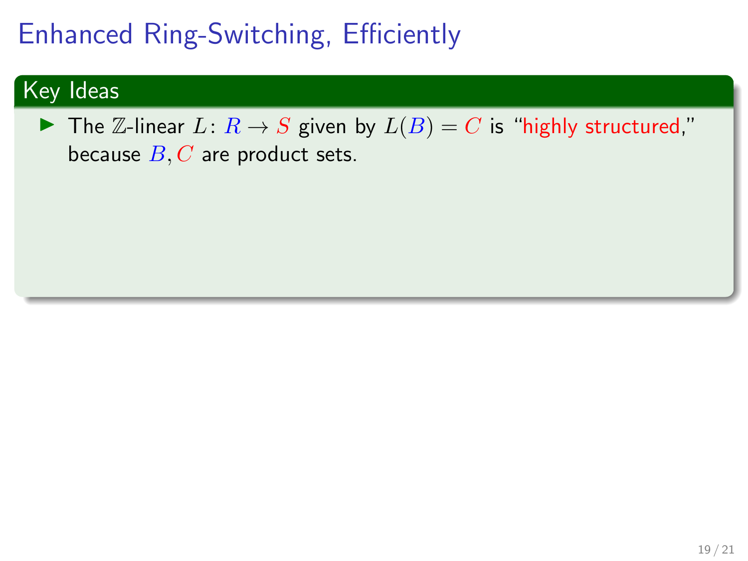# Enhanced Ring-Switching, Efficiently

## Key Ideas

- The $\mathbb{Z}$-linear $L\colon R \to S$ given by $L(B) = C$ is "highly structured," because $B, C$ are product sets.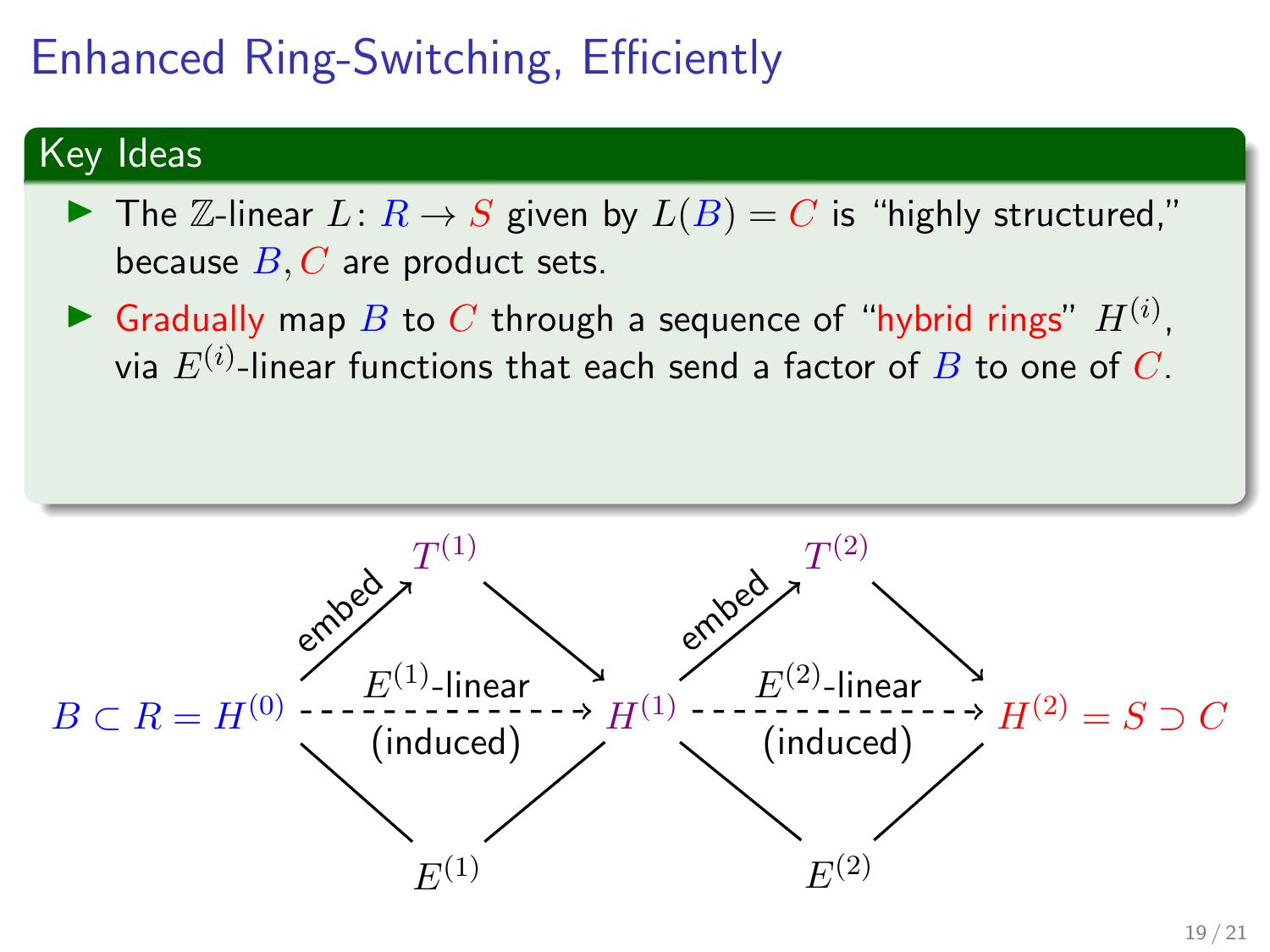# Enhanced Ring-Switching, Efficiently

## Key Ideas

- The $\mathbb{Z}$-linear $L \colon R \to S$ given by $L(B) = C$ is "highly structured," because $B, C$ are product sets.
- Gradually map $B$ to $C$ through a sequence of "hybrid rings" $H^{(i)}$, via $E^{(i)}$-linear functions that each send a factor of $B$ to one of $C$.

$$
B \subset R = H^{(0)} \xrightarrow[\text{(induced)}]{E^{(1)}\text{-linear}} H^{(1)} \xrightarrow[\text{(induced)}]{E^{(2)}\text{-linear}} H^{(2)} = S \supset C
$$

$H^{(0)} \xrightarrow{\text{embed}} T^{(1)} \to H^{(1)}$, and $H^{(0)}, H^{(1)}$ both lie over $E^{(1)}$.

$H^{(1)} \xrightarrow{\text{embed}} T^{(2)} \to H^{(2)}$, and $H^{(1)}, H^{(2)}$ both lie over $E^{(2)}$.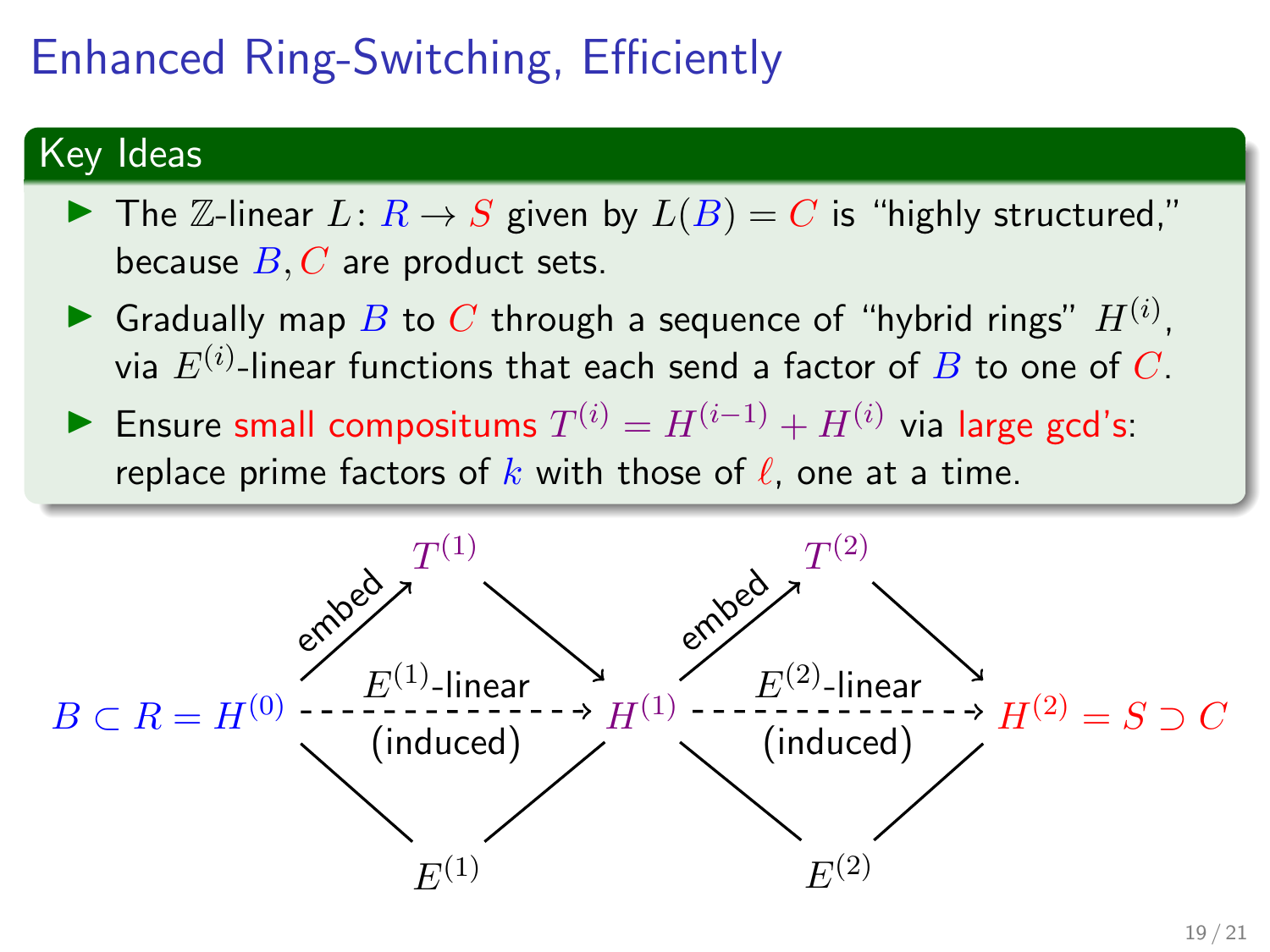# Enhanced Ring-Switching, Efficiently

### Key Ideas

- The $\mathbb{Z}$-linear $L\colon R \to S$ given by $L(B) = C$ is "highly structured," because $B, C$ are product sets.
- Gradually map $B$ to $C$ through a sequence of "hybrid rings" $H^{(i)}$, via $E^{(i)}$-linear functions that each send a factor of $B$ to one of $C$.
- Ensure small compositums $T^{(i)} = H^{(i-1)} + H^{(i)}$ via large gcd's: replace prime factors of $k$ with those of $\ell$, one at a time.

$$
\begin{array}{ccccccccc}
 & & T^{(1)} & & & & T^{(2)} & & \\
 & \overset{\text{embed}}{\nearrow} & & \searrow & & \overset{\text{embed}}{\nearrow} & & \searrow & \\
B \subset R = H^{(0)} & & \xrightarrow[\text{(induced)}]{E^{(1)}\text{-linear}} & & H^{(1)} & & \xrightarrow[\text{(induced)}]{E^{(2)}\text{-linear}} & & H^{(2)} = S \supset C \\
 & \diagdown & & \diagup & & \diagdown & & \diagup & \\
 & & E^{(1)} & & & & E^{(2)} & &
\end{array}
$$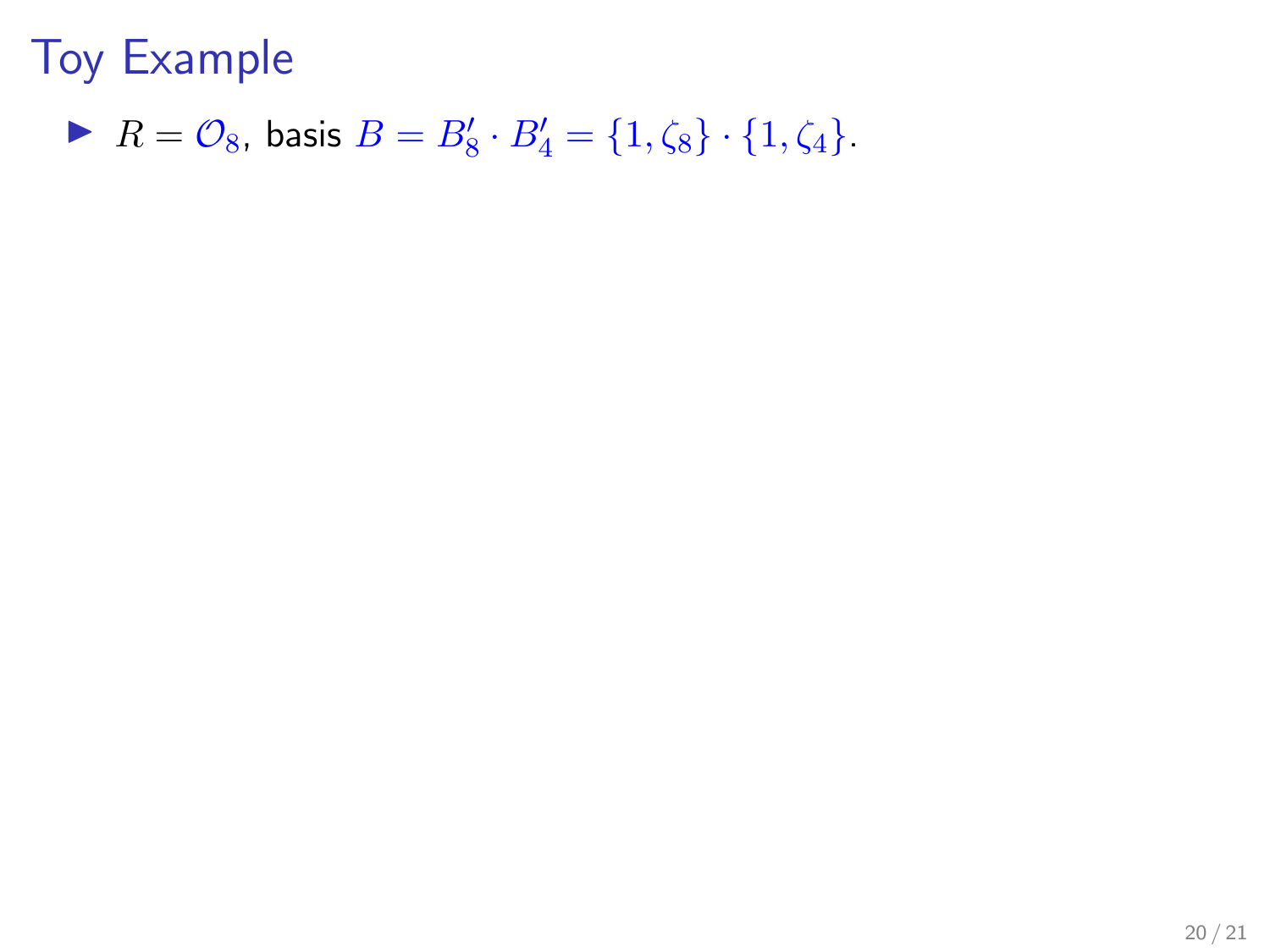# Toy Example

- $R = \mathcal{O}_8$, basis $B = B'_8 \cdot B'_4 = \{1, \zeta_8\} \cdot \{1, \zeta_4\}$.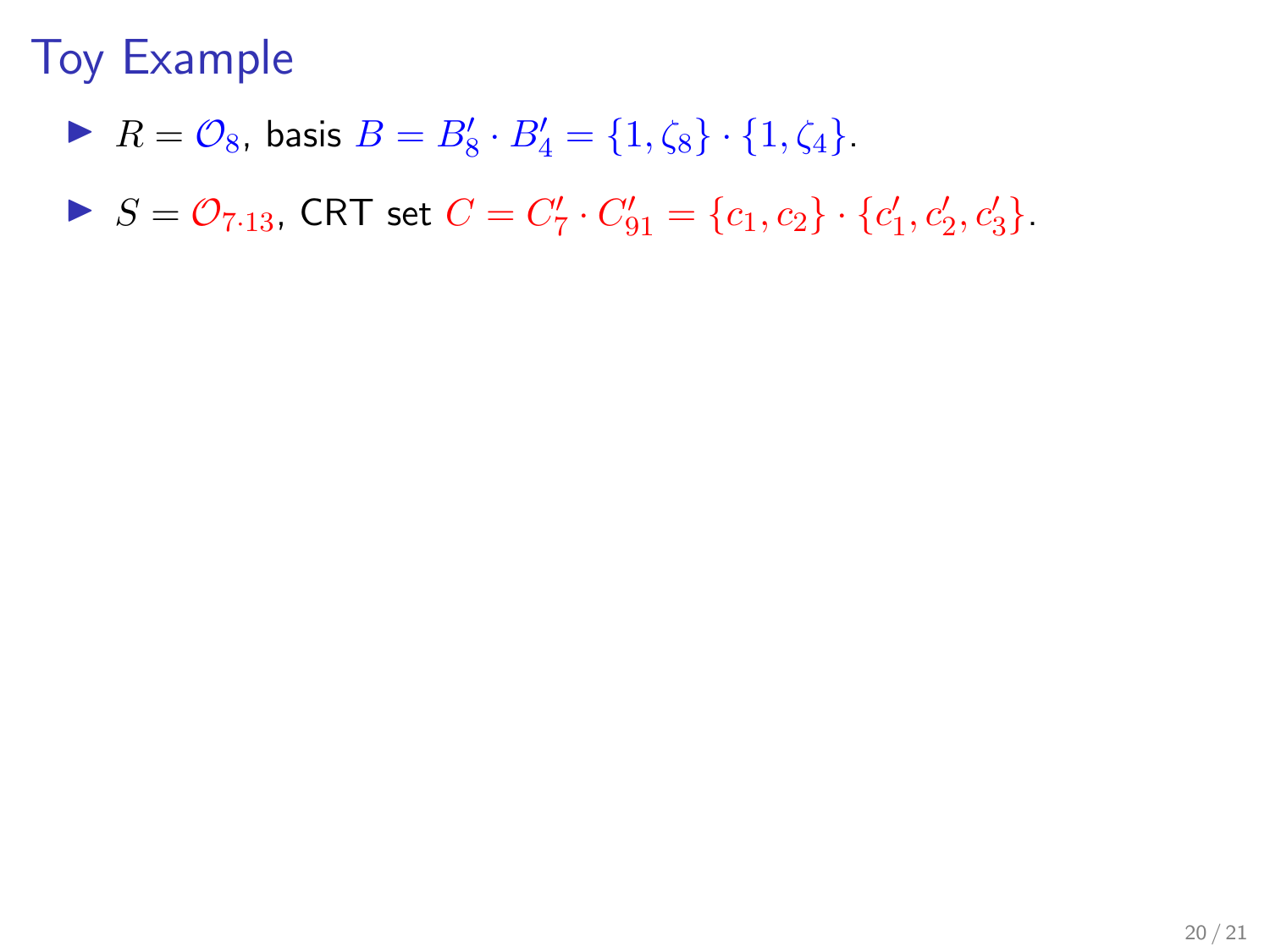# Toy Example

- $R = \mathcal{O}_8$, basis $B = B'_8 \cdot B'_4 = \{1, \zeta_8\} \cdot \{1, \zeta_4\}$.
- $S = \mathcal{O}_{7 \cdot 13}$, CRT set $C = C'_7 \cdot C'_{91} = \{c_1, c_2\} \cdot \{c'_1, c'_2, c'_3\}$.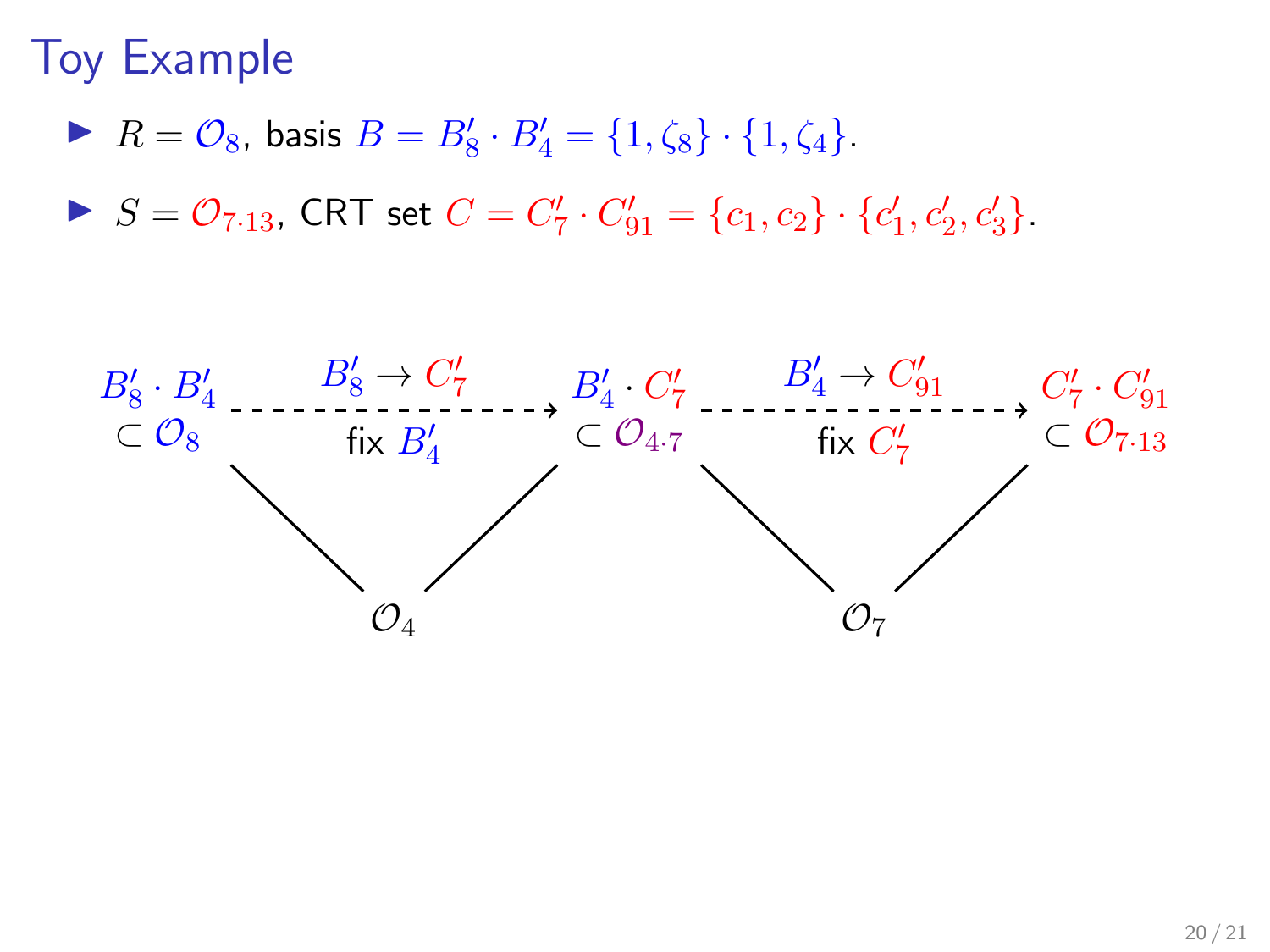## Toy Example

- $R = \mathcal{O}_8$, basis $B = B'_8 \cdot B'_4 = \{1, \zeta_8\} \cdot \{1, \zeta_4\}$.
- $S = \mathcal{O}_{7\cdot 13}$, CRT set $C = C'_7 \cdot C'_{91} = \{c_1, c_2\} \cdot \{c'_1, c'_2, c'_3\}$.

$B'_8 \cdot B'_4 \subset \mathcal{O}_8$ $\xrightarrow[\text{fix } B'_4]{B'_8 \to C'_7}$ $B'_4 \cdot C'_7 \subset \mathcal{O}_{4\cdot 7}$ $\xrightarrow[\text{fix } C'_7]{B'_4 \to C'_{91}}$ $C'_7 \cdot C'_{91} \subset \mathcal{O}_{7\cdot 13}$

$\mathcal{O}_4$ (common subring of $\mathcal{O}_8$ and $\mathcal{O}_{4\cdot 7}$), $\mathcal{O}_7$ (common subring of $\mathcal{O}_{4\cdot 7}$ and $\mathcal{O}_{7\cdot 13}$)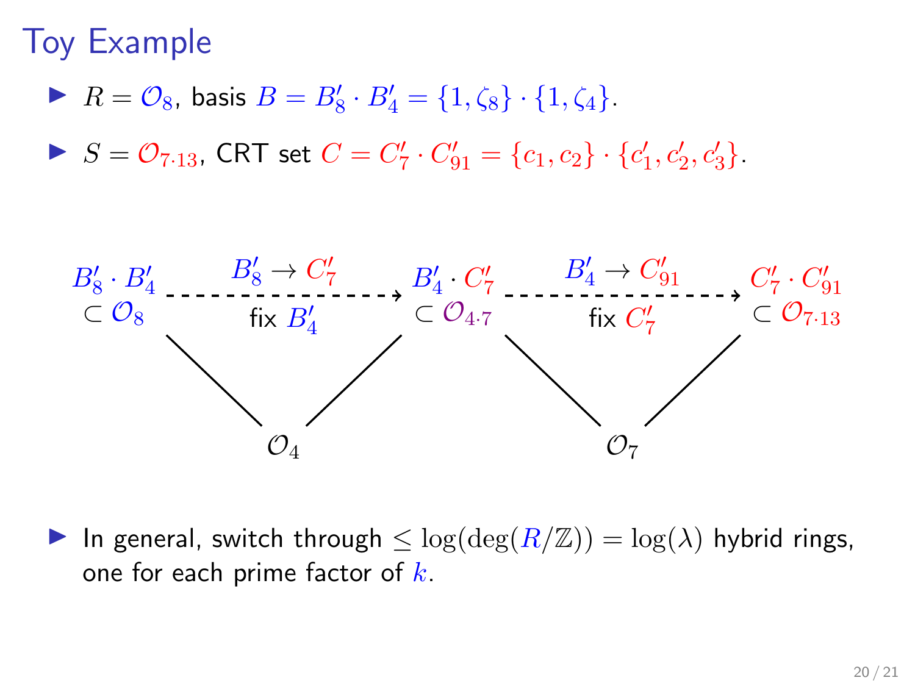# Toy Example

- $R = \mathcal{O}_8$, basis $B = B'_8 \cdot B'_4 = \{1, \zeta_8\} \cdot \{1, \zeta_4\}$.
- $S = \mathcal{O}_{7 \cdot 13}$, CRT set $C = C'_7 \cdot C'_{91} = \{c_1, c_2\} \cdot \{c'_1, c'_2, c'_3\}$.

$B'_8 \cdot B'_4 \subset \mathcal{O}_8$ --- ($B'_8 \to C'_7$, fix $B'_4$) ---> $B'_4 \cdot C'_7 \subset \mathcal{O}_{4 \cdot 7}$ --- ($B'_4 \to C'_{91}$, fix $C'_7$) ---> $C'_7 \cdot C'_{91} \subset \mathcal{O}_{7 \cdot 13}$

$\mathcal{O}_4$ (below $\mathcal{O}_8$ and $\mathcal{O}_{4 \cdot 7}$), $\mathcal{O}_7$ (below $\mathcal{O}_{4 \cdot 7}$ and $\mathcal{O}_{7 \cdot 13}$)

- In general, switch through $\leq \log(\deg(R/\mathbb{Z})) = \log(\lambda)$ hybrid rings, one for each prime factor of $k$.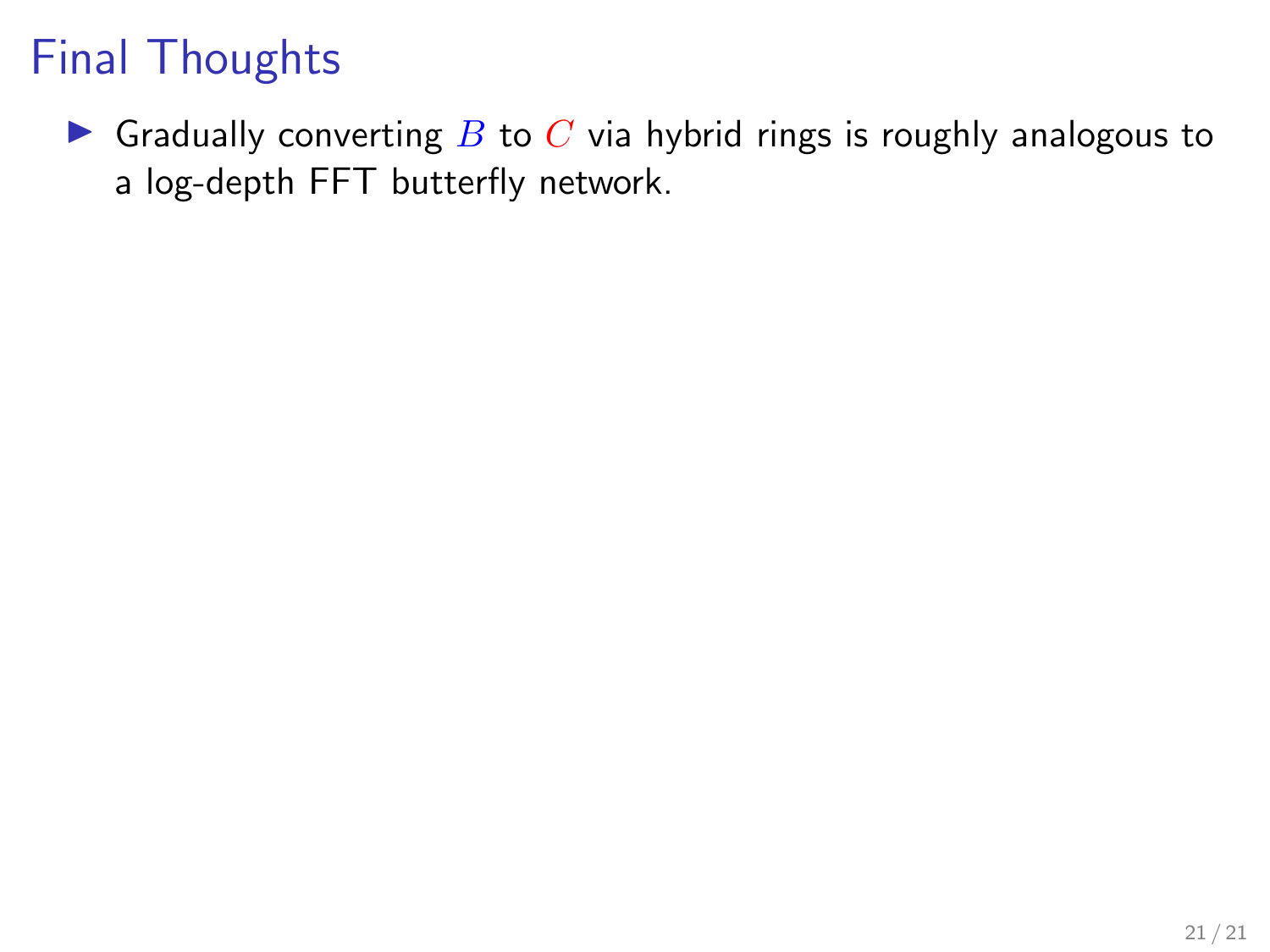# Final Thoughts

- Gradually converting $B$ to $C$ via hybrid rings is roughly analogous to a log-depth FFT butterfly network.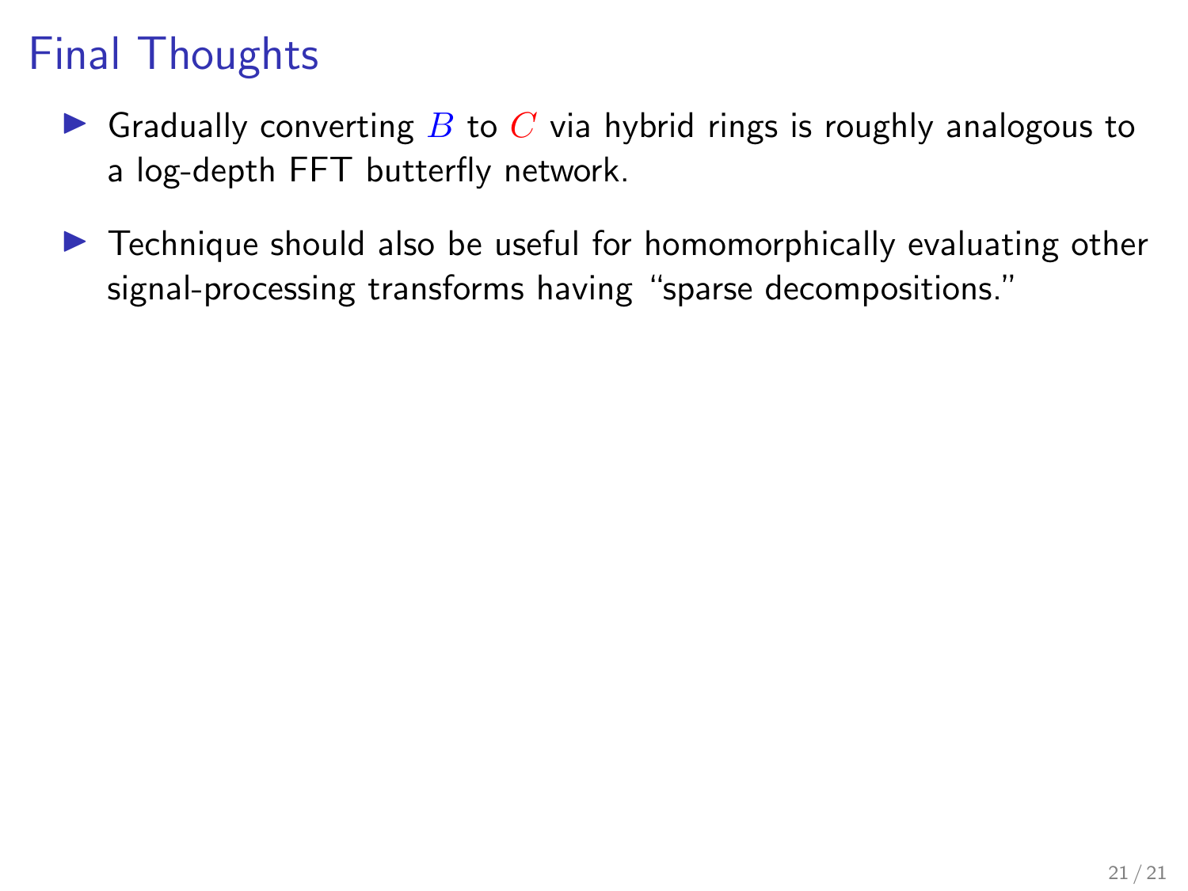# Final Thoughts

- Gradually converting $B$ to $C$ via hybrid rings is roughly analogous to a log-depth FFT butterfly network.
- Technique should also be useful for homomorphically evaluating other signal-processing transforms having "sparse decompositions."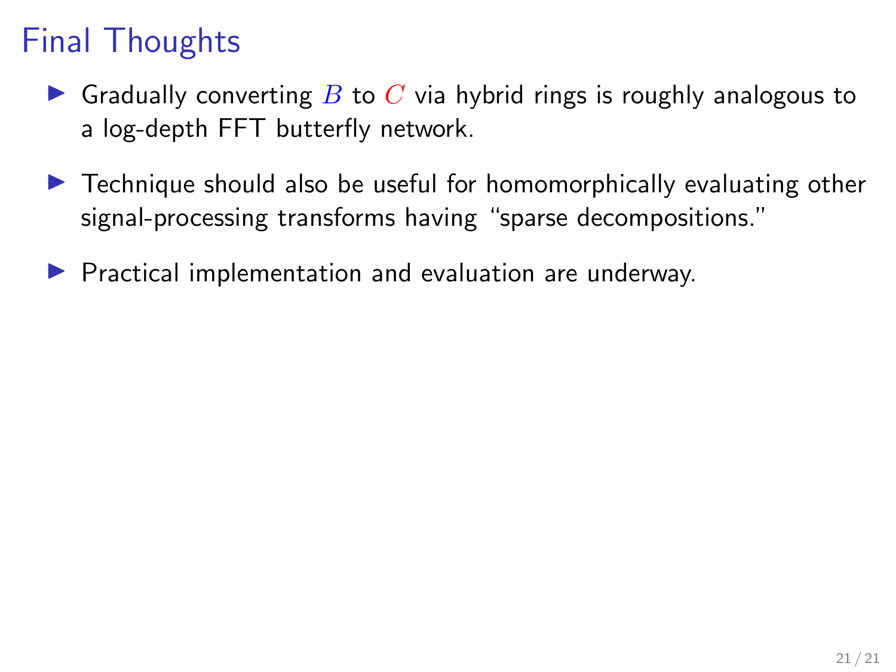# Final Thoughts

- Gradually converting $B$ to $C$ via hybrid rings is roughly analogous to a log-depth FFT butterfly network.
- Technique should also be useful for homomorphically evaluating other signal-processing transforms having "sparse decompositions."
- Practical implementation and evaluation are underway.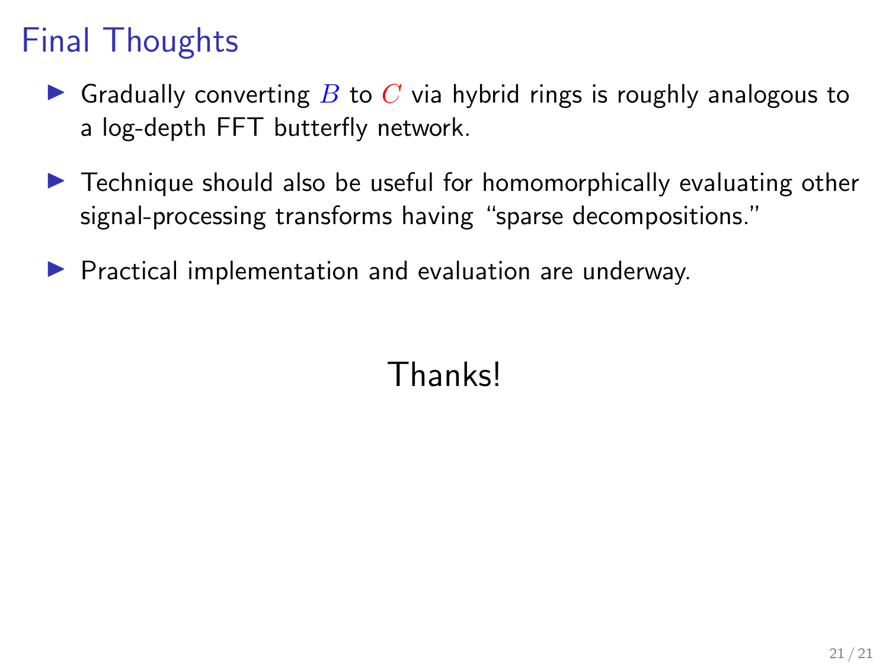# Final Thoughts

- Gradually converting $B$ to $C$ via hybrid rings is roughly analogous to a log-depth FFT butterfly network.
- Technique should also be useful for homomorphically evaluating other signal-processing transforms having "sparse decompositions."
- Practical implementation and evaluation are underway.

Thanks!